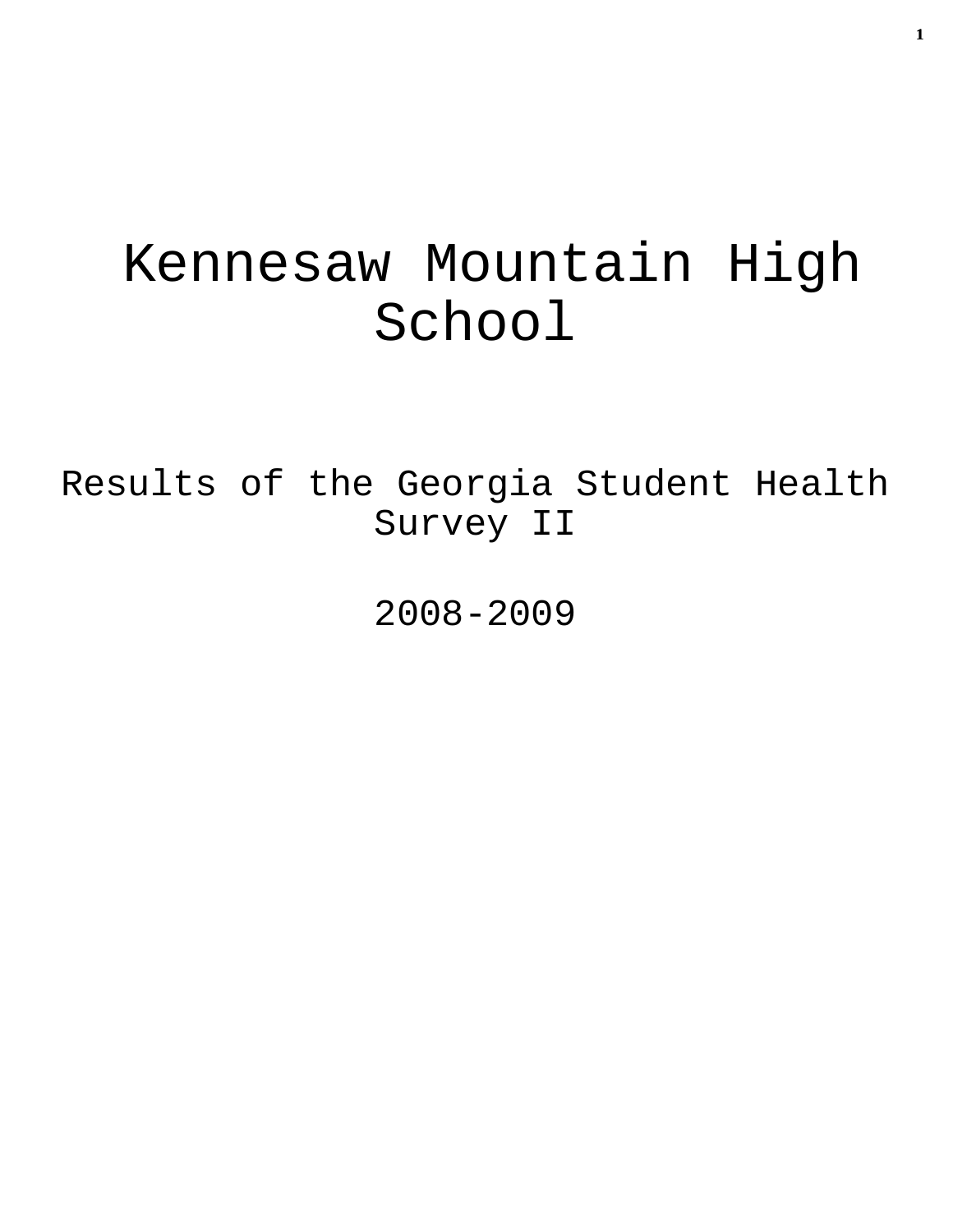# Kennesaw Mountain High School

## Results of the Georgia Student Health Survey II

## 2008-2009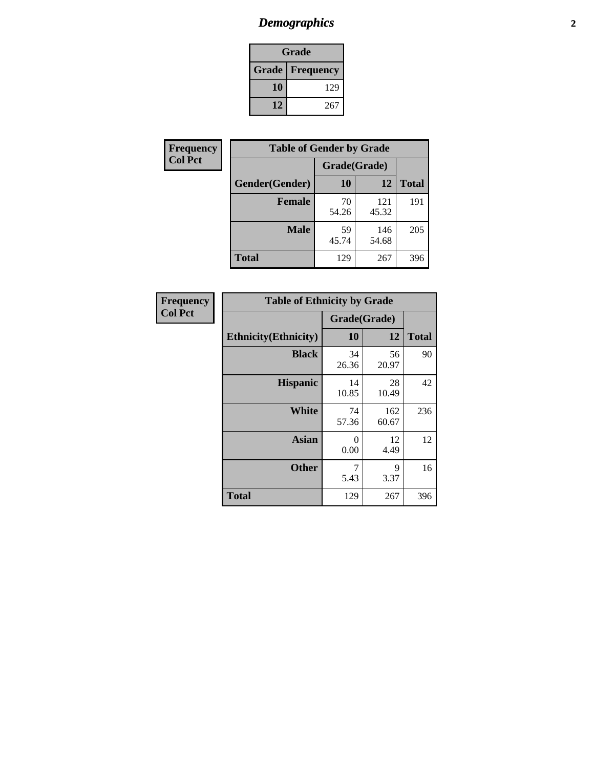## Demographics

| Grade | |
|---|---|
| **Grade** | **Frequency** |
| **10** | 129 |
| **12** | 267 |

**Frequency**
**Col Pct**

| Table of Gender by Grade | | | |
|---|---|---|---|
| | Grade(Grade) | | |
| **Gender(Gender)** | **10** | **12** | **Total** |
| **Female** | 70<br>54.26 | 121<br>45.32 | 191 |
| **Male** | 59<br>45.74 | 146<br>54.68 | 205 |
| **Total** | 129 | 267 | 396 |

**Frequency**
**Col Pct**

| Table of Ethnicity by Grade | | | |
|---|---|---|---|
| | Grade(Grade) | | |
| **Ethnicity(Ethnicity)** | **10** | **12** | **Total** |
| **Black** | 34<br>26.36 | 56<br>20.97 | 90 |
| **Hispanic** | 14<br>10.85 | 28<br>10.49 | 42 |
| **White** | 74<br>57.36 | 162<br>60.67 | 236 |
| **Asian** | 0<br>0.00 | 12<br>4.49 | 12 |
| **Other** | 7<br>5.43 | 9<br>3.37 | 16 |
| **Total** | 129 | 267 | 396 |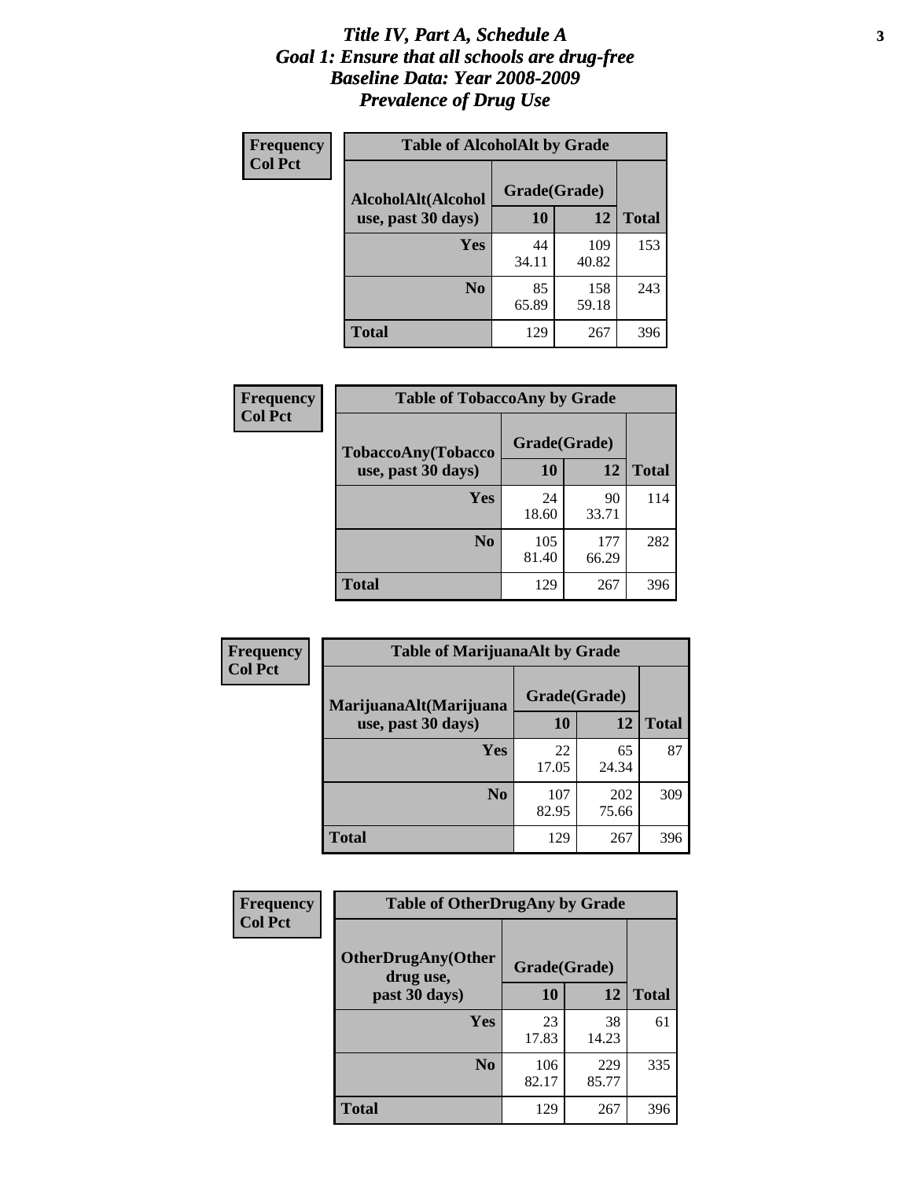# *Title IV, Part A, Schedule A*
# *Goal 1: Ensure that all schools are drug-free*
# *Baseline Data: Year 2008-2009*
# *Prevalence of Drug Use*

**Frequency**
**Col Pct**

**Table of AlcoholAlt by Grade**

| AlcoholAlt(Alcohol use, past 30 days) | Grade(Grade) | | Total |
|---|---|---|---|
| | 10 | 12 | |
| Yes | 44<br>34.11 | 109<br>40.82 | 153 |
| No | 85<br>65.89 | 158<br>59.18 | 243 |
| Total | 129 | 267 | 396 |

**Frequency**
**Col Pct**

**Table of TobaccoAny by Grade**

| TobaccoAny(Tobacco use, past 30 days) | Grade(Grade) | | Total |
|---|---|---|---|
| | 10 | 12 | |
| Yes | 24<br>18.60 | 90<br>33.71 | 114 |
| No | 105<br>81.40 | 177<br>66.29 | 282 |
| Total | 129 | 267 | 396 |

**Frequency**
**Col Pct**

**Table of MarijuanaAlt by Grade**

| MarijuanaAlt(Marijuana use, past 30 days) | Grade(Grade) | | Total |
|---|---|---|---|
| | 10 | 12 | |
| Yes | 22<br>17.05 | 65<br>24.34 | 87 |
| No | 107<br>82.95 | 202<br>75.66 | 309 |
| Total | 129 | 267 | 396 |

**Frequency**
**Col Pct**

**Table of OtherDrugAny by Grade**

| OtherDrugAny(Other drug use, past 30 days) | Grade(Grade) | | Total |
|---|---|---|---|
| | 10 | 12 | |
| Yes | 23<br>17.83 | 38<br>14.23 | 61 |
| No | 106<br>82.17 | 229<br>85.77 | 335 |
| Total | 129 | 267 | 396 |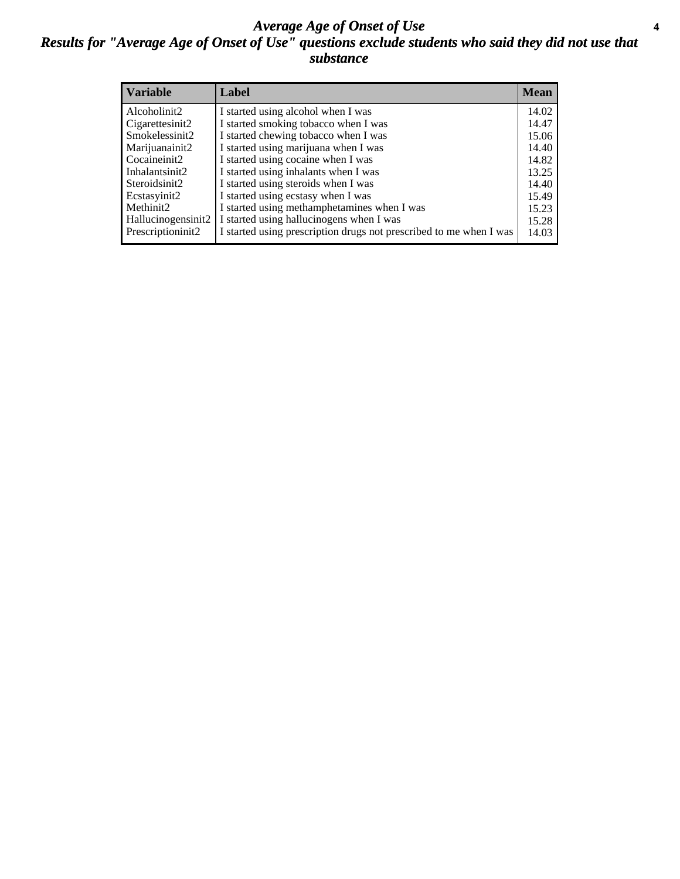# *Average Age of Onset of Use*

## *Results for "Average Age of Onset of Use" questions exclude students who said they did not use that substance*

| Variable | Label | Mean |
|---|---|---|
| Alcoholinit2 | I started using alcohol when I was | 14.02 |
| Cigarettesinit2 | I started smoking tobacco when I was | 14.47 |
| Smokelessinit2 | I started chewing tobacco when I was | 15.06 |
| Marijuanainit2 | I started using marijuana when I was | 14.40 |
| Cocaineinit2 | I started using cocaine when I was | 14.82 |
| Inhalantsinit2 | I started using inhalants when I was | 13.25 |
| Steroidsinit2 | I started using steroids when I was | 14.40 |
| Ecstasyinit2 | I started using ecstasy when I was | 15.49 |
| Methinit2 | I started using methamphetamines when I was | 15.23 |
| Hallucinogensinit2 | I started using hallucinogens when I was | 15.28 |
| Prescriptioninit2 | I started using prescription drugs not prescribed to me when I was | 14.03 |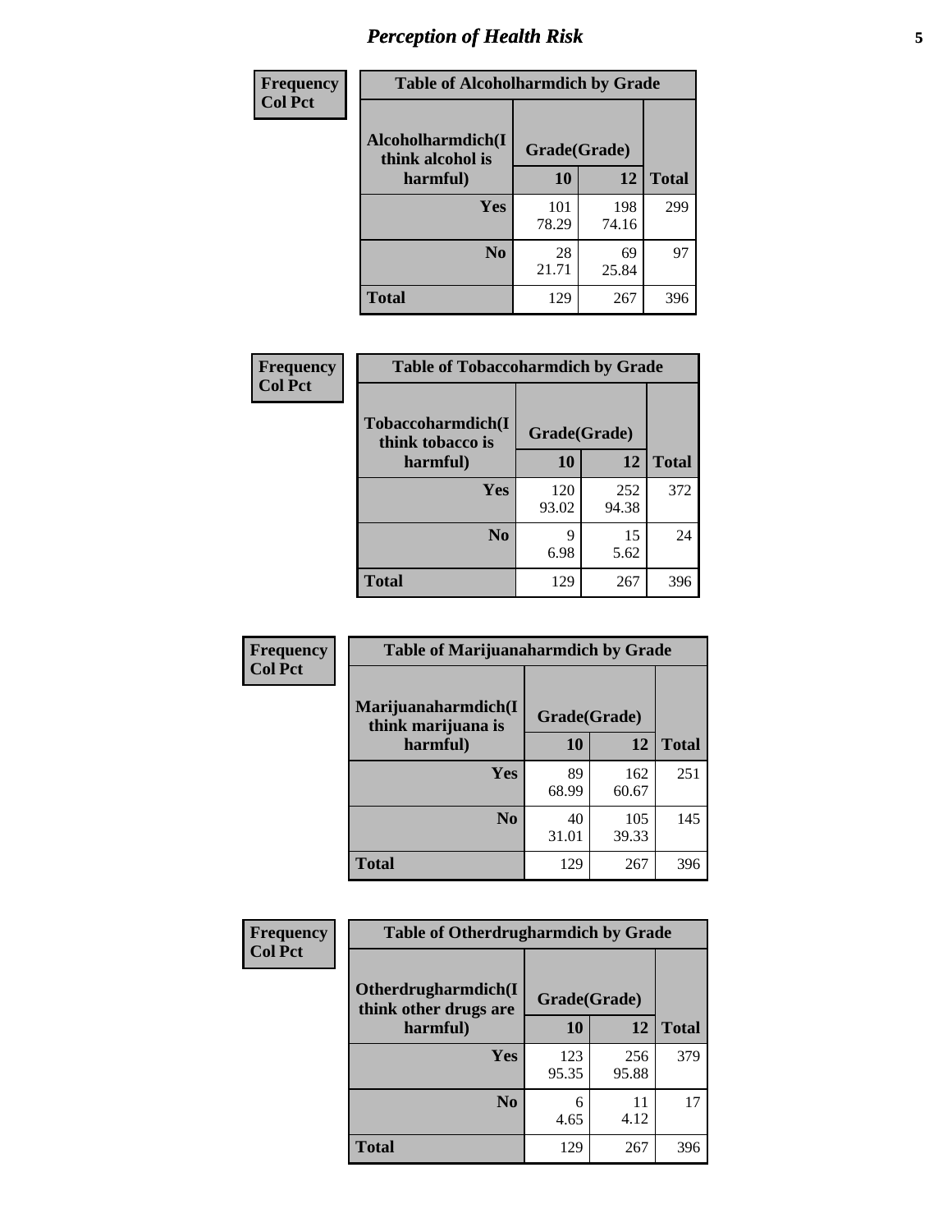# Perception of Health Risk

| Frequency<br>Col Pct | Table of Alcoholharmdich by Grade | | |
|---|---|---|---|
| Alcoholharmdich(I think alcohol is harmful) | Grade(Grade) | | |
| | 10 | 12 | Total |
| Yes | 101<br>78.29 | 198<br>74.16 | 299 |
| No | 28<br>21.71 | 69<br>25.84 | 97 |
| Total | 129 | 267 | 396 |

| Frequency<br>Col Pct | Table of Tobaccoharmdich by Grade | | |
|---|---|---|---|
| Tobaccoharmdich(I think tobacco is harmful) | Grade(Grade) | | |
| | 10 | 12 | Total |
| Yes | 120<br>93.02 | 252<br>94.38 | 372 |
| No | 9<br>6.98 | 15<br>5.62 | 24 |
| Total | 129 | 267 | 396 |

| Frequency<br>Col Pct | Table of Marijuanaharmdich by Grade | | |
|---|---|---|---|
| Marijuanaharmdich(I think marijuana is harmful) | Grade(Grade) | | |
| | 10 | 12 | Total |
| Yes | 89<br>68.99 | 162<br>60.67 | 251 |
| No | 40<br>31.01 | 105<br>39.33 | 145 |
| Total | 129 | 267 | 396 |

| Frequency<br>Col Pct | Table of Otherdrugharmdich by Grade | | |
|---|---|---|---|
| Otherdrugharmdich(I think other drugs are harmful) | Grade(Grade) | | |
| | 10 | 12 | Total |
| Yes | 123<br>95.35 | 256<br>95.88 | 379 |
| No | 6<br>4.65 | 11<br>4.12 | 17 |
| Total | 129 | 267 | 396 |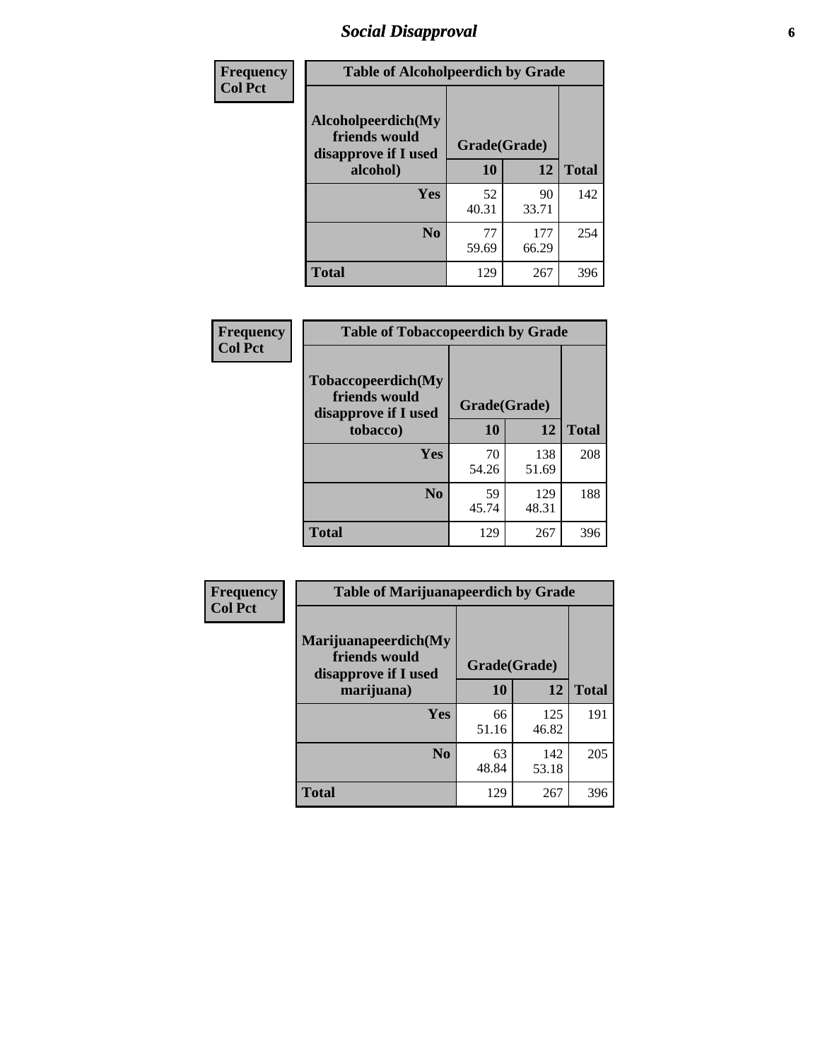## Social Disapproval

**Frequency / Col Pct**

| Table of Alcoholpeerdich by Grade | | | |
|---|---|---|---|
| Alcoholpeerdich(My friends would disapprove if I used alcohol) | Grade(Grade) | | |
| | 10 | 12 | Total |
| Yes | 52<br>40.31 | 90<br>33.71 | 142 |
| No | 77<br>59.69 | 177<br>66.29 | 254 |
| Total | 129 | 267 | 396 |

**Frequency / Col Pct**

| Table of Tobaccopeerdich by Grade | | | |
|---|---|---|---|
| Tobaccopeerdich(My friends would disapprove if I used tobacco) | Grade(Grade) | | |
| | 10 | 12 | Total |
| Yes | 70<br>54.26 | 138<br>51.69 | 208 |
| No | 59<br>45.74 | 129<br>48.31 | 188 |
| Total | 129 | 267 | 396 |

**Frequency / Col Pct**

| Table of Marijuanapeerdich by Grade | | | |
|---|---|---|---|
| Marijuanapeerdich(My friends would disapprove if I used marijuana) | Grade(Grade) | | |
| | 10 | 12 | Total |
| Yes | 66<br>51.16 | 125<br>46.82 | 191 |
| No | 63<br>48.84 | 142<br>53.18 | 205 |
| Total | 129 | 267 | 396 |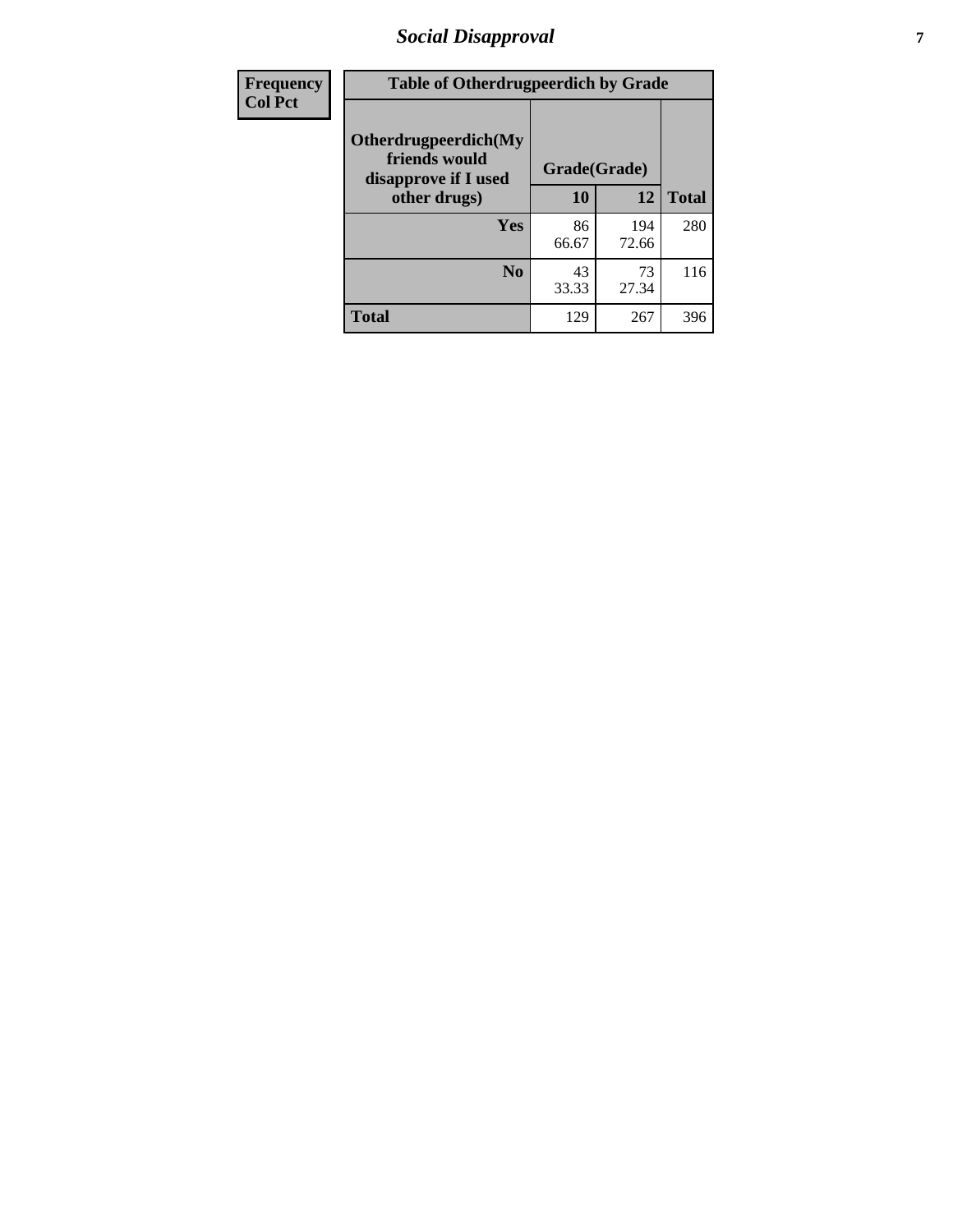| Frequency<br>Col Pct |
|---|

| Table of Otherdrugpeerdich by Grade | | | |
|---|---|---|---|
| Otherdrugpeerdich(My friends would disapprove if I used other drugs) | Grade(Grade) | | Total |
| | 10 | 12 | |
| Yes | 86<br>66.67 | 194<br>72.66 | 280 |
| No | 43<br>33.33 | 73<br>27.34 | 116 |
| Total | 129 | 267 | 396 |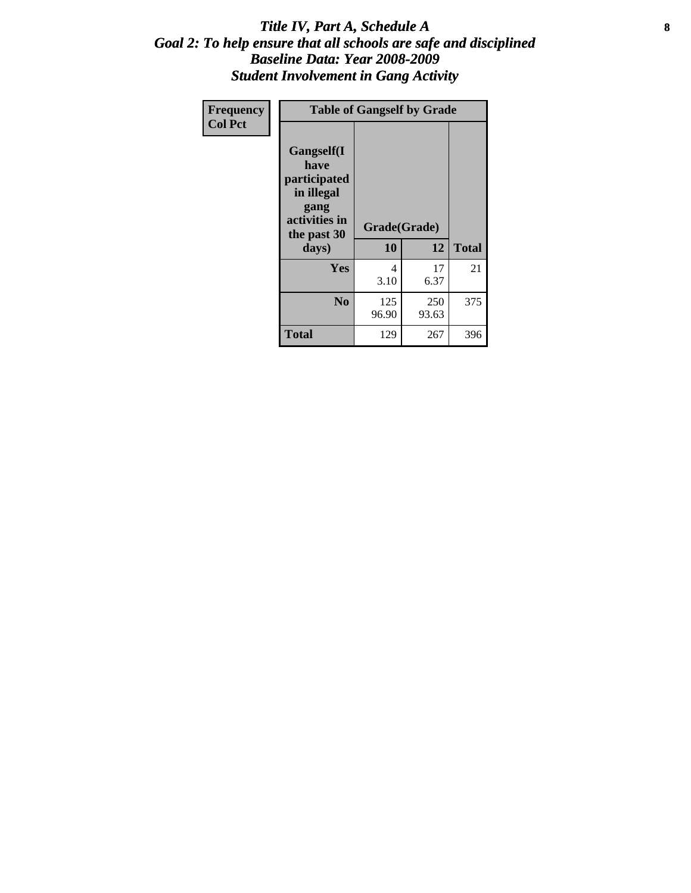# *Title IV, Part A, Schedule A*
## *Goal 2: To help ensure that all schools are safe and disciplined*
## *Baseline Data: Year 2008-2009*
## *Student Involvement in Gang Activity*

| Frequency<br>Col Pct | Table of Gangself by Grade | | |
|---|---|---|---|
| Gangself(I have participated in illegal gang activities in the past 30 days) | Grade(Grade) | | |
| | 10 | 12 | Total |
| Yes | 4<br>3.10 | 17<br>6.37 | 21 |
| No | 125<br>96.90 | 250<br>93.63 | 375 |
| Total | 129 | 267 | 396 |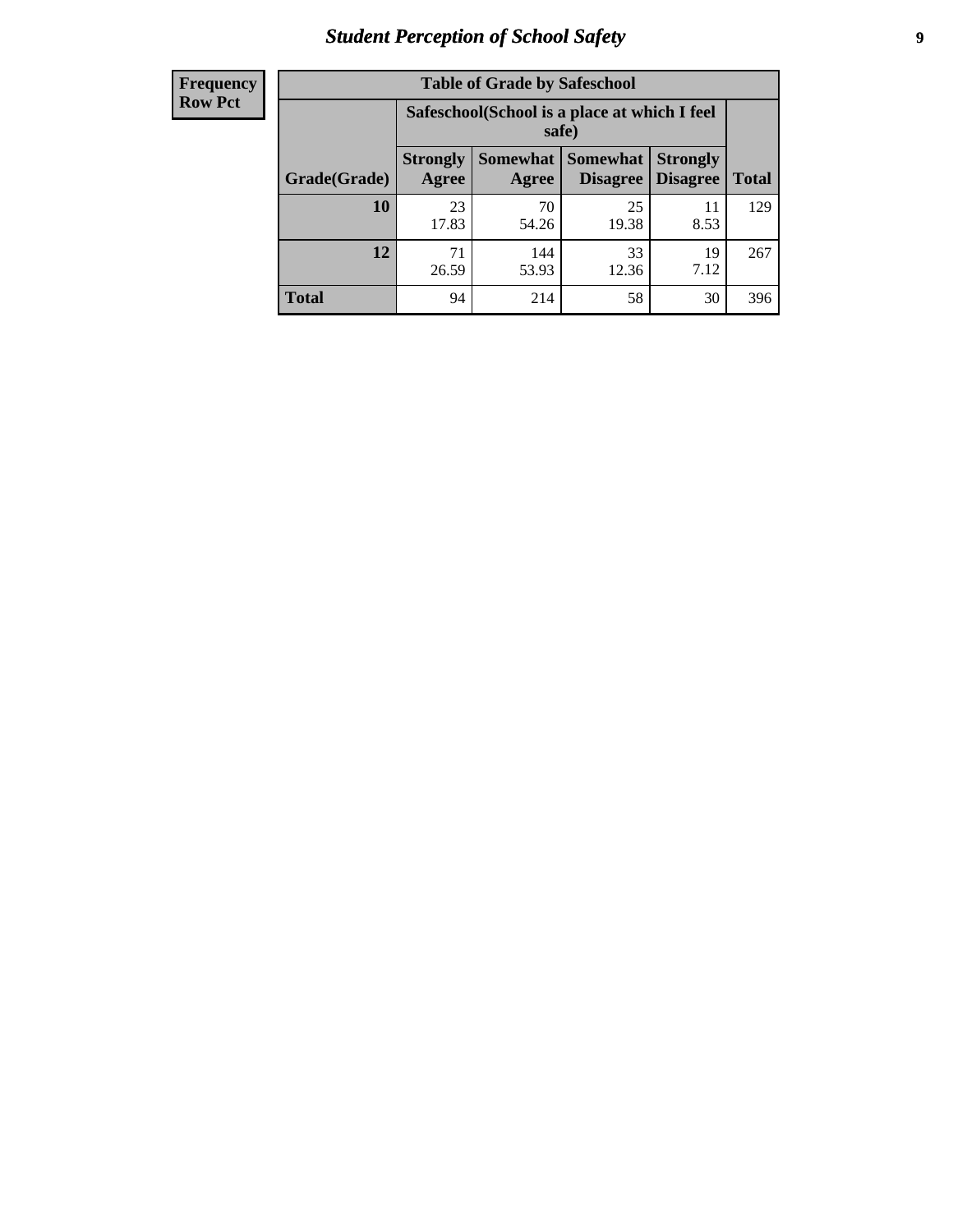| Frequency<br>Row Pct | Table of Grade by Safeschool | | | | |
|---|---|---|---|---|---|
| | Safeschool(School is a place at which I feel safe) | | | | |
| Grade(Grade) | Strongly Agree | Somewhat Agree | Somewhat Disagree | Strongly Disagree | Total |
| 10 | 23<br>17.83 | 70<br>54.26 | 25<br>19.38 | 11<br>8.53 | 129 |
| 12 | 71<br>26.59 | 144<br>53.93 | 33<br>12.36 | 19<br>7.12 | 267 |
| Total | 94 | 214 | 58 | 30 | 396 |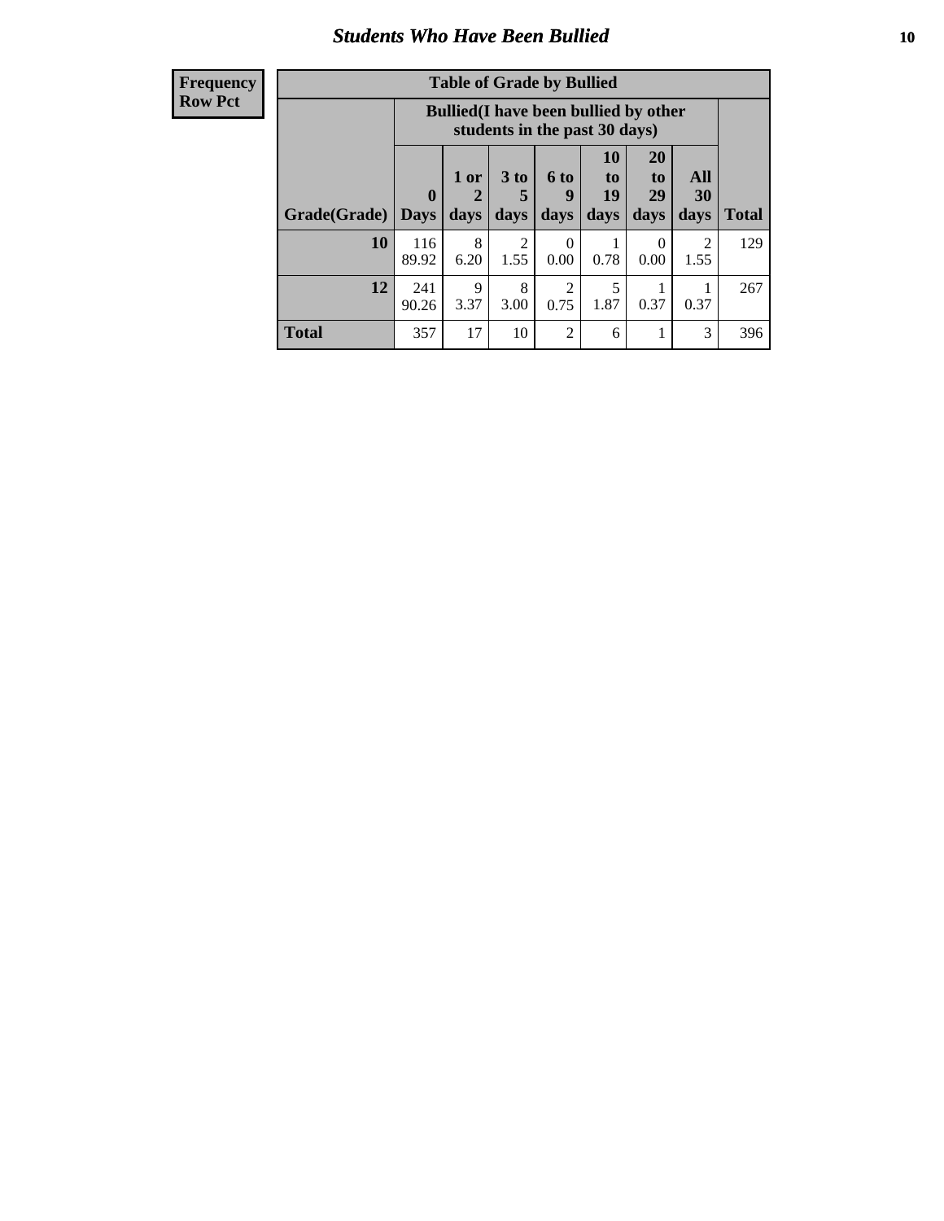## Students Who Have Been Bullied

**Frequency**
**Row Pct**

**Table of Grade by Bullied**

| | Bullied(I have been bullied by other students in the past 30 days) | | | | | | | |
|---|---|---|---|---|---|---|---|---|
| **Grade(Grade)** | **0 Days** | **1 or 2 days** | **3 to 5 days** | **6 to 9 days** | **10 to 19 days** | **20 to 29 days** | **All 30 days** | **Total** |
| **10** | 116<br>89.92 | 8<br>6.20 | 2<br>1.55 | 0<br>0.00 | 1<br>0.78 | 0<br>0.00 | 2<br>1.55 | 129 |
| **12** | 241<br>90.26 | 9<br>3.37 | 8<br>3.00 | 2<br>0.75 | 5<br>1.87 | 1<br>0.37 | 1<br>0.37 | 267 |
| **Total** | 357 | 17 | 10 | 2 | 6 | 1 | 3 | 396 |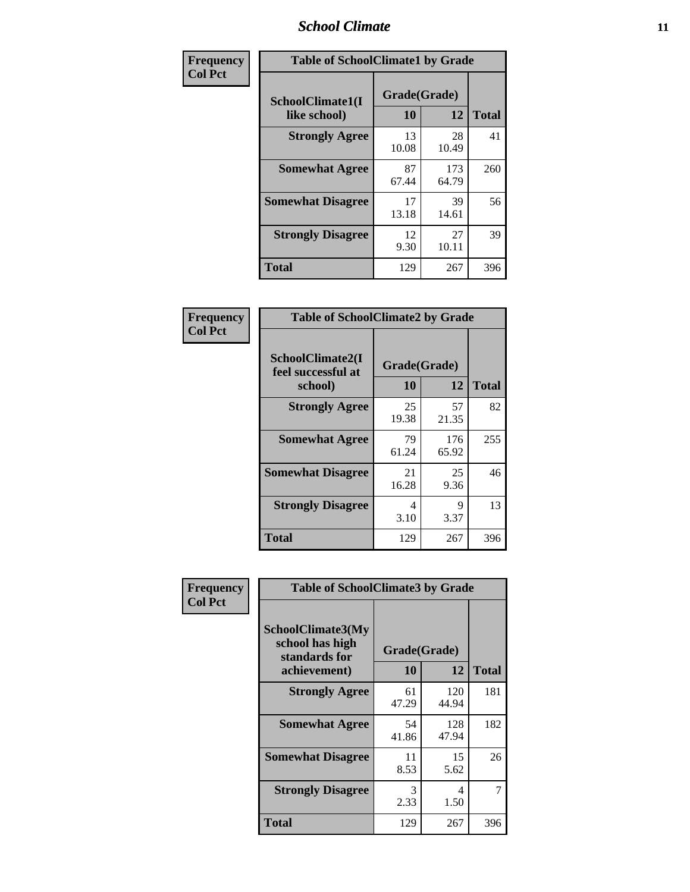| Frequency Col Pct | Table of SchoolClimate1 by Grade | | |
|---|---|---|---|
| SchoolClimate1(I like school) | Grade(Grade) | | |
| | 10 | 12 | Total |
| Strongly Agree | 13<br>10.08 | 28<br>10.49 | 41 |
| Somewhat Agree | 87<br>67.44 | 173<br>64.79 | 260 |
| Somewhat Disagree | 17<br>13.18 | 39<br>14.61 | 56 |
| Strongly Disagree | 12<br>9.30 | 27<br>10.11 | 39 |
| Total | 129 | 267 | 396 |

| Frequency Col Pct | Table of SchoolClimate2 by Grade | | |
|---|---|---|---|
| SchoolClimate2(I feel successful at school) | Grade(Grade) | | |
| | 10 | 12 | Total |
| Strongly Agree | 25<br>19.38 | 57<br>21.35 | 82 |
| Somewhat Agree | 79<br>61.24 | 176<br>65.92 | 255 |
| Somewhat Disagree | 21<br>16.28 | 25<br>9.36 | 46 |
| Strongly Disagree | 4<br>3.10 | 9<br>3.37 | 13 |
| Total | 129 | 267 | 396 |

| Frequency Col Pct | Table of SchoolClimate3 by Grade | | |
|---|---|---|---|
| SchoolClimate3(My school has high standards for achievement) | Grade(Grade) | | |
| | 10 | 12 | Total |
| Strongly Agree | 61<br>47.29 | 120<br>44.94 | 181 |
| Somewhat Agree | 54<br>41.86 | 128<br>47.94 | 182 |
| Somewhat Disagree | 11<br>8.53 | 15<br>5.62 | 26 |
| Strongly Disagree | 3<br>2.33 | 4<br>1.50 | 7 |
| Total | 129 | 267 | 396 |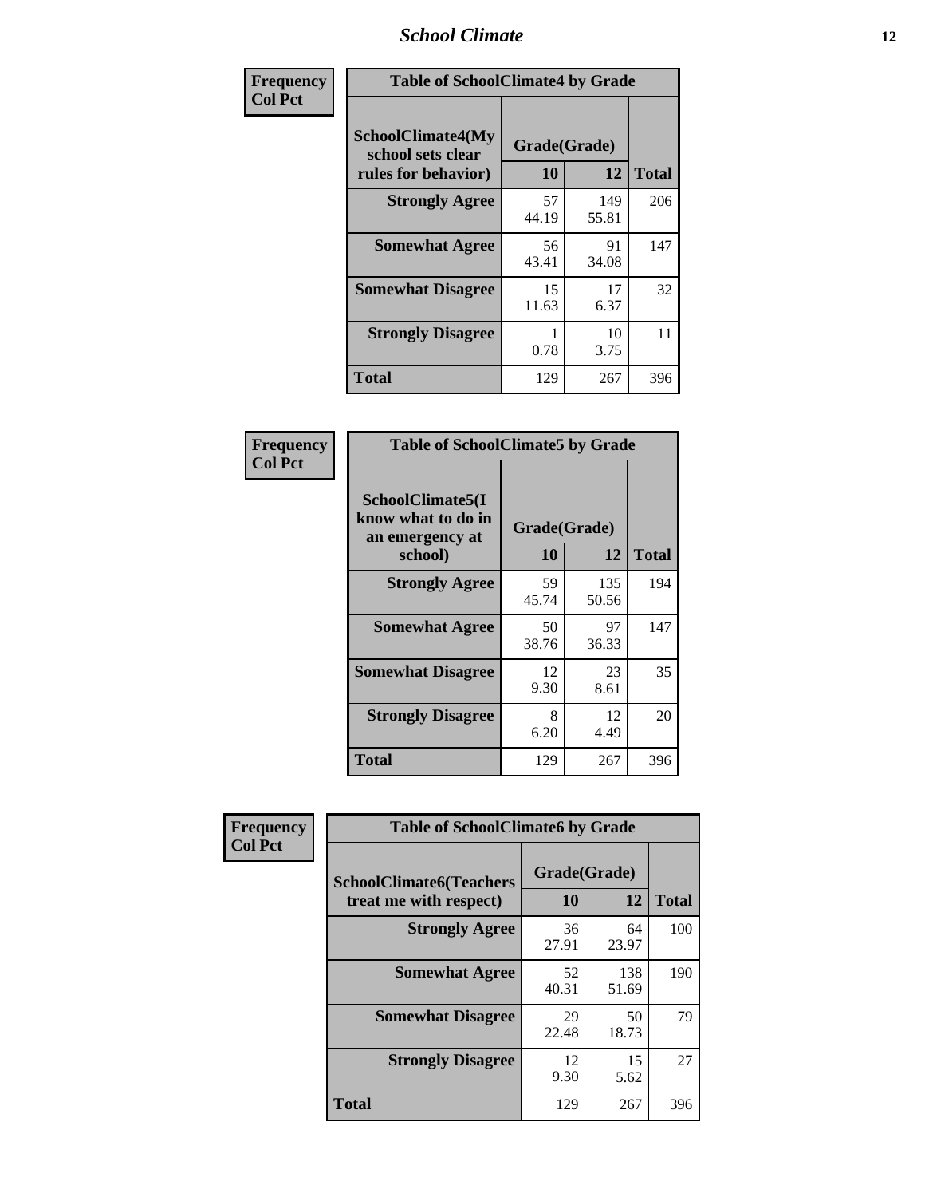| Frequency Col Pct | Table of SchoolClimate4 by Grade | | |
|---|---|---|---|
| SchoolClimate4(My school sets clear rules for behavior) | Grade(Grade) | | |
| | 10 | 12 | Total |
| Strongly Agree | 57<br>44.19 | 149<br>55.81 | 206 |
| Somewhat Agree | 56<br>43.41 | 91<br>34.08 | 147 |
| Somewhat Disagree | 15<br>11.63 | 17<br>6.37 | 32 |
| Strongly Disagree | 1<br>0.78 | 10<br>3.75 | 11 |
| Total | 129 | 267 | 396 |

| Frequency Col Pct | Table of SchoolClimate5 by Grade | | |
|---|---|---|---|
| SchoolClimate5(I know what to do in an emergency at school) | Grade(Grade) | | |
| | 10 | 12 | Total |
| Strongly Agree | 59<br>45.74 | 135<br>50.56 | 194 |
| Somewhat Agree | 50<br>38.76 | 97<br>36.33 | 147 |
| Somewhat Disagree | 12<br>9.30 | 23<br>8.61 | 35 |
| Strongly Disagree | 8<br>6.20 | 12<br>4.49 | 20 |
| Total | 129 | 267 | 396 |

| Frequency Col Pct | Table of SchoolClimate6 by Grade | | |
|---|---|---|---|
| SchoolClimate6(Teachers treat me with respect) | Grade(Grade) | | |
| | 10 | 12 | Total |
| Strongly Agree | 36<br>27.91 | 64<br>23.97 | 100 |
| Somewhat Agree | 52<br>40.31 | 138<br>51.69 | 190 |
| Somewhat Disagree | 29<br>22.48 | 50<br>18.73 | 79 |
| Strongly Disagree | 12<br>9.30 | 15<br>5.62 | 27 |
| Total | 129 | 267 | 396 |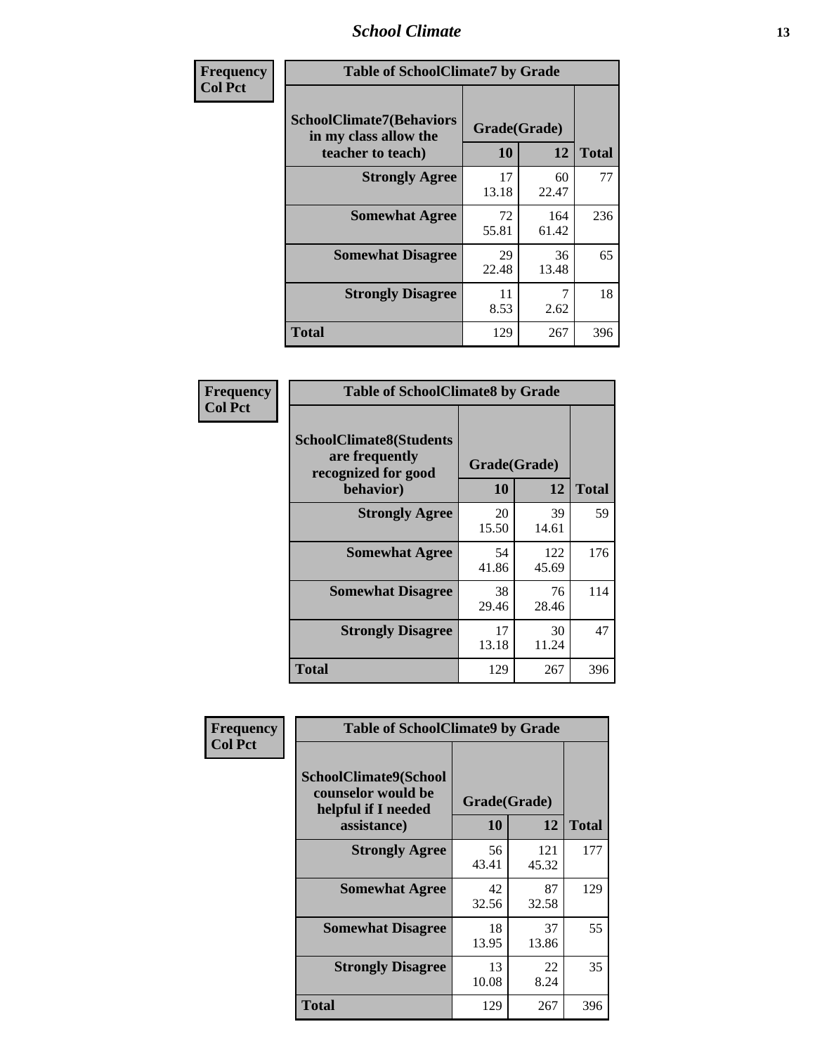| Frequency Col Pct | Table of SchoolClimate7 by Grade | | |
|---|---|---|---|
| SchoolClimate7(Behaviors in my class allow the teacher to teach) | Grade(Grade) | | Total |
| | 10 | 12 | |
| Strongly Agree | 17<br>13.18 | 60<br>22.47 | 77 |
| Somewhat Agree | 72<br>55.81 | 164<br>61.42 | 236 |
| Somewhat Disagree | 29<br>22.48 | 36<br>13.48 | 65 |
| Strongly Disagree | 11<br>8.53 | 7<br>2.62 | 18 |
| Total | 129 | 267 | 396 |

| Frequency Col Pct | Table of SchoolClimate8 by Grade | | |
|---|---|---|---|
| SchoolClimate8(Students are frequently recognized for good behavior) | Grade(Grade) | | Total |
| | 10 | 12 | |
| Strongly Agree | 20<br>15.50 | 39<br>14.61 | 59 |
| Somewhat Agree | 54<br>41.86 | 122<br>45.69 | 176 |
| Somewhat Disagree | 38<br>29.46 | 76<br>28.46 | 114 |
| Strongly Disagree | 17<br>13.18 | 30<br>11.24 | 47 |
| Total | 129 | 267 | 396 |

| Frequency Col Pct | Table of SchoolClimate9 by Grade | | |
|---|---|---|---|
| SchoolClimate9(School counselor would be helpful if I needed assistance) | Grade(Grade) | | Total |
| | 10 | 12 | |
| Strongly Agree | 56<br>43.41 | 121<br>45.32 | 177 |
| Somewhat Agree | 42<br>32.56 | 87<br>32.58 | 129 |
| Somewhat Disagree | 18<br>13.95 | 37<br>13.86 | 55 |
| Strongly Disagree | 13<br>10.08 | 22<br>8.24 | 35 |
| Total | 129 | 267 | 396 |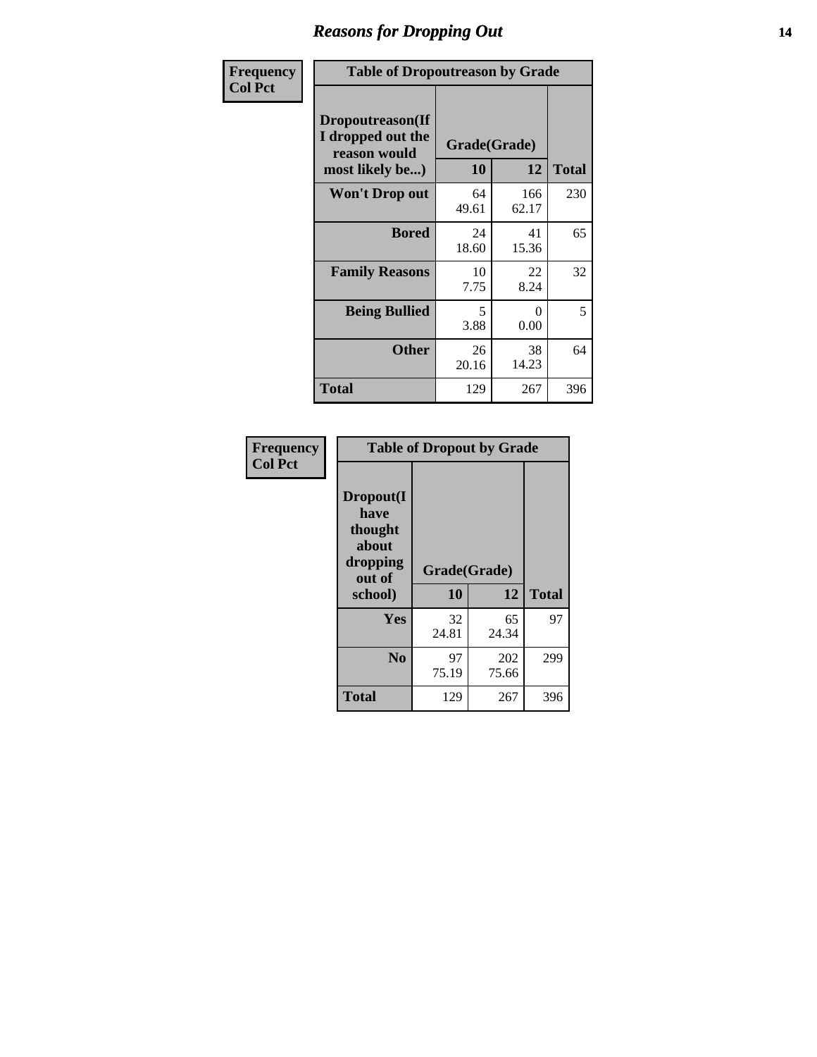## Reasons for Dropping Out

**Frequency**
**Col Pct**

| Table of Dropoutreason by Grade | | | |
|---|---|---|---|
| Dropoutreason(If I dropped out the reason would most likely be...) | Grade(Grade) | | |
| | 10 | 12 | Total |
| Won't Drop out | 64<br>49.61 | 166<br>62.17 | 230 |
| Bored | 24<br>18.60 | 41<br>15.36 | 65 |
| Family Reasons | 10<br>7.75 | 22<br>8.24 | 32 |
| Being Bullied | 5<br>3.88 | 0<br>0.00 | 5 |
| Other | 26<br>20.16 | 38<br>14.23 | 64 |
| Total | 129 | 267 | 396 |

**Frequency**
**Col Pct**

| Table of Dropout by Grade | | | |
|---|---|---|---|
| Dropout(I have thought about dropping out of school) | Grade(Grade) | | |
| | 10 | 12 | Total |
| Yes | 32<br>24.81 | 65<br>24.34 | 97 |
| No | 97<br>75.19 | 202<br>75.66 | 299 |
| Total | 129 | 267 | 396 |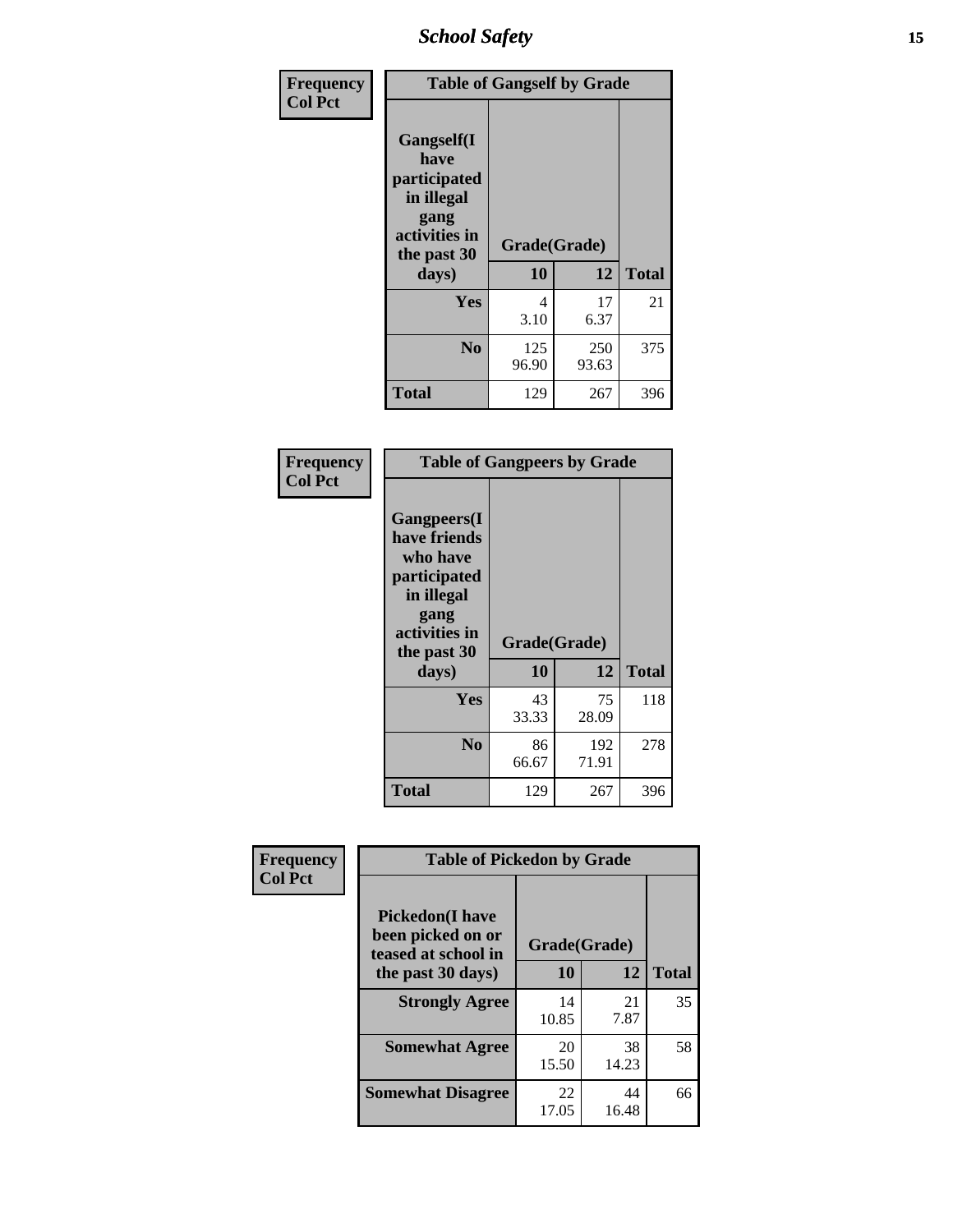**Frequency**
**Col Pct**

| Table of Gangself by Grade | | | |
|---|---|---|---|
| **Gangself(I have participated in illegal gang activities in the past 30 days)** | **Grade(Grade)** | | |
| | **10** | **12** | **Total** |
| **Yes** | 4<br>3.10 | 17<br>6.37 | 21 |
| **No** | 125<br>96.90 | 250<br>93.63 | 375 |
| **Total** | 129 | 267 | 396 |

**Frequency**
**Col Pct**

| Table of Gangpeers by Grade | | | |
|---|---|---|---|
| **Gangpeers(I have friends who have participated in illegal gang activities in the past 30 days)** | **Grade(Grade)** | | |
| | **10** | **12** | **Total** |
| **Yes** | 43<br>33.33 | 75<br>28.09 | 118 |
| **No** | 86<br>66.67 | 192<br>71.91 | 278 |
| **Total** | 129 | 267 | 396 |

**Frequency**
**Col Pct**

| Table of Pickedon by Grade | | | |
|---|---|---|---|
| **Pickedon(I have been picked on or teased at school in the past 30 days)** | **Grade(Grade)** | | |
| | **10** | **12** | **Total** |
| **Strongly Agree** | 14<br>10.85 | 21<br>7.87 | 35 |
| **Somewhat Agree** | 20<br>15.50 | 38<br>14.23 | 58 |
| **Somewhat Disagree** | 22<br>17.05 | 44<br>16.48 | 66 |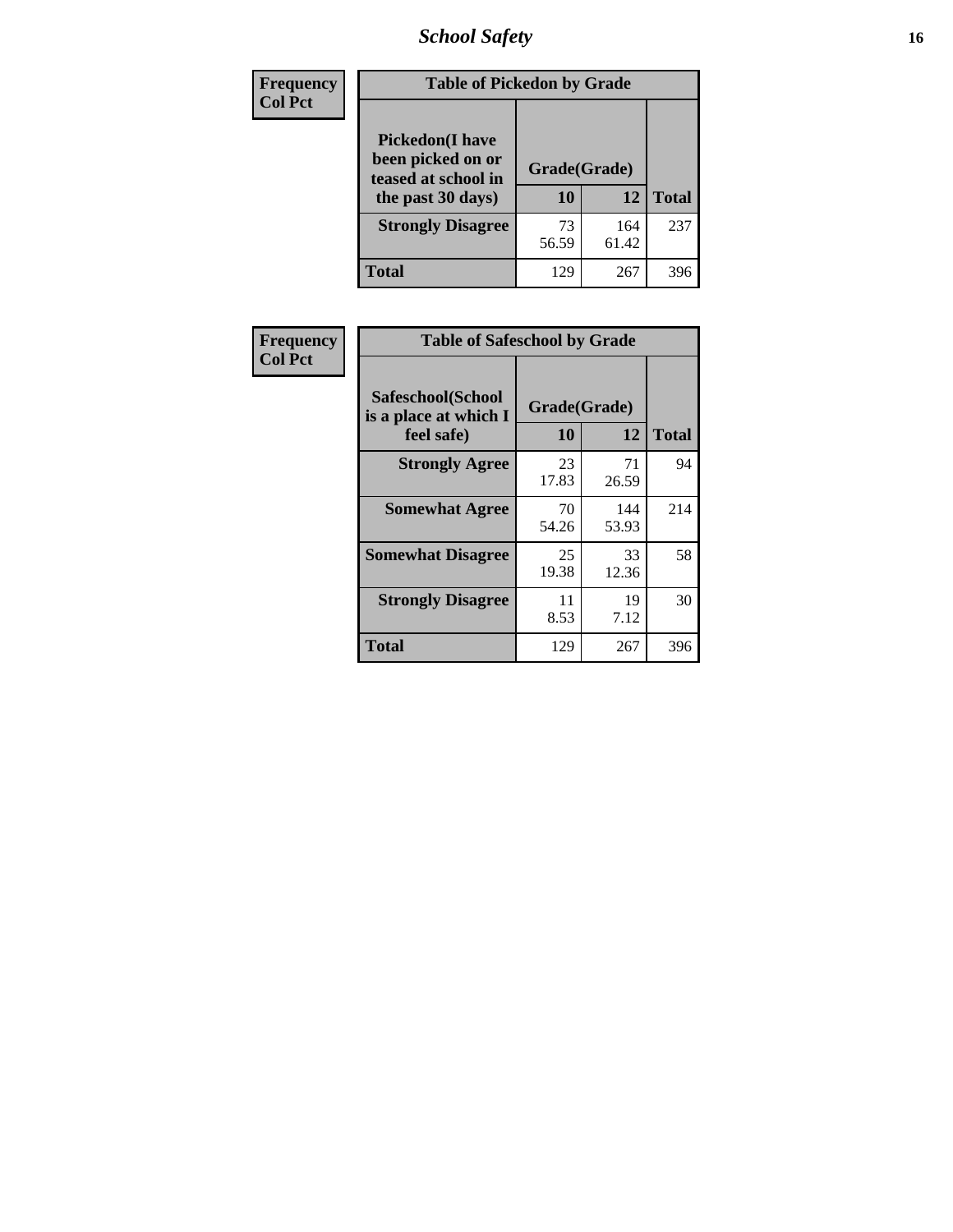## School Safety

| Frequency Col Pct | Table of Pickedon by Grade | | |
|---|---|---|---|
| Pickedon(I have been picked on or teased at school in the past 30 days) | Grade(Grade) | | |
| | 10 | 12 | Total |
| Strongly Disagree | 73<br>56.59 | 164<br>61.42 | 237 |
| Total | 129 | 267 | 396 |

| Frequency Col Pct | Table of Safeschool by Grade | | |
|---|---|---|---|
| Safeschool(School is a place at which I feel safe) | Grade(Grade) | | |
| | 10 | 12 | Total |
| Strongly Agree | 23<br>17.83 | 71<br>26.59 | 94 |
| Somewhat Agree | 70<br>54.26 | 144<br>53.93 | 214 |
| Somewhat Disagree | 25<br>19.38 | 33<br>12.36 | 58 |
| Strongly Disagree | 11<br>8.53 | 19<br>7.12 | 30 |
| Total | 129 | 267 | 396 |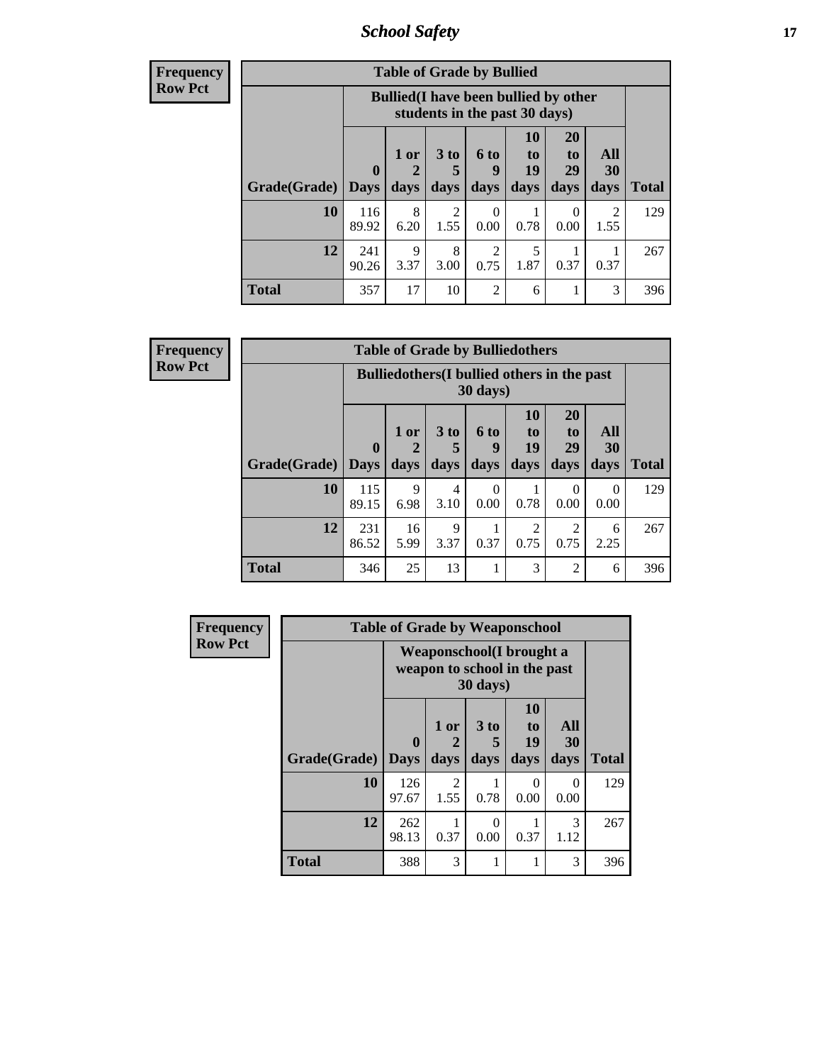**Frequency**
**Row Pct**

**Table of Grade by Bullied**

| Grade(Grade) | Bullied(I have been bullied by other students in the past 30 days) | | | | | | | Total |
|---|---|---|---|---|---|---|---|---|
| | 0 Days | 1 or 2 days | 3 to 5 days | 6 to 9 days | 10 to 19 days | 20 to 29 days | All 30 days | |
| **10** | 116<br>89.92 | 8<br>6.20 | 2<br>1.55 | 0<br>0.00 | 1<br>0.78 | 0<br>0.00 | 2<br>1.55 | 129 |
| **12** | 241<br>90.26 | 9<br>3.37 | 8<br>3.00 | 2<br>0.75 | 5<br>1.87 | 1<br>0.37 | 1<br>0.37 | 267 |
| **Total** | 357 | 17 | 10 | 2 | 6 | 1 | 3 | 396 |

**Frequency**
**Row Pct**

**Table of Grade by Bulliedothers**

| Grade(Grade) | Bulliedothers(I bullied others in the past 30 days) | | | | | | | Total |
|---|---|---|---|---|---|---|---|---|
| | 0 Days | 1 or 2 days | 3 to 5 days | 6 to 9 days | 10 to 19 days | 20 to 29 days | All 30 days | |
| **10** | 115<br>89.15 | 9<br>6.98 | 4<br>3.10 | 0<br>0.00 | 1<br>0.78 | 0<br>0.00 | 0<br>0.00 | 129 |
| **12** | 231<br>86.52 | 16<br>5.99 | 9<br>3.37 | 1<br>0.37 | 2<br>0.75 | 2<br>0.75 | 6<br>2.25 | 267 |
| **Total** | 346 | 25 | 13 | 1 | 3 | 2 | 6 | 396 |

**Frequency**
**Row Pct**

**Table of Grade by Weaponschool**

| Grade(Grade) | Weaponschool(I brought a weapon to school in the past 30 days) | | | | | Total |
|---|---|---|---|---|---|---|
| | 0 Days | 1 or 2 days | 3 to 5 days | 10 to 19 days | All 30 days | |
| **10** | 126<br>97.67 | 2<br>1.55 | 1<br>0.78 | 0<br>0.00 | 0<br>0.00 | 129 |
| **12** | 262<br>98.13 | 1<br>0.37 | 0<br>0.00 | 1<br>0.37 | 3<br>1.12 | 267 |
| **Total** | 388 | 3 | 1 | 1 | 3 | 396 |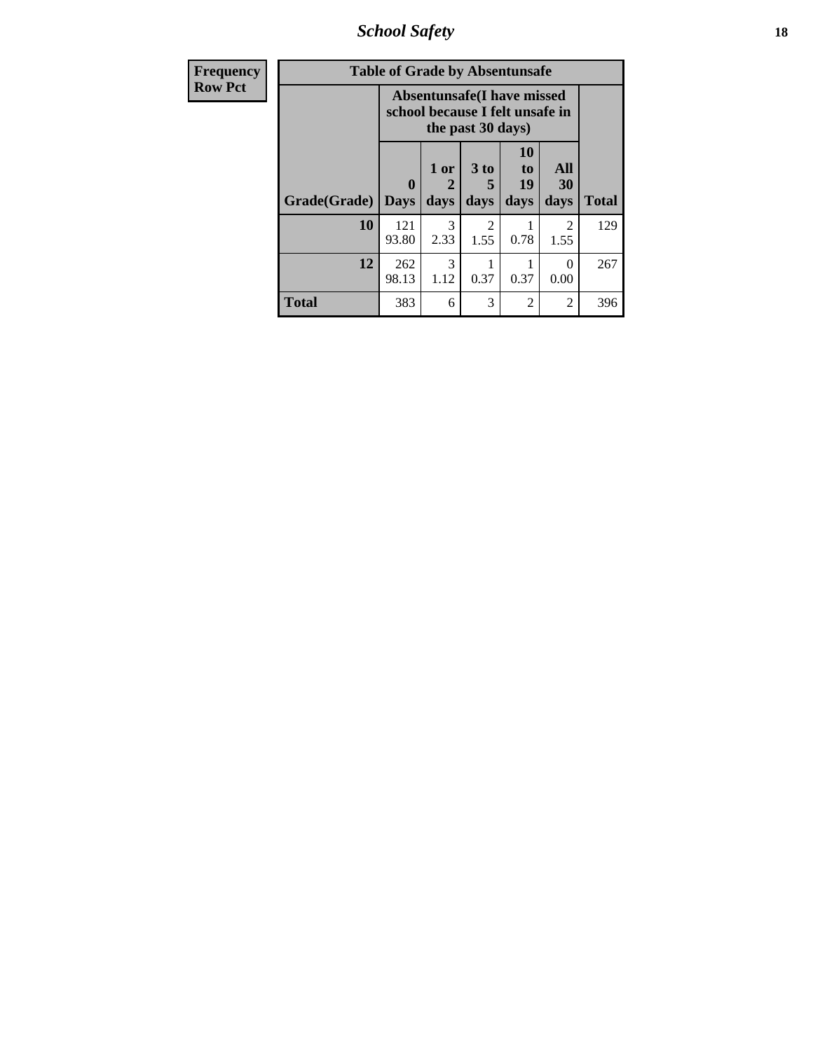| Frequency<br>Row Pct | Table of Grade by Absentunsafe | | | | | |
|---|---|---|---|---|---|---|
| | Absentunsafe(I have missed school because I felt unsafe in the past 30 days) | | | | | |
| Grade(Grade) | 0 Days | 1 or 2 days | 3 to 5 days | 10 to 19 days | All 30 days | Total |
| 10 | 121<br>93.80 | 3<br>2.33 | 2<br>1.55 | 1<br>0.78 | 2<br>1.55 | 129 |
| 12 | 262<br>98.13 | 3<br>1.12 | 1<br>0.37 | 1<br>0.37 | 0<br>0.00 | 267 |
| Total | 383 | 6 | 3 | 2 | 2 | 396 |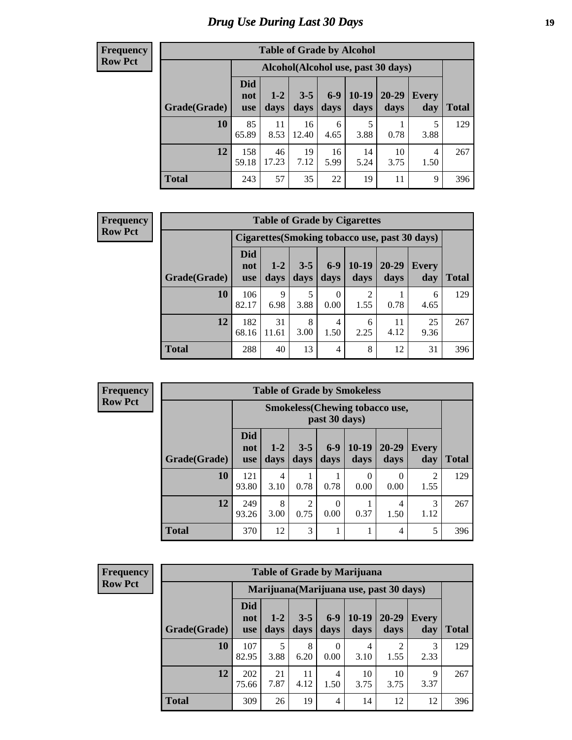# Drug Use During Last 30 Days

**Frequency**
**Row Pct**

| Table of Grade by Alcohol | | | | | | | | |
|---|---|---|---|---|---|---|---|---|
| | Alcohol(Alcohol use, past 30 days) | | | | | | | |
| Grade(Grade) | Did not use | 1-2 days | 3-5 days | 6-9 days | 10-19 days | 20-29 days | Every day | Total |
| **10** | 85<br>65.89 | 11<br>8.53 | 16<br>12.40 | 6<br>4.65 | 5<br>3.88 | 1<br>0.78 | 5<br>3.88 | 129 |
| **12** | 158<br>59.18 | 46<br>17.23 | 19<br>7.12 | 16<br>5.99 | 14<br>5.24 | 10<br>3.75 | 4<br>1.50 | 267 |
| **Total** | 243 | 57 | 35 | 22 | 19 | 11 | 9 | 396 |

**Frequency**
**Row Pct**

| Table of Grade by Cigarettes | | | | | | | | |
|---|---|---|---|---|---|---|---|---|
| | Cigarettes(Smoking tobacco use, past 30 days) | | | | | | | |
| Grade(Grade) | Did not use | 1-2 days | 3-5 days | 6-9 days | 10-19 days | 20-29 days | Every day | Total |
| **10** | 106<br>82.17 | 9<br>6.98 | 5<br>3.88 | 0<br>0.00 | 2<br>1.55 | 1<br>0.78 | 6<br>4.65 | 129 |
| **12** | 182<br>68.16 | 31<br>11.61 | 8<br>3.00 | 4<br>1.50 | 6<br>2.25 | 11<br>4.12 | 25<br>9.36 | 267 |
| **Total** | 288 | 40 | 13 | 4 | 8 | 12 | 31 | 396 |

**Frequency**
**Row Pct**

| Table of Grade by Smokeless | | | | | | | | |
|---|---|---|---|---|---|---|---|---|
| | Smokeless(Chewing tobacco use, past 30 days) | | | | | | | |
| Grade(Grade) | Did not use | 1-2 days | 3-5 days | 6-9 days | 10-19 days | 20-29 days | Every day | Total |
| **10** | 121<br>93.80 | 4<br>3.10 | 1<br>0.78 | 1<br>0.78 | 0<br>0.00 | 0<br>0.00 | 2<br>1.55 | 129 |
| **12** | 249<br>93.26 | 8<br>3.00 | 2<br>0.75 | 0<br>0.00 | 1<br>0.37 | 4<br>1.50 | 3<br>1.12 | 267 |
| **Total** | 370 | 12 | 3 | 1 | 1 | 4 | 5 | 396 |

**Frequency**
**Row Pct**

| Table of Grade by Marijuana | | | | | | | | |
|---|---|---|---|---|---|---|---|---|
| | Marijuana(Marijuana use, past 30 days) | | | | | | | |
| Grade(Grade) | Did not use | 1-2 days | 3-5 days | 6-9 days | 10-19 days | 20-29 days | Every day | Total |
| **10** | 107<br>82.95 | 5<br>3.88 | 8<br>6.20 | 0<br>0.00 | 4<br>3.10 | 2<br>1.55 | 3<br>2.33 | 129 |
| **12** | 202<br>75.66 | 21<br>7.87 | 11<br>4.12 | 4<br>1.50 | 10<br>3.75 | 10<br>3.75 | 9<br>3.37 | 267 |
| **Total** | 309 | 26 | 19 | 4 | 14 | 12 | 12 | 396 |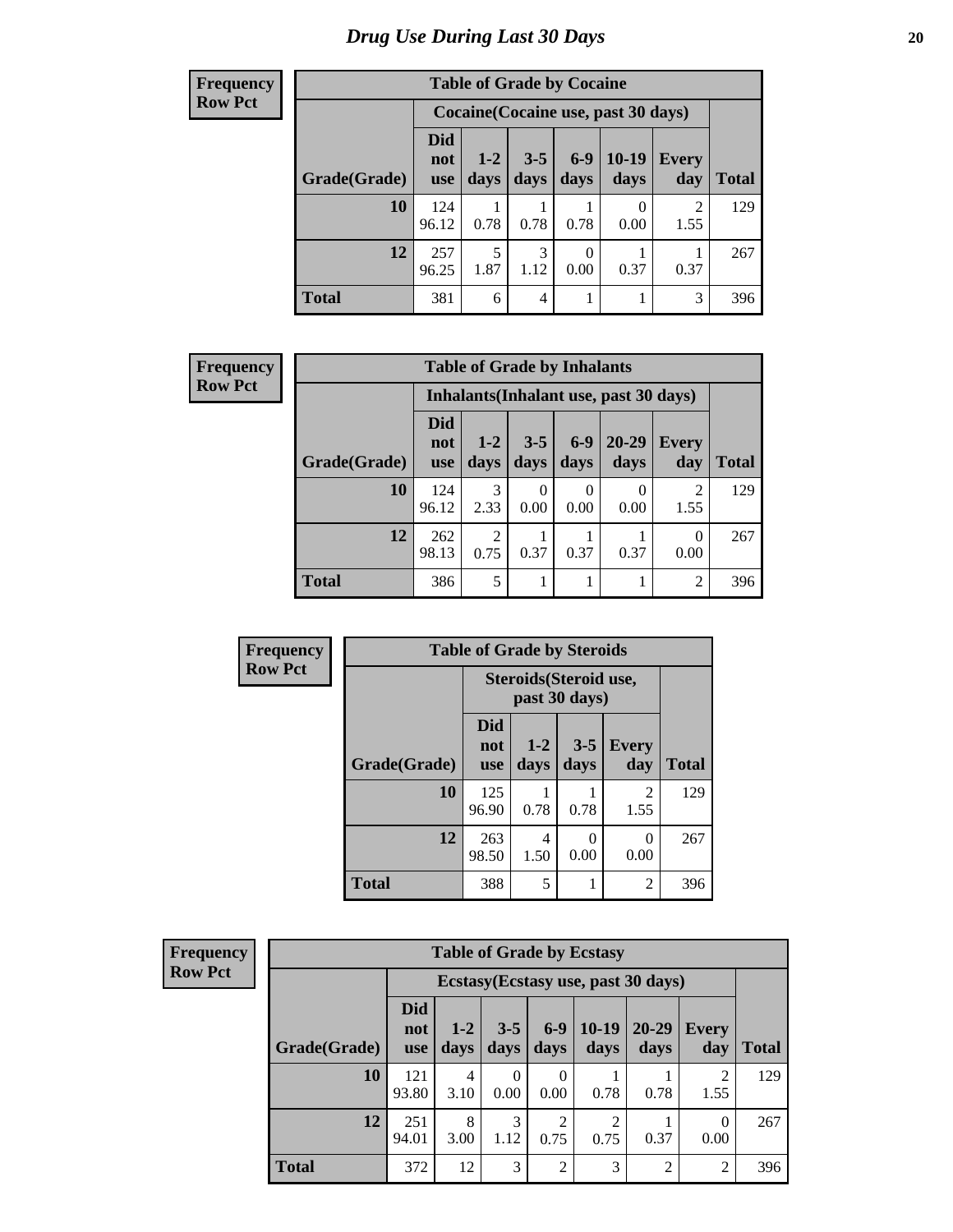# Drug Use During Last 30 Days

**Frequency**
**Row Pct**

| Table of Grade by Cocaine | | | | | | | |
|---|---|---|---|---|---|---|---|
| | Cocaine(Cocaine use, past 30 days) | | | | | | |
| Grade(Grade) | Did not use | 1-2 days | 3-5 days | 6-9 days | 10-19 days | Every day | Total |
| 10 | 124<br>96.12 | 1<br>0.78 | 1<br>0.78 | 1<br>0.78 | 0<br>0.00 | 2<br>1.55 | 129 |
| 12 | 257<br>96.25 | 5<br>1.87 | 3<br>1.12 | 0<br>0.00 | 1<br>0.37 | 1<br>0.37 | 267 |
| Total | 381 | 6 | 4 | 1 | 1 | 3 | 396 |

**Frequency**
**Row Pct**

| Table of Grade by Inhalants | | | | | | | |
|---|---|---|---|---|---|---|---|
| | Inhalants(Inhalant use, past 30 days) | | | | | | |
| Grade(Grade) | Did not use | 1-2 days | 3-5 days | 6-9 days | 20-29 days | Every day | Total |
| 10 | 124<br>96.12 | 3<br>2.33 | 0<br>0.00 | 0<br>0.00 | 0<br>0.00 | 2<br>1.55 | 129 |
| 12 | 262<br>98.13 | 2<br>0.75 | 1<br>0.37 | 1<br>0.37 | 1<br>0.37 | 0<br>0.00 | 267 |
| Total | 386 | 5 | 1 | 1 | 1 | 2 | 396 |

**Frequency**
**Row Pct**

| Table of Grade by Steroids | | | | | |
|---|---|---|---|---|---|
| | Steroids(Steroid use, past 30 days) | | | | |
| Grade(Grade) | Did not use | 1-2 days | 3-5 days | Every day | Total |
| 10 | 125<br>96.90 | 1<br>0.78 | 1<br>0.78 | 2<br>1.55 | 129 |
| 12 | 263<br>98.50 | 4<br>1.50 | 0<br>0.00 | 0<br>0.00 | 267 |
| Total | 388 | 5 | 1 | 2 | 396 |

**Frequency**
**Row Pct**

| Table of Grade by Ecstasy | | | | | | | | |
|---|---|---|---|---|---|---|---|---|
| | Ecstasy(Ecstasy use, past 30 days) | | | | | | | |
| Grade(Grade) | Did not use | 1-2 days | 3-5 days | 6-9 days | 10-19 days | 20-29 days | Every day | Total |
| 10 | 121<br>93.80 | 4<br>3.10 | 0<br>0.00 | 0<br>0.00 | 1<br>0.78 | 1<br>0.78 | 2<br>1.55 | 129 |
| 12 | 251<br>94.01 | 8<br>3.00 | 3<br>1.12 | 2<br>0.75 | 2<br>0.75 | 1<br>0.37 | 0<br>0.00 | 267 |
| Total | 372 | 12 | 3 | 2 | 3 | 2 | 2 | 396 |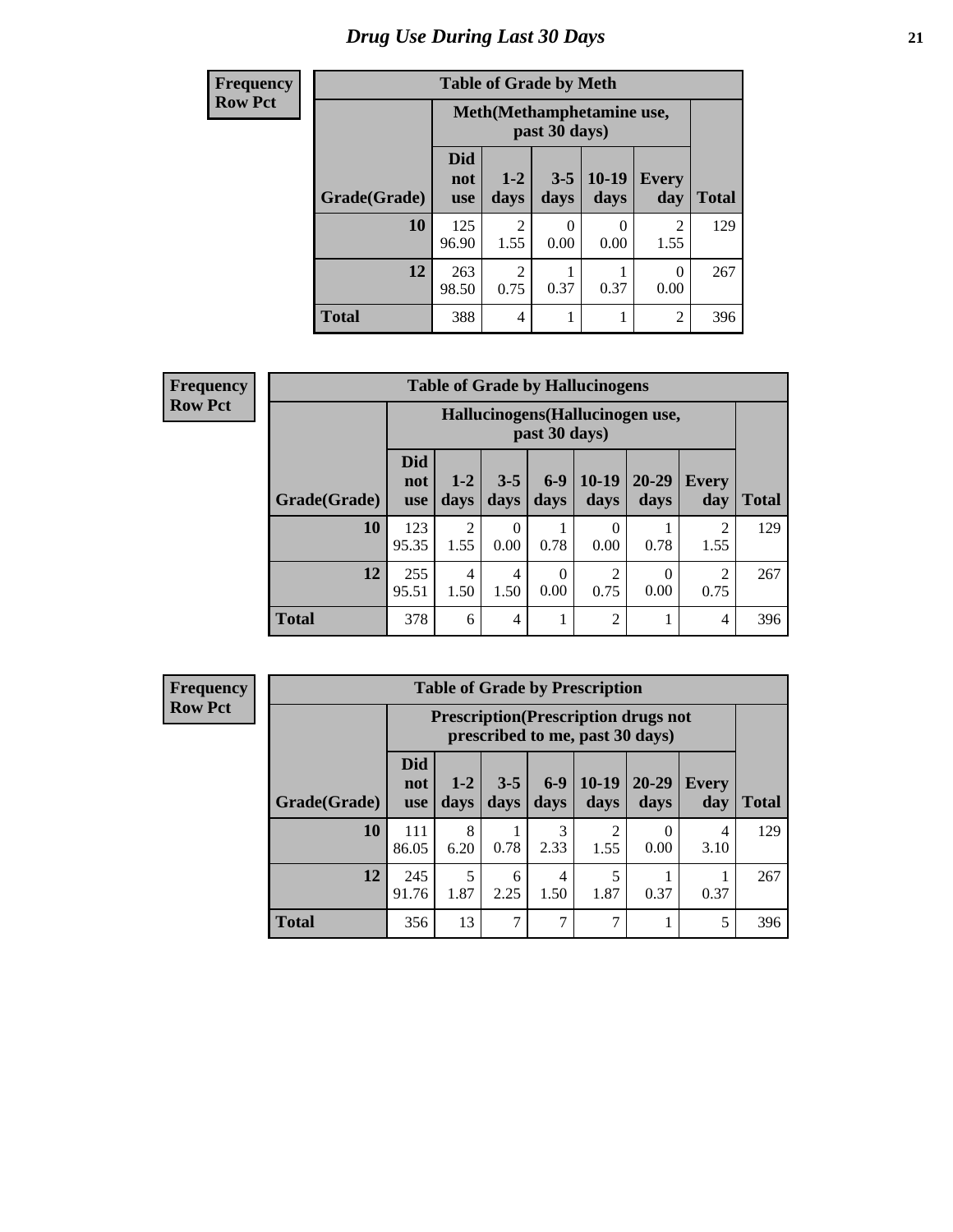# Drug Use During Last 30 Days

**Frequency**
**Row Pct**

| Table of Grade by Meth | | | | | | |
|---|---|---|---|---|---|---|
| | Meth(Methamphetamine use, past 30 days) | | | | | |
| Grade(Grade) | Did not use | 1-2 days | 3-5 days | 10-19 days | Every day | Total |
| 10 | 125<br>96.90 | 2<br>1.55 | 0<br>0.00 | 0<br>0.00 | 2<br>1.55 | 129 |
| 12 | 263<br>98.50 | 2<br>0.75 | 1<br>0.37 | 1<br>0.37 | 0<br>0.00 | 267 |
| Total | 388 | 4 | 1 | 1 | 2 | 396 |

**Frequency**
**Row Pct**

| Table of Grade by Hallucinogens | | | | | | | | |
|---|---|---|---|---|---|---|---|---|
| | Hallucinogens(Hallucinogen use, past 30 days) | | | | | | | |
| Grade(Grade) | Did not use | 1-2 days | 3-5 days | 6-9 days | 10-19 days | 20-29 days | Every day | Total |
| 10 | 123<br>95.35 | 2<br>1.55 | 0<br>0.00 | 1<br>0.78 | 0<br>0.00 | 1<br>0.78 | 2<br>1.55 | 129 |
| 12 | 255<br>95.51 | 4<br>1.50 | 4<br>1.50 | 0<br>0.00 | 2<br>0.75 | 0<br>0.00 | 2<br>0.75 | 267 |
| Total | 378 | 6 | 4 | 1 | 2 | 1 | 4 | 396 |

**Frequency**
**Row Pct**

| Table of Grade by Prescription | | | | | | | | |
|---|---|---|---|---|---|---|---|---|
| | Prescription(Prescription drugs not prescribed to me, past 30 days) | | | | | | | |
| Grade(Grade) | Did not use | 1-2 days | 3-5 days | 6-9 days | 10-19 days | 20-29 days | Every day | Total |
| 10 | 111<br>86.05 | 8<br>6.20 | 1<br>0.78 | 3<br>2.33 | 2<br>1.55 | 0<br>0.00 | 4<br>3.10 | 129 |
| 12 | 245<br>91.76 | 5<br>1.87 | 6<br>2.25 | 4<br>1.50 | 5<br>1.87 | 1<br>0.37 | 1<br>0.37 | 267 |
| Total | 356 | 13 | 7 | 7 | 7 | 1 | 5 | 396 |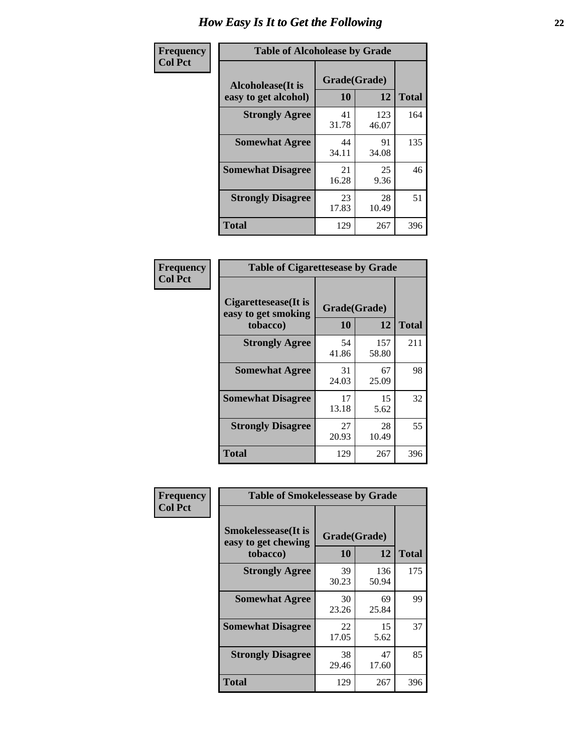# How Easy Is It to Get the Following

**Frequency**
**Col Pct**

**Table of Alcoholease by Grade**

| Alcoholease(It is easy to get alcohol) | Grade(Grade) | | Total |
|---|---|---|---|
| | 10 | 12 | |
| **Strongly Agree** | 41<br>31.78 | 123<br>46.07 | 164 |
| **Somewhat Agree** | 44<br>34.11 | 91<br>34.08 | 135 |
| **Somewhat Disagree** | 21<br>16.28 | 25<br>9.36 | 46 |
| **Strongly Disagree** | 23<br>17.83 | 28<br>10.49 | 51 |
| **Total** | 129 | 267 | 396 |

**Frequency**
**Col Pct**

**Table of Cigarettesease by Grade**

| Cigarettesease(It is easy to get smoking tobacco) | Grade(Grade) | | Total |
|---|---|---|---|
| | 10 | 12 | |
| **Strongly Agree** | 54<br>41.86 | 157<br>58.80 | 211 |
| **Somewhat Agree** | 31<br>24.03 | 67<br>25.09 | 98 |
| **Somewhat Disagree** | 17<br>13.18 | 15<br>5.62 | 32 |
| **Strongly Disagree** | 27<br>20.93 | 28<br>10.49 | 55 |
| **Total** | 129 | 267 | 396 |

**Frequency**
**Col Pct**

**Table of Smokelessease by Grade**

| Smokelessease(It is easy to get chewing tobacco) | Grade(Grade) | | Total |
|---|---|---|---|
| | 10 | 12 | |
| **Strongly Agree** | 39<br>30.23 | 136<br>50.94 | 175 |
| **Somewhat Agree** | 30<br>23.26 | 69<br>25.84 | 99 |
| **Somewhat Disagree** | 22<br>17.05 | 15<br>5.62 | 37 |
| **Strongly Disagree** | 38<br>29.46 | 47<br>17.60 | 85 |
| **Total** | 129 | 267 | 396 |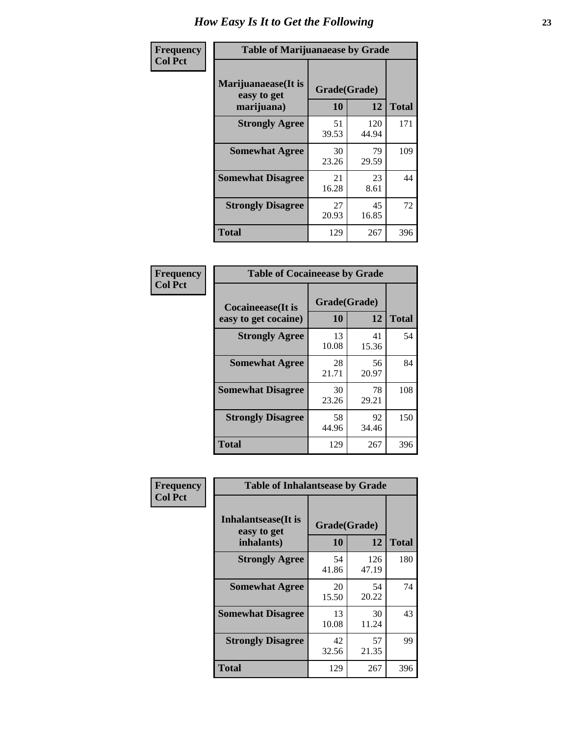# How Easy Is It to Get the Following

**Frequency / Col Pct**

**Table of Marijuanaease by Grade**

| Marijuanaease(It is easy to get marijuana) | Grade(Grade) | | Total |
|---|---|---|---|
| | 10 | 12 | |
| Strongly Agree | 51<br>39.53 | 120<br>44.94 | 171 |
| Somewhat Agree | 30<br>23.26 | 79<br>29.59 | 109 |
| Somewhat Disagree | 21<br>16.28 | 23<br>8.61 | 44 |
| Strongly Disagree | 27<br>20.93 | 45<br>16.85 | 72 |
| Total | 129 | 267 | 396 |

**Frequency / Col Pct**

**Table of Cocaineease by Grade**

| Cocaineease(It is easy to get cocaine) | Grade(Grade) | | Total |
|---|---|---|---|
| | 10 | 12 | |
| Strongly Agree | 13<br>10.08 | 41<br>15.36 | 54 |
| Somewhat Agree | 28<br>21.71 | 56<br>20.97 | 84 |
| Somewhat Disagree | 30<br>23.26 | 78<br>29.21 | 108 |
| Strongly Disagree | 58<br>44.96 | 92<br>34.46 | 150 |
| Total | 129 | 267 | 396 |

**Frequency / Col Pct**

**Table of Inhalantsease by Grade**

| Inhalantsease(It is easy to get inhalants) | Grade(Grade) | | Total |
|---|---|---|---|
| | 10 | 12 | |
| Strongly Agree | 54<br>41.86 | 126<br>47.19 | 180 |
| Somewhat Agree | 20<br>15.50 | 54<br>20.22 | 74 |
| Somewhat Disagree | 13<br>10.08 | 30<br>11.24 | 43 |
| Strongly Disagree | 42<br>32.56 | 57<br>21.35 | 99 |
| Total | 129 | 267 | 396 |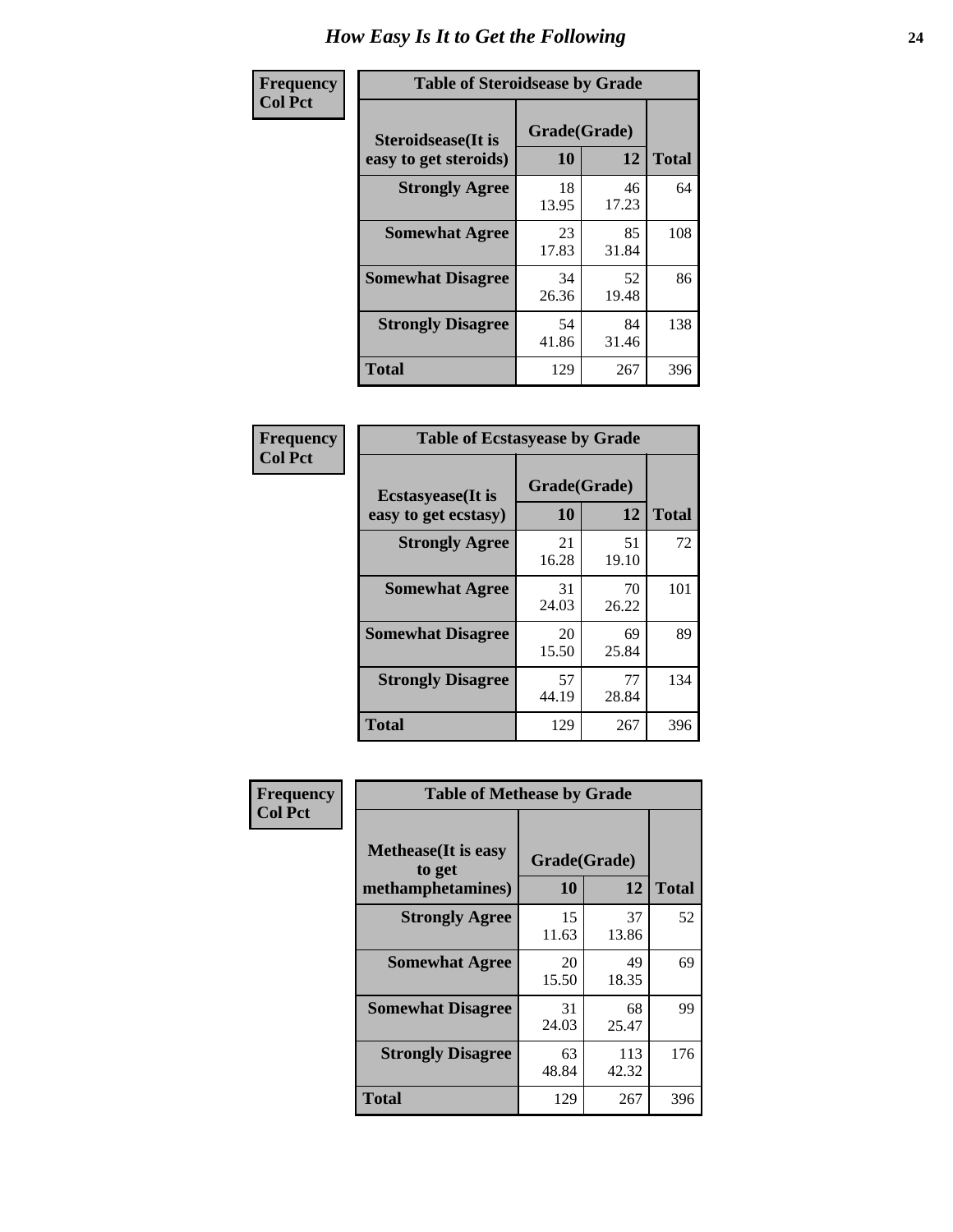# How Easy Is It to Get the Following

Frequency
Col Pct

**Table of Steroidsease by Grade**

| Steroidsease(It is easy to get steroids) | Grade(Grade) | | Total |
|---|---|---|---|
| | 10 | 12 | |
| **Strongly Agree** | 18<br>13.95 | 46<br>17.23 | 64 |
| **Somewhat Agree** | 23<br>17.83 | 85<br>31.84 | 108 |
| **Somewhat Disagree** | 34<br>26.36 | 52<br>19.48 | 86 |
| **Strongly Disagree** | 54<br>41.86 | 84<br>31.46 | 138 |
| **Total** | 129 | 267 | 396 |

Frequency
Col Pct

**Table of Ecstasyease by Grade**

| Ecstasyease(It is easy to get ecstasy) | Grade(Grade) | | Total |
|---|---|---|---|
| | 10 | 12 | |
| **Strongly Agree** | 21<br>16.28 | 51<br>19.10 | 72 |
| **Somewhat Agree** | 31<br>24.03 | 70<br>26.22 | 101 |
| **Somewhat Disagree** | 20<br>15.50 | 69<br>25.84 | 89 |
| **Strongly Disagree** | 57<br>44.19 | 77<br>28.84 | 134 |
| **Total** | 129 | 267 | 396 |

Frequency
Col Pct

**Table of Methease by Grade**

| Methease(It is easy to get methamphetamines) | Grade(Grade) | | Total |
|---|---|---|---|
| | 10 | 12 | |
| **Strongly Agree** | 15<br>11.63 | 37<br>13.86 | 52 |
| **Somewhat Agree** | 20<br>15.50 | 49<br>18.35 | 69 |
| **Somewhat Disagree** | 31<br>24.03 | 68<br>25.47 | 99 |
| **Strongly Disagree** | 63<br>48.84 | 113<br>42.32 | 176 |
| **Total** | 129 | 267 | 396 |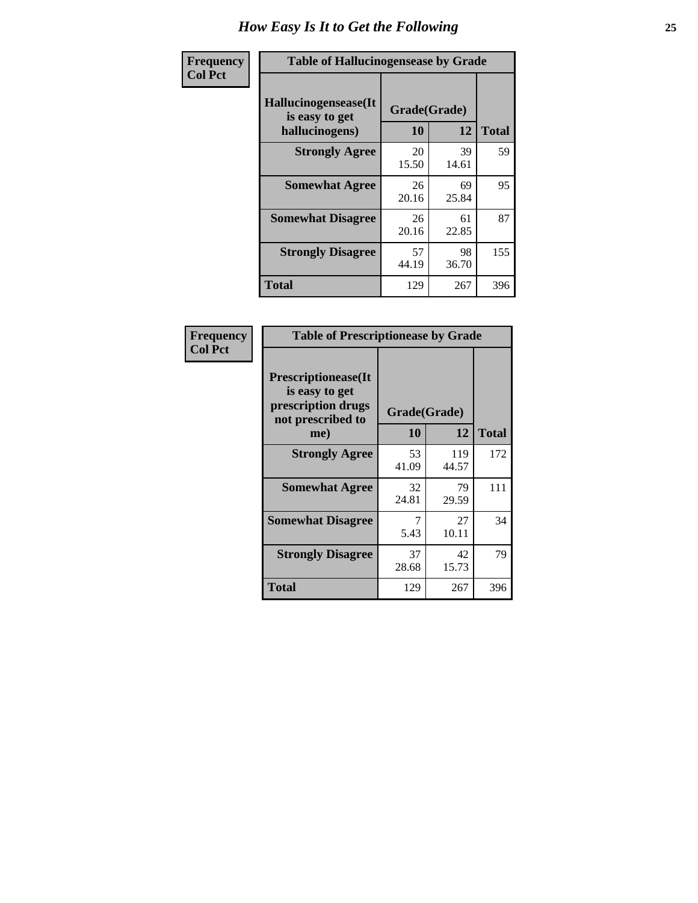# How Easy Is It to Get the Following

**Frequency**
**Col Pct**

**Table of Hallucinogensease by Grade**

| Hallucinogensease(It is easy to get hallucinogens) | Grade(Grade) 10 | 12 | Total |
|---|---|---|---|
| **Strongly Agree** | 20<br>15.50 | 39<br>14.61 | 59 |
| **Somewhat Agree** | 26<br>20.16 | 69<br>25.84 | 95 |
| **Somewhat Disagree** | 26<br>20.16 | 61<br>22.85 | 87 |
| **Strongly Disagree** | 57<br>44.19 | 98<br>36.70 | 155 |
| **Total** | 129 | 267 | 396 |

**Frequency**
**Col Pct**

**Table of Prescriptionease by Grade**

| Prescriptionease(It is easy to get prescription drugs not prescribed to me) | Grade(Grade) 10 | 12 | Total |
|---|---|---|---|
| **Strongly Agree** | 53<br>41.09 | 119<br>44.57 | 172 |
| **Somewhat Agree** | 32<br>24.81 | 79<br>29.59 | 111 |
| **Somewhat Disagree** | 7<br>5.43 | 27<br>10.11 | 34 |
| **Strongly Disagree** | 37<br>28.68 | 42<br>15.73 | 79 |
| **Total** | 129 | 267 | 396 |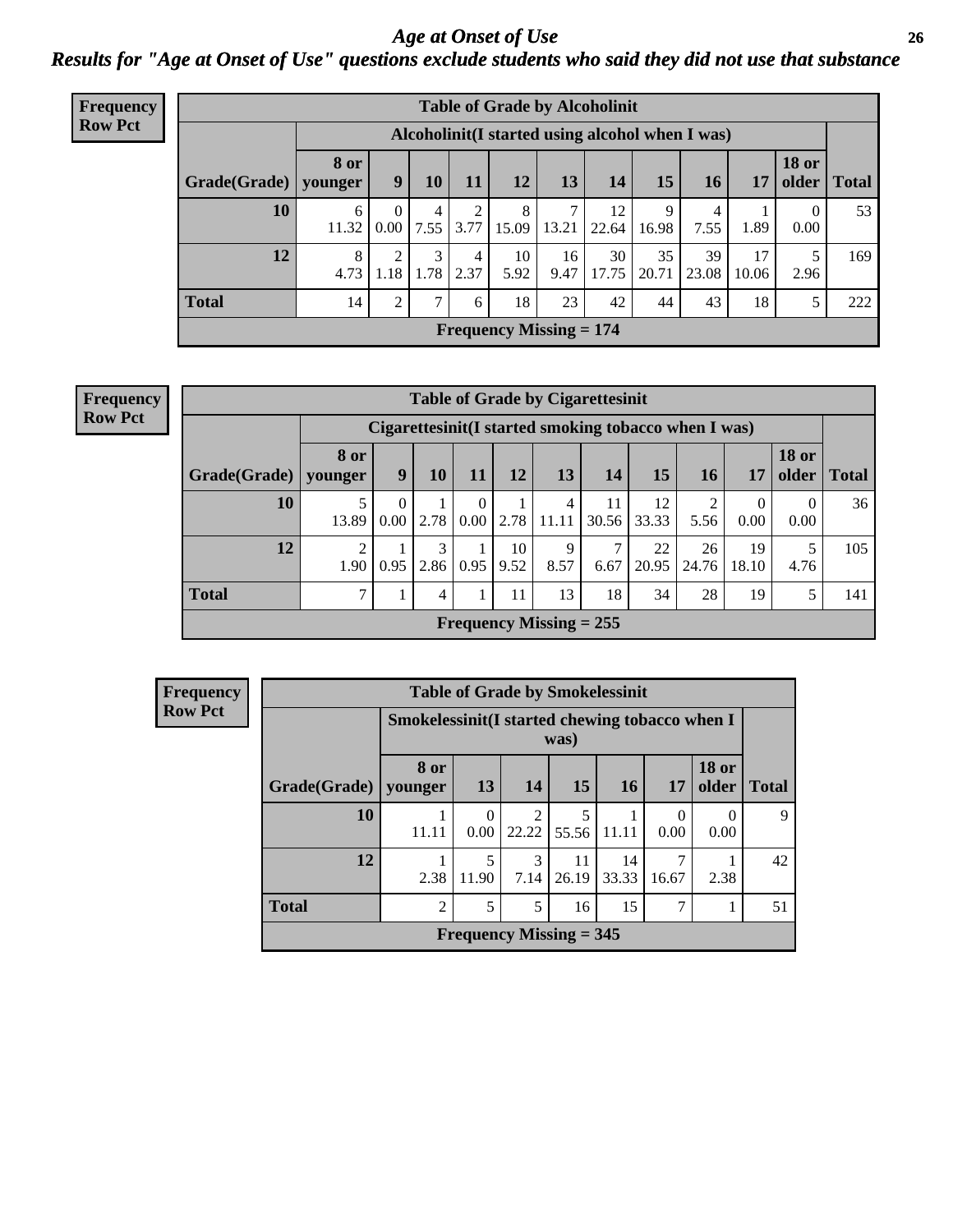# *Age at Onset of Use*

## *Results for "Age at Onset of Use" questions exclude students who said they did not use that substance*

**Frequency**
**Row Pct**

**Table of Grade by Alcoholinit**

| Grade(Grade) | Alcoholinit(I started using alcohol when I was) | | | | | | | | | | | Total |
|---|---|---|---|---|---|---|---|---|---|---|---|---|
| | 8 or younger | 9 | 10 | 11 | 12 | 13 | 14 | 15 | 16 | 17 | 18 or older | |
| **10** | 6<br>11.32 | 0<br>0.00 | 4<br>7.55 | 2<br>3.77 | 8<br>15.09 | 7<br>13.21 | 12<br>22.64 | 9<br>16.98 | 4<br>7.55 | 1<br>1.89 | 0<br>0.00 | 53 |
| **12** | 8<br>4.73 | 2<br>1.18 | 3<br>1.78 | 4<br>2.37 | 10<br>5.92 | 16<br>9.47 | 30<br>17.75 | 35<br>20.71 | 39<br>23.08 | 17<br>10.06 | 5<br>2.96 | 169 |
| **Total** | 14 | 2 | 7 | 6 | 18 | 23 | 42 | 44 | 43 | 18 | 5 | 222 |

**Frequency Missing = 174**

**Frequency**
**Row Pct**

**Table of Grade by Cigarettesinit**

| Grade(Grade) | Cigarettesinit(I started smoking tobacco when I was) | | | | | | | | | | | Total |
|---|---|---|---|---|---|---|---|---|---|---|---|---|
| | 8 or younger | 9 | 10 | 11 | 12 | 13 | 14 | 15 | 16 | 17 | 18 or older | |
| **10** | 5<br>13.89 | 0<br>0.00 | 1<br>2.78 | 0<br>0.00 | 1<br>2.78 | 4<br>11.11 | 11<br>30.56 | 12<br>33.33 | 2<br>5.56 | 0<br>0.00 | 0<br>0.00 | 36 |
| **12** | 2<br>1.90 | 1<br>0.95 | 3<br>2.86 | 1<br>0.95 | 10<br>9.52 | 9<br>8.57 | 7<br>6.67 | 22<br>20.95 | 26<br>24.76 | 19<br>18.10 | 5<br>4.76 | 105 |
| **Total** | 7 | 1 | 4 | 1 | 11 | 13 | 18 | 34 | 28 | 19 | 5 | 141 |

**Frequency Missing = 255**

**Frequency**
**Row Pct**

**Table of Grade by Smokelessinit**

| Grade(Grade) | Smokelessinit(I started chewing tobacco when I was) | | | | | | | Total |
|---|---|---|---|---|---|---|---|---|
| | 8 or younger | 13 | 14 | 15 | 16 | 17 | 18 or older | |
| **10** | 1<br>11.11 | 0<br>0.00 | 2<br>22.22 | 5<br>55.56 | 1<br>11.11 | 0<br>0.00 | 0<br>0.00 | 9 |
| **12** | 1<br>2.38 | 5<br>11.90 | 3<br>7.14 | 11<br>26.19 | 14<br>33.33 | 7<br>16.67 | 1<br>2.38 | 42 |
| **Total** | 2 | 5 | 5 | 16 | 15 | 7 | 1 | 51 |

**Frequency Missing = 345**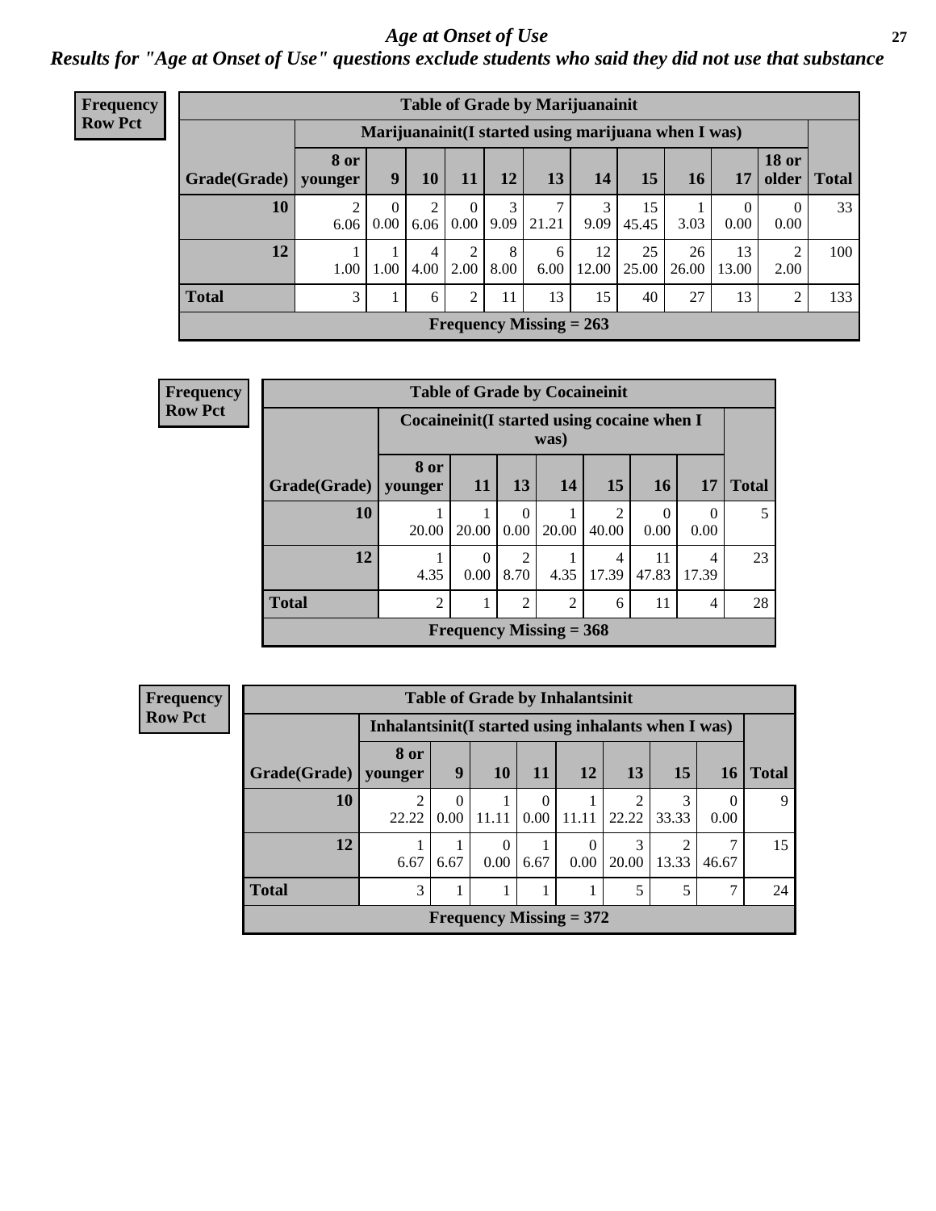# Age at Onset of Use

*Results for "Age at Onset of Use" questions exclude students who said they did not use that substance*

**Frequency**
**Row Pct**

**Table of Grade by Marijuanainit**

| Grade(Grade) | Marijuanainit(I started using marijuana when I was) | | | | | | | | | | | Total |
|---|---|---|---|---|---|---|---|---|---|---|---|---|
| | 8 or younger | 9 | 10 | 11 | 12 | 13 | 14 | 15 | 16 | 17 | 18 or older | |
| 10 | 2<br>6.06 | 0<br>0.00 | 2<br>6.06 | 0<br>0.00 | 3<br>9.09 | 7<br>21.21 | 3<br>9.09 | 15<br>45.45 | 1<br>3.03 | 0<br>0.00 | 0<br>0.00 | 33 |
| 12 | 1<br>1.00 | 1<br>1.00 | 4<br>4.00 | 2<br>2.00 | 8<br>8.00 | 6<br>6.00 | 12<br>12.00 | 25<br>25.00 | 26<br>26.00 | 13<br>13.00 | 2<br>2.00 | 100 |
| **Total** | 3 | 1 | 6 | 2 | 11 | 13 | 15 | 40 | 27 | 13 | 2 | 133 |

**Frequency Missing = 263**

**Frequency**
**Row Pct**

**Table of Grade by Cocaineinit**

| Grade(Grade) | Cocaineinit(I started using cocaine when I was) | | | | | | | Total |
|---|---|---|---|---|---|---|---|---|
| | 8 or younger | 11 | 13 | 14 | 15 | 16 | 17 | |
| 10 | 1<br>20.00 | 1<br>20.00 | 0<br>0.00 | 1<br>20.00 | 2<br>40.00 | 0<br>0.00 | 0<br>0.00 | 5 |
| 12 | 1<br>4.35 | 0<br>0.00 | 2<br>8.70 | 1<br>4.35 | 4<br>17.39 | 11<br>47.83 | 4<br>17.39 | 23 |
| **Total** | 2 | 1 | 2 | 2 | 6 | 11 | 4 | 28 |

**Frequency Missing = 368**

**Frequency**
**Row Pct**

**Table of Grade by Inhalantsinit**

| Grade(Grade) | Inhalantsinit(I started using inhalants when I was) | | | | | | | | Total |
|---|---|---|---|---|---|---|---|---|---|
| | 8 or younger | 9 | 10 | 11 | 12 | 13 | 15 | 16 | |
| 10 | 2<br>22.22 | 0<br>0.00 | 1<br>11.11 | 0<br>0.00 | 1<br>11.11 | 2<br>22.22 | 3<br>33.33 | 0<br>0.00 | 9 |
| 12 | 1<br>6.67 | 1<br>6.67 | 0<br>0.00 | 1<br>6.67 | 0<br>0.00 | 3<br>20.00 | 2<br>13.33 | 7<br>46.67 | 15 |
| **Total** | 3 | 1 | 1 | 1 | 1 | 5 | 5 | 7 | 24 |

**Frequency Missing = 372**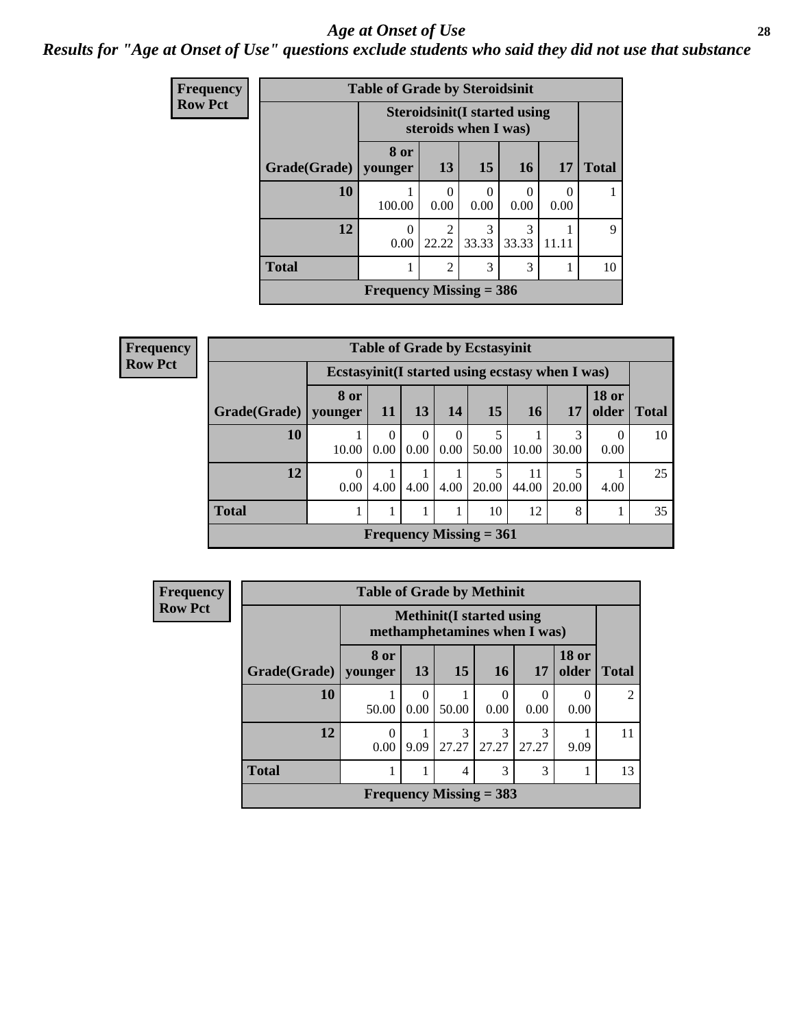# Age at Onset of Use

***Results for "Age at Onset of Use" questions exclude students who said they did not use that substance***

**Frequency**
**Row Pct**

**Table of Grade by Steroidsinit**

| Grade(Grade) | Steroidsinit(I started using steroids when I was) | | | | | Total |
|---|---|---|---|---|---|---|
| | 8 or younger | 13 | 15 | 16 | 17 | |
| **10** | 1<br>100.00 | 0<br>0.00 | 0<br>0.00 | 0<br>0.00 | 0<br>0.00 | 1 |
| **12** | 0<br>0.00 | 2<br>22.22 | 3<br>33.33 | 3<br>33.33 | 1<br>11.11 | 9 |
| **Total** | 1 | 2 | 3 | 3 | 1 | 10 |

**Frequency Missing = 386**

**Frequency**
**Row Pct**

**Table of Grade by Ecstasyinit**

| Grade(Grade) | Ecstasyinit(I started using ecstasy when I was) | | | | | | | | Total |
|---|---|---|---|---|---|---|---|---|---|
| | 8 or younger | 11 | 13 | 14 | 15 | 16 | 17 | 18 or older | |
| **10** | 1<br>10.00 | 0<br>0.00 | 0<br>0.00 | 0<br>0.00 | 5<br>50.00 | 1<br>10.00 | 3<br>30.00 | 0<br>0.00 | 10 |
| **12** | 0<br>0.00 | 1<br>4.00 | 1<br>4.00 | 1<br>4.00 | 5<br>20.00 | 11<br>44.00 | 5<br>20.00 | 1<br>4.00 | 25 |
| **Total** | 1 | 1 | 1 | 1 | 10 | 12 | 8 | 1 | 35 |

**Frequency Missing = 361**

**Frequency**
**Row Pct**

**Table of Grade by Methinit**

| Grade(Grade) | Methinit(I started using methamphetamines when I was) | | | | | | Total |
|---|---|---|---|---|---|---|---|
| | 8 or younger | 13 | 15 | 16 | 17 | 18 or older | |
| **10** | 1<br>50.00 | 0<br>0.00 | 1<br>50.00 | 0<br>0.00 | 0<br>0.00 | 0<br>0.00 | 2 |
| **12** | 0<br>0.00 | 1<br>9.09 | 3<br>27.27 | 3<br>27.27 | 3<br>27.27 | 1<br>9.09 | 11 |
| **Total** | 1 | 1 | 4 | 3 | 3 | 1 | 13 |

**Frequency Missing = 383**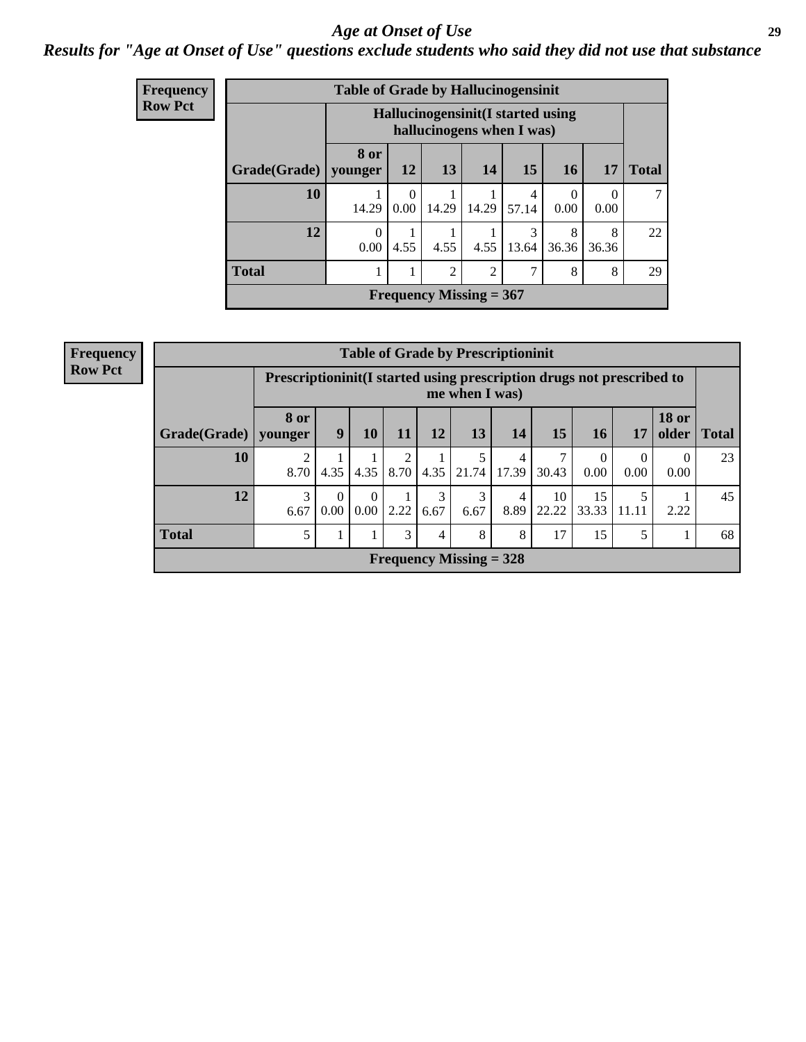# Age at Onset of Use

## Results for "Age at Onset of Use" questions exclude students who said they did not use that substance

**Frequency**
**Row Pct**

| Table of Grade by Hallucinogensinit | | | | | | | | |
|---|---|---|---|---|---|---|---|---|
| | Hallucinogensinit(I started using hallucinogens when I was) | | | | | | | |
| Grade(Grade) | 8 or younger | 12 | 13 | 14 | 15 | 16 | 17 | Total |
| **10** | 1<br>14.29 | 0<br>0.00 | 1<br>14.29 | 1<br>14.29 | 4<br>57.14 | 0<br>0.00 | 0<br>0.00 | 7 |
| **12** | 0<br>0.00 | 1<br>4.55 | 1<br>4.55 | 1<br>4.55 | 3<br>13.64 | 8<br>36.36 | 8<br>36.36 | 22 |
| **Total** | 1 | 1 | 2 | 2 | 7 | 8 | 8 | 29 |
| Frequency Missing = 367 | | | | | | | | |

**Frequency**
**Row Pct**

| Table of Grade by Prescriptioninit | | | | | | | | | | | | |
|---|---|---|---|---|---|---|---|---|---|---|---|---|
| | Prescriptioninit(I started using prescription drugs not prescribed to me when I was) | | | | | | | | | | | |
| Grade(Grade) | 8 or younger | 9 | 10 | 11 | 12 | 13 | 14 | 15 | 16 | 17 | 18 or older | Total |
| **10** | 2<br>8.70 | 1<br>4.35 | 1<br>4.35 | 2<br>8.70 | 1<br>4.35 | 5<br>21.74 | 4<br>17.39 | 7<br>30.43 | 0<br>0.00 | 0<br>0.00 | 0<br>0.00 | 23 |
| **12** | 3<br>6.67 | 0<br>0.00 | 0<br>0.00 | 1<br>2.22 | 3<br>6.67 | 3<br>6.67 | 4<br>8.89 | 10<br>22.22 | 15<br>33.33 | 5<br>11.11 | 1<br>2.22 | 45 |
| **Total** | 5 | 1 | 1 | 3 | 4 | 8 | 8 | 17 | 15 | 5 | 1 | 68 |
| Frequency Missing = 328 | | | | | | | | | | | | |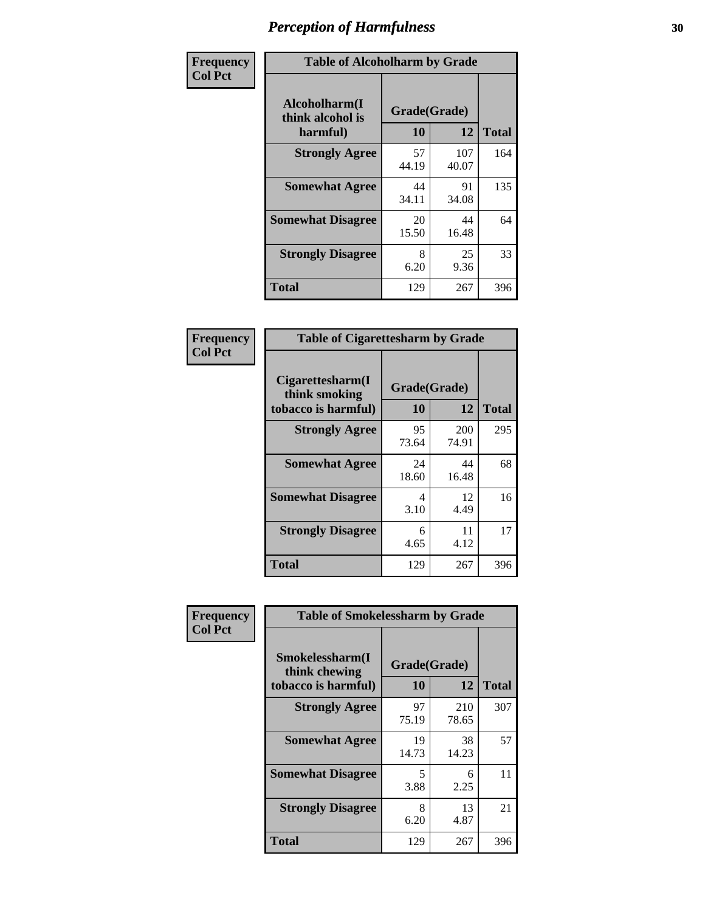# Perception of Harmfulness

**Frequency**
**Col Pct**

| Table of Alcoholharm by Grade | | | |
|---|---|---|---|
| Alcoholharm(I think alcohol is harmful) | Grade(Grade) | | Total |
| | 10 | 12 | |
| **Strongly Agree** | 57<br>44.19 | 107<br>40.07 | 164 |
| **Somewhat Agree** | 44<br>34.11 | 91<br>34.08 | 135 |
| **Somewhat Disagree** | 20<br>15.50 | 44<br>16.48 | 64 |
| **Strongly Disagree** | 8<br>6.20 | 25<br>9.36 | 33 |
| **Total** | 129 | 267 | 396 |

**Frequency**
**Col Pct**

| Table of Cigarettesharm by Grade | | | |
|---|---|---|---|
| Cigarettesharm(I think smoking tobacco is harmful) | Grade(Grade) | | Total |
| | 10 | 12 | |
| **Strongly Agree** | 95<br>73.64 | 200<br>74.91 | 295 |
| **Somewhat Agree** | 24<br>18.60 | 44<br>16.48 | 68 |
| **Somewhat Disagree** | 4<br>3.10 | 12<br>4.49 | 16 |
| **Strongly Disagree** | 6<br>4.65 | 11<br>4.12 | 17 |
| **Total** | 129 | 267 | 396 |

**Frequency**
**Col Pct**

| Table of Smokelessharm by Grade | | | |
|---|---|---|---|
| Smokelessharm(I think chewing tobacco is harmful) | Grade(Grade) | | Total |
| | 10 | 12 | |
| **Strongly Agree** | 97<br>75.19 | 210<br>78.65 | 307 |
| **Somewhat Agree** | 19<br>14.73 | 38<br>14.23 | 57 |
| **Somewhat Disagree** | 5<br>3.88 | 6<br>2.25 | 11 |
| **Strongly Disagree** | 8<br>6.20 | 13<br>4.87 | 21 |
| **Total** | 129 | 267 | 396 |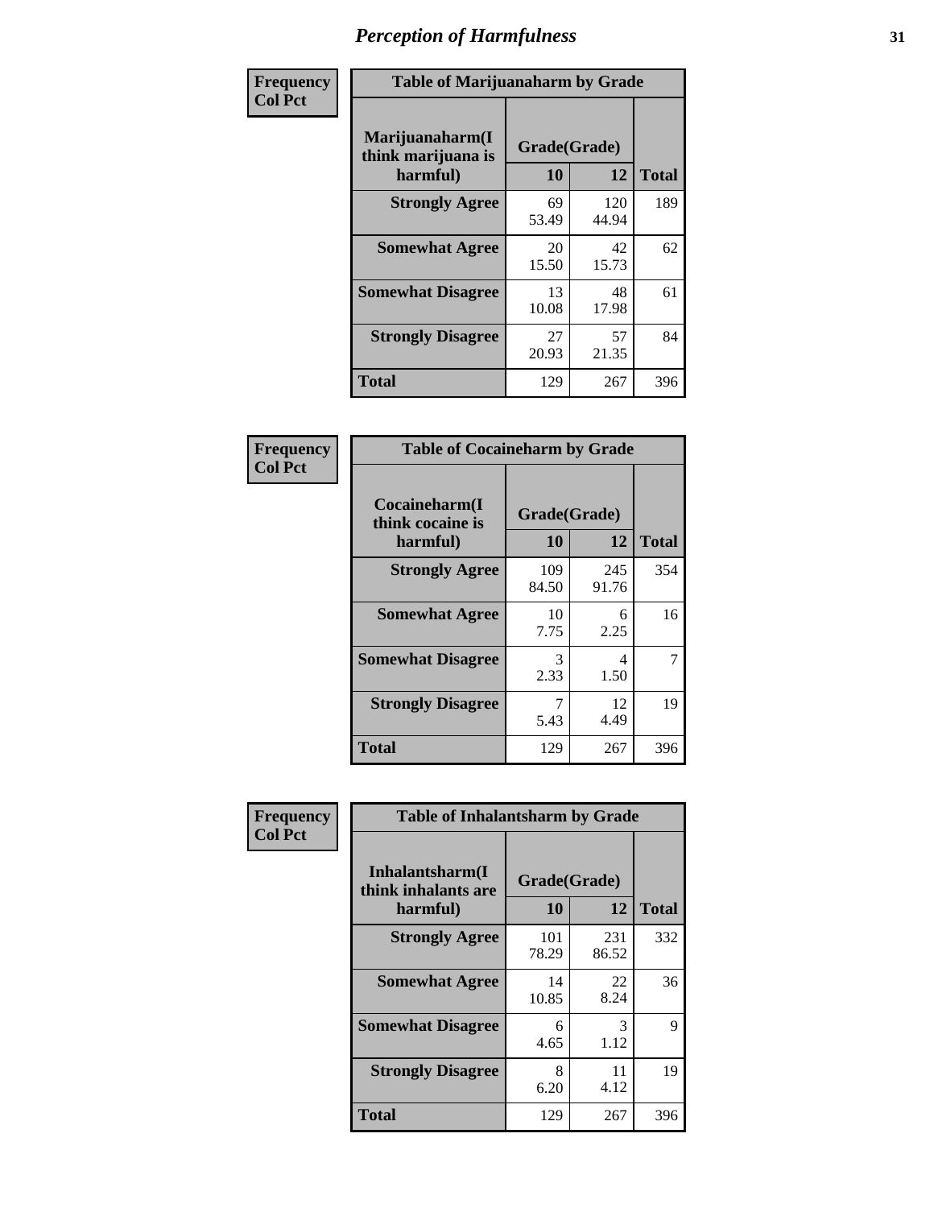# Perception of Harmfulness

| Frequency Col Pct | Table of Marijuanaharm by Grade | | |
|---|---|---|---|
| Marijuanaharm(I think marijuana is harmful) | Grade(Grade) | | |
| | 10 | 12 | Total |
| Strongly Agree | 69<br>53.49 | 120<br>44.94 | 189 |
| Somewhat Agree | 20<br>15.50 | 42<br>15.73 | 62 |
| Somewhat Disagree | 13<br>10.08 | 48<br>17.98 | 61 |
| Strongly Disagree | 27<br>20.93 | 57<br>21.35 | 84 |
| Total | 129 | 267 | 396 |

| Frequency Col Pct | Table of Cocaineharm by Grade | | |
|---|---|---|---|
| Cocaineharm(I think cocaine is harmful) | Grade(Grade) | | |
| | 10 | 12 | Total |
| Strongly Agree | 109<br>84.50 | 245<br>91.76 | 354 |
| Somewhat Agree | 10<br>7.75 | 6<br>2.25 | 16 |
| Somewhat Disagree | 3<br>2.33 | 4<br>1.50 | 7 |
| Strongly Disagree | 7<br>5.43 | 12<br>4.49 | 19 |
| Total | 129 | 267 | 396 |

| Frequency Col Pct | Table of Inhalantsharm by Grade | | |
|---|---|---|---|
| Inhalantsharm(I think inhalants are harmful) | Grade(Grade) | | |
| | 10 | 12 | Total |
| Strongly Agree | 101<br>78.29 | 231<br>86.52 | 332 |
| Somewhat Agree | 14<br>10.85 | 22<br>8.24 | 36 |
| Somewhat Disagree | 6<br>4.65 | 3<br>1.12 | 9 |
| Strongly Disagree | 8<br>6.20 | 11<br>4.12 | 19 |
| Total | 129 | 267 | 396 |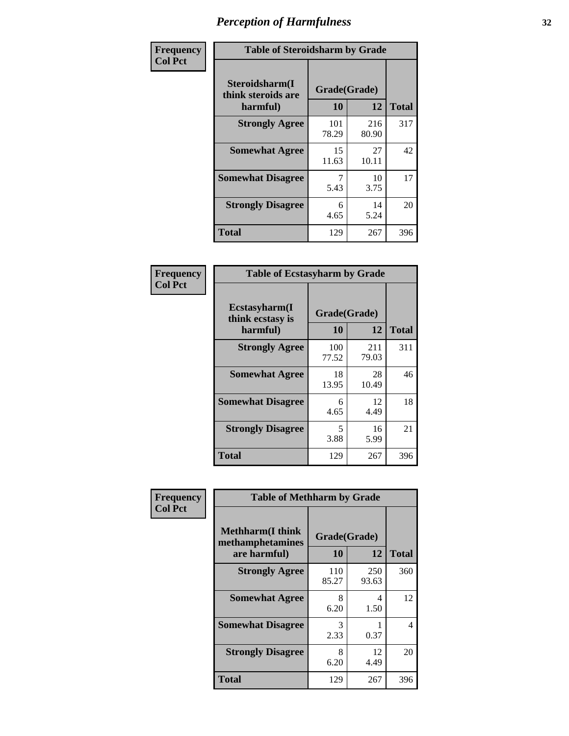# Perception of Harmfulness

| Frequency<br>Col Pct |
|---|

**Table of Steroidsharm by Grade**

| Steroidsharm(I think steroids are harmful) | Grade(Grade) 10 | 12 | Total |
|---|---|---|---|
| **Strongly Agree** | 101<br>78.29 | 216<br>80.90 | 317 |
| **Somewhat Agree** | 15<br>11.63 | 27<br>10.11 | 42 |
| **Somewhat Disagree** | 7<br>5.43 | 10<br>3.75 | 17 |
| **Strongly Disagree** | 6<br>4.65 | 14<br>5.24 | 20 |
| **Total** | 129 | 267 | 396 |

| Frequency<br>Col Pct |
|---|

**Table of Ecstasyharm by Grade**

| Ecstasyharm(I think ecstasy is harmful) | Grade(Grade) 10 | 12 | Total |
|---|---|---|---|
| **Strongly Agree** | 100<br>77.52 | 211<br>79.03 | 311 |
| **Somewhat Agree** | 18<br>13.95 | 28<br>10.49 | 46 |
| **Somewhat Disagree** | 6<br>4.65 | 12<br>4.49 | 18 |
| **Strongly Disagree** | 5<br>3.88 | 16<br>5.99 | 21 |
| **Total** | 129 | 267 | 396 |

| Frequency<br>Col Pct |
|---|

**Table of Methharm by Grade**

| Methharm(I think methamphetamines are harmful) | Grade(Grade) 10 | 12 | Total |
|---|---|---|---|
| **Strongly Agree** | 110<br>85.27 | 250<br>93.63 | 360 |
| **Somewhat Agree** | 8<br>6.20 | 4<br>1.50 | 12 |
| **Somewhat Disagree** | 3<br>2.33 | 1<br>0.37 | 4 |
| **Strongly Disagree** | 8<br>6.20 | 12<br>4.49 | 20 |
| **Total** | 129 | 267 | 396 |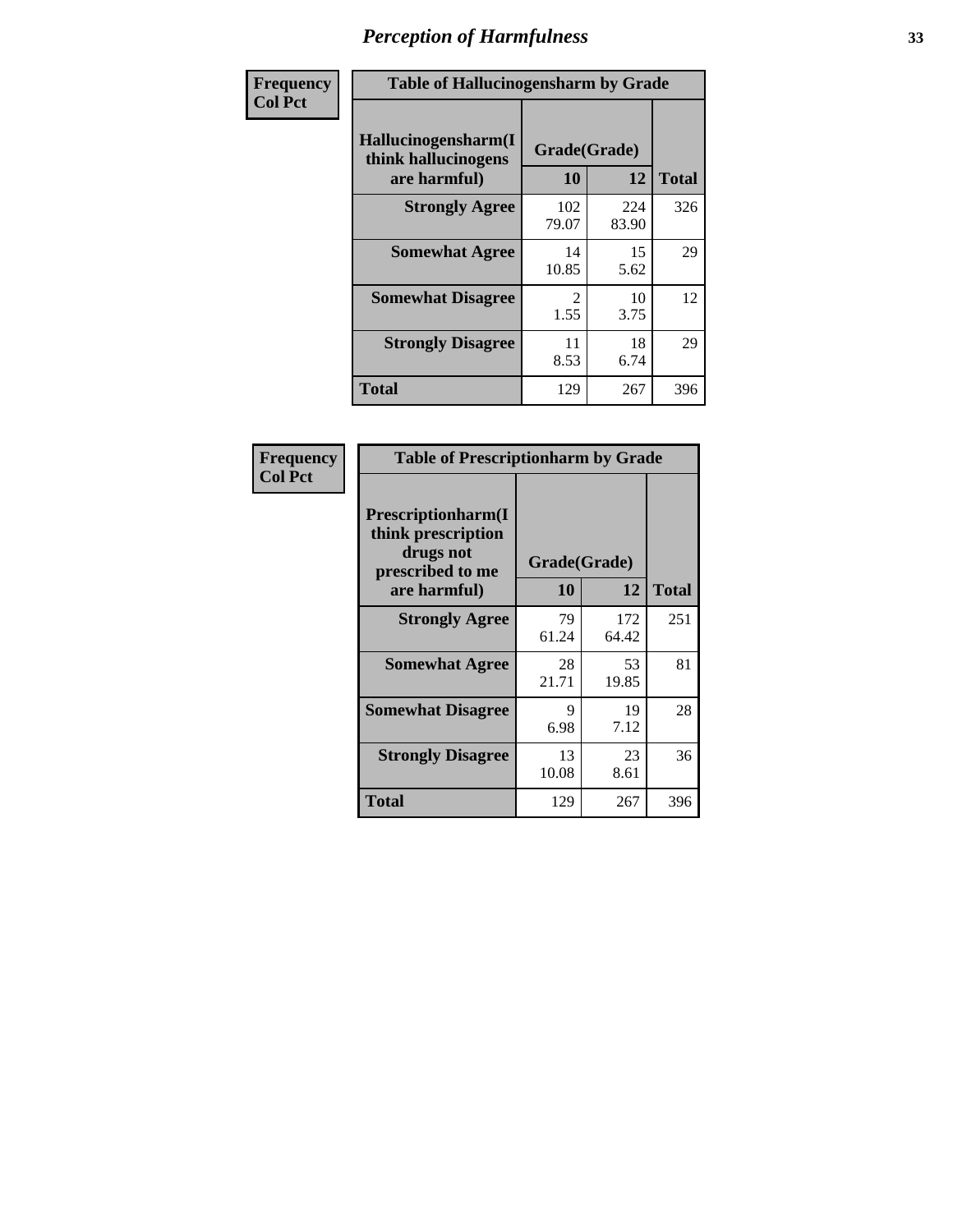# Perception of Harmfulness

| Frequency Col Pct | Table of Hallucinogensharm by Grade | | |
|---|---|---|---|
| Hallucinogensharm(I think hallucinogens are harmful) | Grade(Grade) | | |
| | 10 | 12 | Total |
| Strongly Agree | 102<br>79.07 | 224<br>83.90 | 326 |
| Somewhat Agree | 14<br>10.85 | 15<br>5.62 | 29 |
| Somewhat Disagree | 2<br>1.55 | 10<br>3.75 | 12 |
| Strongly Disagree | 11<br>8.53 | 18<br>6.74 | 29 |
| Total | 129 | 267 | 396 |

| Frequency Col Pct | Table of Prescriptionharm by Grade | | |
|---|---|---|---|
| Prescriptionharm(I think prescription drugs not prescribed to me are harmful) | Grade(Grade) | | |
| | 10 | 12 | Total |
| Strongly Agree | 79<br>61.24 | 172<br>64.42 | 251 |
| Somewhat Agree | 28<br>21.71 | 53<br>19.85 | 81 |
| Somewhat Disagree | 9<br>6.98 | 19<br>7.12 | 28 |
| Strongly Disagree | 13<br>10.08 | 23<br>8.61 | 36 |
| Total | 129 | 267 | 396 |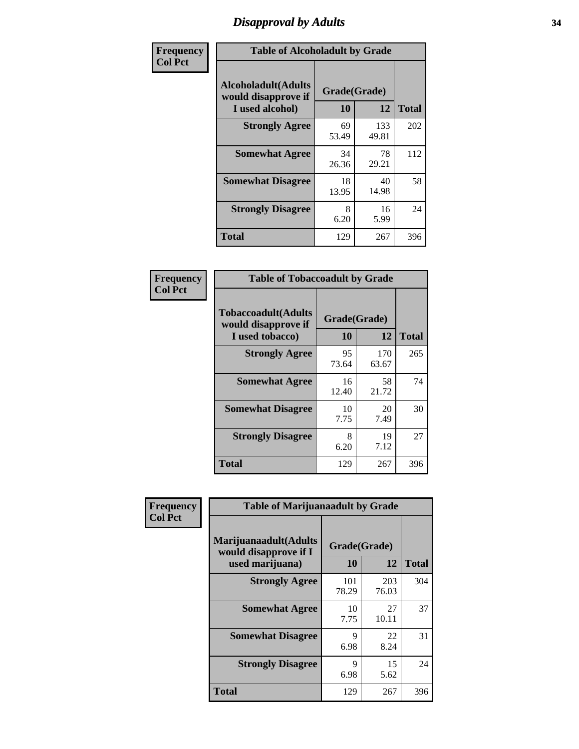# Disapproval by Adults

| Frequency Col Pct | Table of Alcoholadult by Grade | | |
|---|---|---|---|
| Alcoholadult(Adults would disapprove if I used alcohol) | Grade(Grade) | | |
| | 10 | 12 | Total |
| Strongly Agree | 69<br>53.49 | 133<br>49.81 | 202 |
| Somewhat Agree | 34<br>26.36 | 78<br>29.21 | 112 |
| Somewhat Disagree | 18<br>13.95 | 40<br>14.98 | 58 |
| Strongly Disagree | 8<br>6.20 | 16<br>5.99 | 24 |
| Total | 129 | 267 | 396 |

| Frequency Col Pct | Table of Tobaccoadult by Grade | | |
|---|---|---|---|
| Tobaccoadult(Adults would disapprove if I used tobacco) | Grade(Grade) | | |
| | 10 | 12 | Total |
| Strongly Agree | 95<br>73.64 | 170<br>63.67 | 265 |
| Somewhat Agree | 16<br>12.40 | 58<br>21.72 | 74 |
| Somewhat Disagree | 10<br>7.75 | 20<br>7.49 | 30 |
| Strongly Disagree | 8<br>6.20 | 19<br>7.12 | 27 |
| Total | 129 | 267 | 396 |

| Frequency Col Pct | Table of Marijuanaadult by Grade | | |
|---|---|---|---|
| Marijuanaadult(Adults would disapprove if I used marijuana) | Grade(Grade) | | |
| | 10 | 12 | Total |
| Strongly Agree | 101<br>78.29 | 203<br>76.03 | 304 |
| Somewhat Agree | 10<br>7.75 | 27<br>10.11 | 37 |
| Somewhat Disagree | 9<br>6.98 | 22<br>8.24 | 31 |
| Strongly Disagree | 9<br>6.98 | 15<br>5.62 | 24 |
| Total | 129 | 267 | 396 |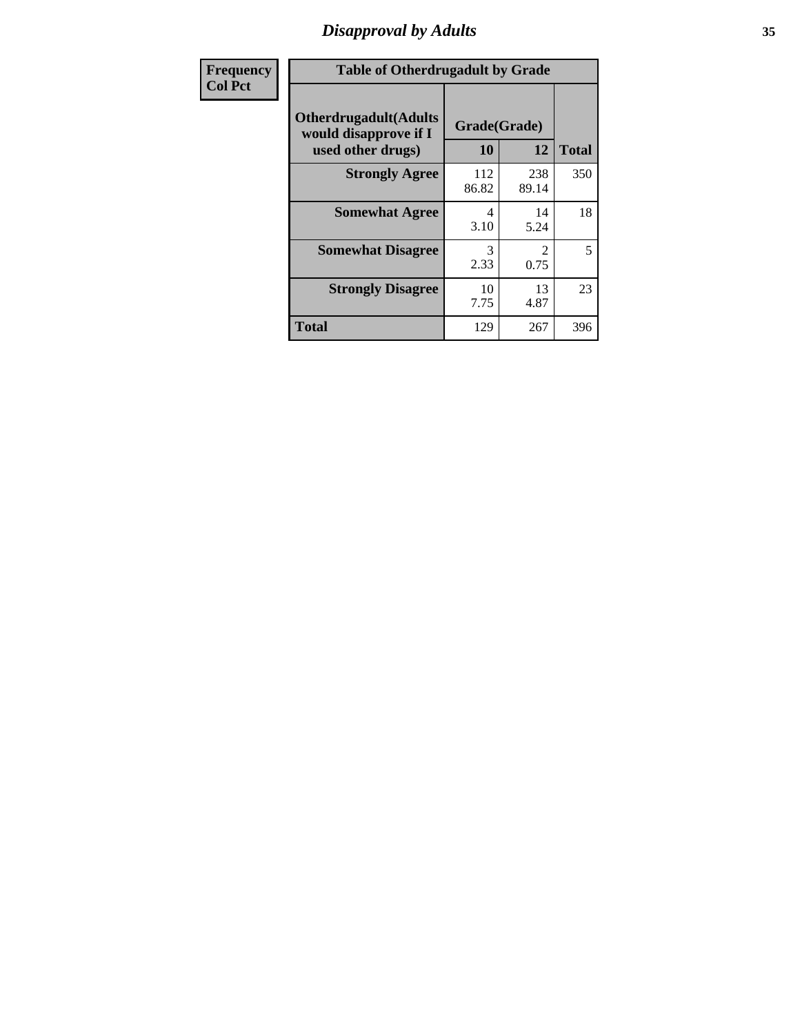# Disapproval by Adults

| Frequency<br>Col Pct |
|---|

**Table of Otherdrugadult by Grade**

| Otherdrugadult(Adults would disapprove if I used other drugs) | Grade(Grade) | | Total |
|---|---|---|---|
| | 10 | 12 | |
| **Strongly Agree** | 112<br>86.82 | 238<br>89.14 | 350 |
| **Somewhat Agree** | 4<br>3.10 | 14<br>5.24 | 18 |
| **Somewhat Disagree** | 3<br>2.33 | 2<br>0.75 | 5 |
| **Strongly Disagree** | 10<br>7.75 | 13<br>4.87 | 23 |
| **Total** | 129 | 267 | 396 |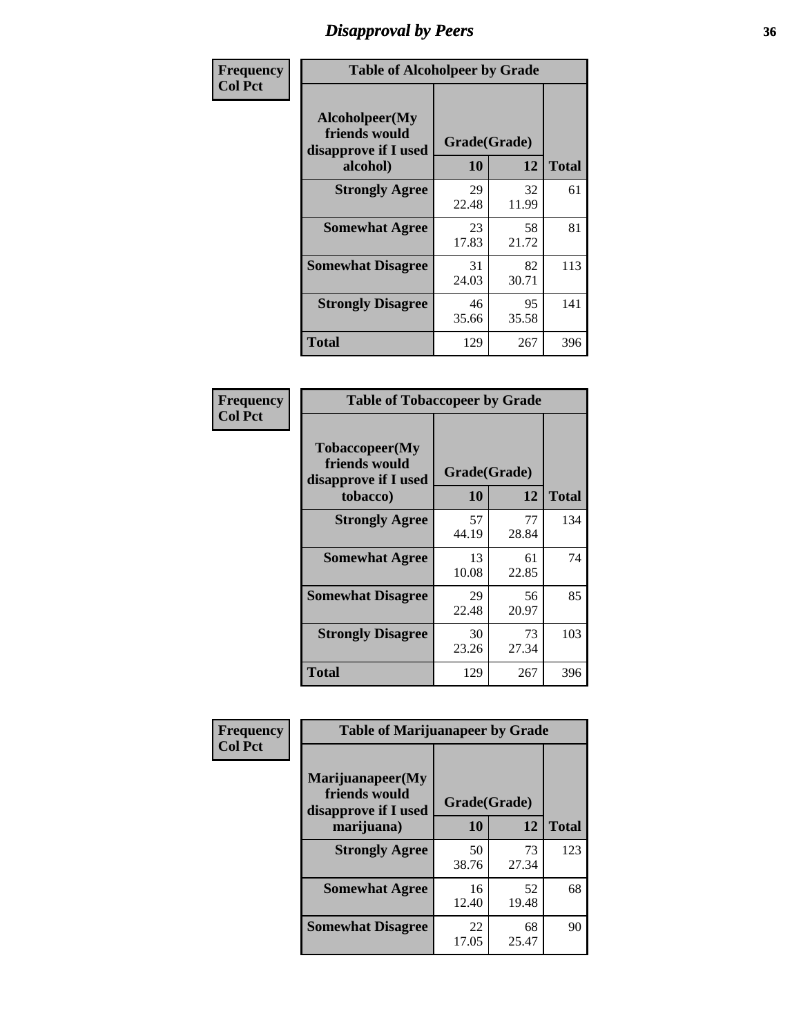# Disapproval by Peers

**Frequency**
**Col Pct**

**Table of Alcoholpeer by Grade**

| Alcoholpeer(My friends would disapprove if I used alcohol) | Grade(Grade) 10 | 12 | Total |
|---|---|---|---|
| **Strongly Agree** | 29<br>22.48 | 32<br>11.99 | 61 |
| **Somewhat Agree** | 23<br>17.83 | 58<br>21.72 | 81 |
| **Somewhat Disagree** | 31<br>24.03 | 82<br>30.71 | 113 |
| **Strongly Disagree** | 46<br>35.66 | 95<br>35.58 | 141 |
| **Total** | 129 | 267 | 396 |

**Frequency**
**Col Pct**

**Table of Tobaccopeer by Grade**

| Tobaccopeer(My friends would disapprove if I used tobacco) | Grade(Grade) 10 | 12 | Total |
|---|---|---|---|
| **Strongly Agree** | 57<br>44.19 | 77<br>28.84 | 134 |
| **Somewhat Agree** | 13<br>10.08 | 61<br>22.85 | 74 |
| **Somewhat Disagree** | 29<br>22.48 | 56<br>20.97 | 85 |
| **Strongly Disagree** | 30<br>23.26 | 73<br>27.34 | 103 |
| **Total** | 129 | 267 | 396 |

**Frequency**
**Col Pct**

**Table of Marijuanapeer by Grade**

| Marijuanapeer(My friends would disapprove if I used marijuana) | Grade(Grade) 10 | 12 | Total |
|---|---|---|---|
| **Strongly Agree** | 50<br>38.76 | 73<br>27.34 | 123 |
| **Somewhat Agree** | 16<br>12.40 | 52<br>19.48 | 68 |
| **Somewhat Disagree** | 22<br>17.05 | 68<br>25.47 | 90 |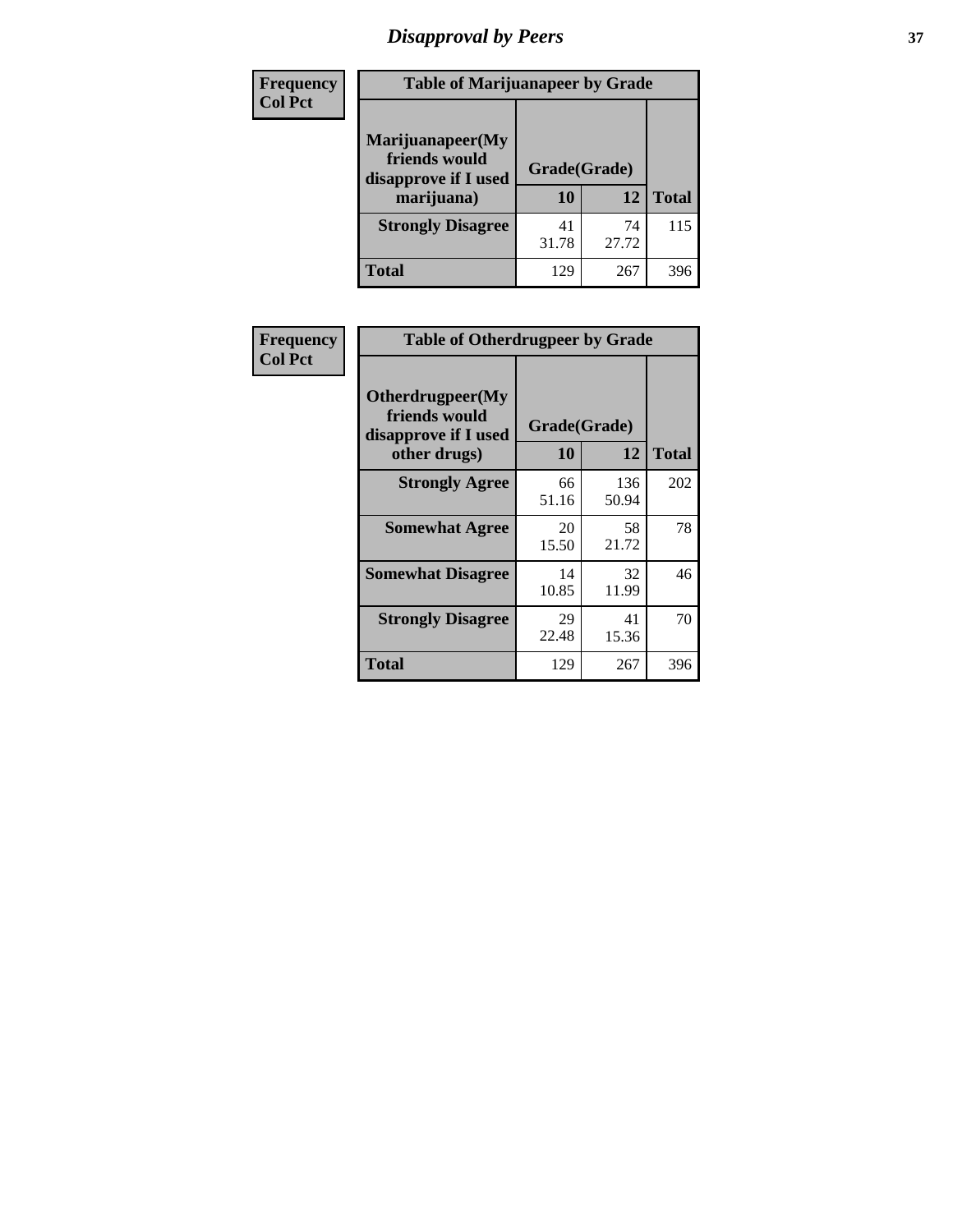# Disapproval by Peers

| Frequency<br>Col Pct | Table of Marijuanapeer by Grade | | |
|---|---|---|---|
| **Marijuanapeer(My friends would disapprove if I used marijuana)** | **Grade(Grade)** | | |
| | **10** | **12** | **Total** |
| **Strongly Disagree** | 41<br>31.78 | 74<br>27.72 | 115 |
| **Total** | 129 | 267 | 396 |

| Frequency<br>Col Pct | Table of Otherdrugpeer by Grade | | |
|---|---|---|---|
| **Otherdrugpeer(My friends would disapprove if I used other drugs)** | **Grade(Grade)** | | |
| | **10** | **12** | **Total** |
| **Strongly Agree** | 66<br>51.16 | 136<br>50.94 | 202 |
| **Somewhat Agree** | 20<br>15.50 | 58<br>21.72 | 78 |
| **Somewhat Disagree** | 14<br>10.85 | 32<br>11.99 | 46 |
| **Strongly Disagree** | 29<br>22.48 | 41<br>15.36 | 70 |
| **Total** | 129 | 267 | 396 |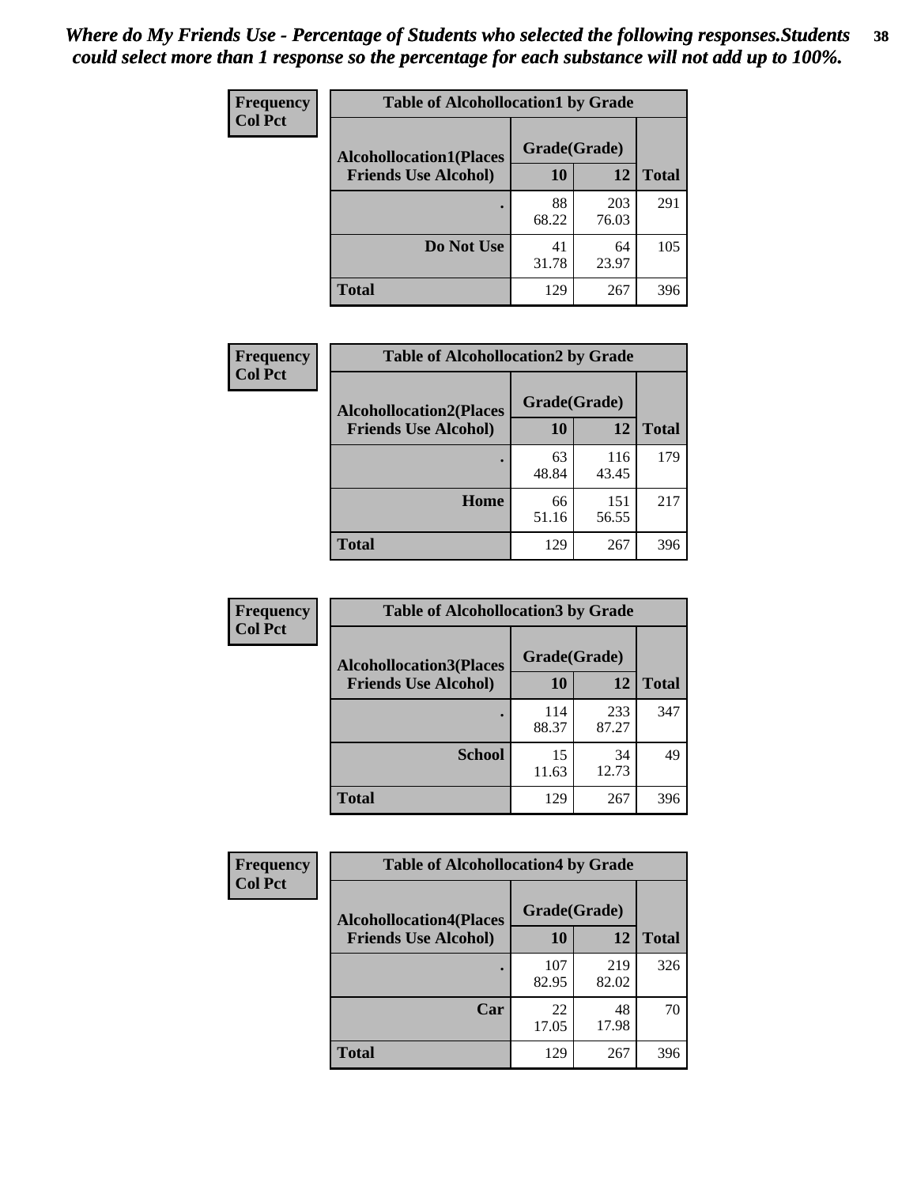*Where do My Friends Use - Percentage of Students who selected the following responses.Students could select more than 1 response so the percentage for each substance will not add up to 100%.*

**Frequency**
**Col Pct**

| Table of Alcohollocation1 by Grade | | | |
|---|---|---|---|
| **Alcohollocation1(Places Friends Use Alcohol)** | **Grade(Grade)** | | |
| | **10** | **12** | **Total** |
| . | 88<br>68.22 | 203<br>76.03 | 291 |
| **Do Not Use** | 41<br>31.78 | 64<br>23.97 | 105 |
| **Total** | 129 | 267 | 396 |

**Frequency**
**Col Pct**

| Table of Alcohollocation2 by Grade | | | |
|---|---|---|---|
| **Alcohollocation2(Places Friends Use Alcohol)** | **Grade(Grade)** | | |
| | **10** | **12** | **Total** |
| . | 63<br>48.84 | 116<br>43.45 | 179 |
| **Home** | 66<br>51.16 | 151<br>56.55 | 217 |
| **Total** | 129 | 267 | 396 |

**Frequency**
**Col Pct**

| Table of Alcohollocation3 by Grade | | | |
|---|---|---|---|
| **Alcohollocation3(Places Friends Use Alcohol)** | **Grade(Grade)** | | |
| | **10** | **12** | **Total** |
| . | 114<br>88.37 | 233<br>87.27 | 347 |
| **School** | 15<br>11.63 | 34<br>12.73 | 49 |
| **Total** | 129 | 267 | 396 |

**Frequency**
**Col Pct**

| Table of Alcohollocation4 by Grade | | | |
|---|---|---|---|
| **Alcohollocation4(Places Friends Use Alcohol)** | **Grade(Grade)** | | |
| | **10** | **12** | **Total** |
| . | 107<br>82.95 | 219<br>82.02 | 326 |
| **Car** | 22<br>17.05 | 48<br>17.98 | 70 |
| **Total** | 129 | 267 | 396 |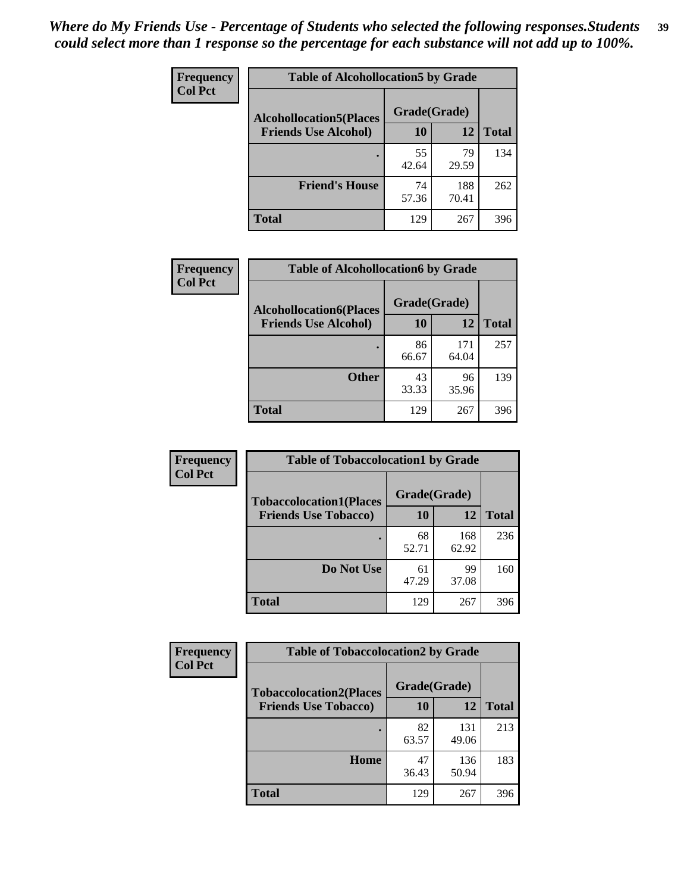*Where do My Friends Use - Percentage of Students who selected the following responses.Students could select more than 1 response so the percentage for each substance will not add up to 100%.*

**Frequency**
**Col Pct**

| Table of Alcohollocation5 by Grade | | | |
|---|---|---|---|
| **Alcohollocation5(Places Friends Use Alcohol)** | **Grade(Grade)** | | **Total** |
| | **10** | **12** | |
| . | 55<br>42.64 | 79<br>29.59 | 134 |
| **Friend's House** | 74<br>57.36 | 188<br>70.41 | 262 |
| **Total** | 129 | 267 | 396 |

**Frequency**
**Col Pct**

| Table of Alcohollocation6 by Grade | | | |
|---|---|---|---|
| **Alcohollocation6(Places Friends Use Alcohol)** | **Grade(Grade)** | | **Total** |
| | **10** | **12** | |
| . | 86<br>66.67 | 171<br>64.04 | 257 |
| **Other** | 43<br>33.33 | 96<br>35.96 | 139 |
| **Total** | 129 | 267 | 396 |

**Frequency**
**Col Pct**

| Table of Tobaccolocation1 by Grade | | | |
|---|---|---|---|
| **Tobaccolocation1(Places Friends Use Tobacco)** | **Grade(Grade)** | | **Total** |
| | **10** | **12** | |
| . | 68<br>52.71 | 168<br>62.92 | 236 |
| **Do Not Use** | 61<br>47.29 | 99<br>37.08 | 160 |
| **Total** | 129 | 267 | 396 |

**Frequency**
**Col Pct**

| Table of Tobaccolocation2 by Grade | | | |
|---|---|---|---|
| **Tobaccolocation2(Places Friends Use Tobacco)** | **Grade(Grade)** | | **Total** |
| | **10** | **12** | |
| . | 82<br>63.57 | 131<br>49.06 | 213 |
| **Home** | 47<br>36.43 | 136<br>50.94 | 183 |
| **Total** | 129 | 267 | 396 |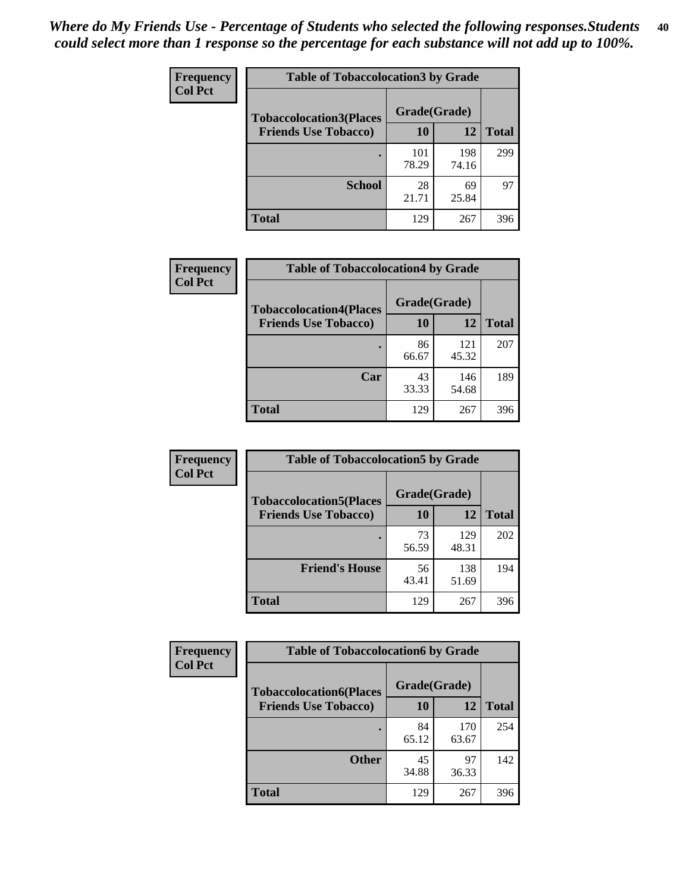*Where do My Friends Use - Percentage of Students who selected the following responses.Students could select more than 1 response so the percentage for each substance will not add up to 100%.*

**Frequency**
**Col Pct**

| Table of Tobaccolocation3 by Grade | | | |
|---|---|---|---|
| **Tobaccolocation3(Places Friends Use Tobacco)** | **Grade(Grade)** | | **Total** |
| | **10** | **12** | |
| **.** | 101<br>78.29 | 198<br>74.16 | 299 |
| **School** | 28<br>21.71 | 69<br>25.84 | 97 |
| **Total** | 129 | 267 | 396 |

**Frequency**
**Col Pct**

| Table of Tobaccolocation4 by Grade | | | |
|---|---|---|---|
| **Tobaccolocation4(Places Friends Use Tobacco)** | **Grade(Grade)** | | **Total** |
| | **10** | **12** | |
| **.** | 86<br>66.67 | 121<br>45.32 | 207 |
| **Car** | 43<br>33.33 | 146<br>54.68 | 189 |
| **Total** | 129 | 267 | 396 |

**Frequency**
**Col Pct**

| Table of Tobaccolocation5 by Grade | | | |
|---|---|---|---|
| **Tobaccolocation5(Places Friends Use Tobacco)** | **Grade(Grade)** | | **Total** |
| | **10** | **12** | |
| **.** | 73<br>56.59 | 129<br>48.31 | 202 |
| **Friend's House** | 56<br>43.41 | 138<br>51.69 | 194 |
| **Total** | 129 | 267 | 396 |

**Frequency**
**Col Pct**

| Table of Tobaccolocation6 by Grade | | | |
|---|---|---|---|
| **Tobaccolocation6(Places Friends Use Tobacco)** | **Grade(Grade)** | | **Total** |
| | **10** | **12** | |
| **.** | 84<br>65.12 | 170<br>63.67 | 254 |
| **Other** | 45<br>34.88 | 97<br>36.33 | 142 |
| **Total** | 129 | 267 | 396 |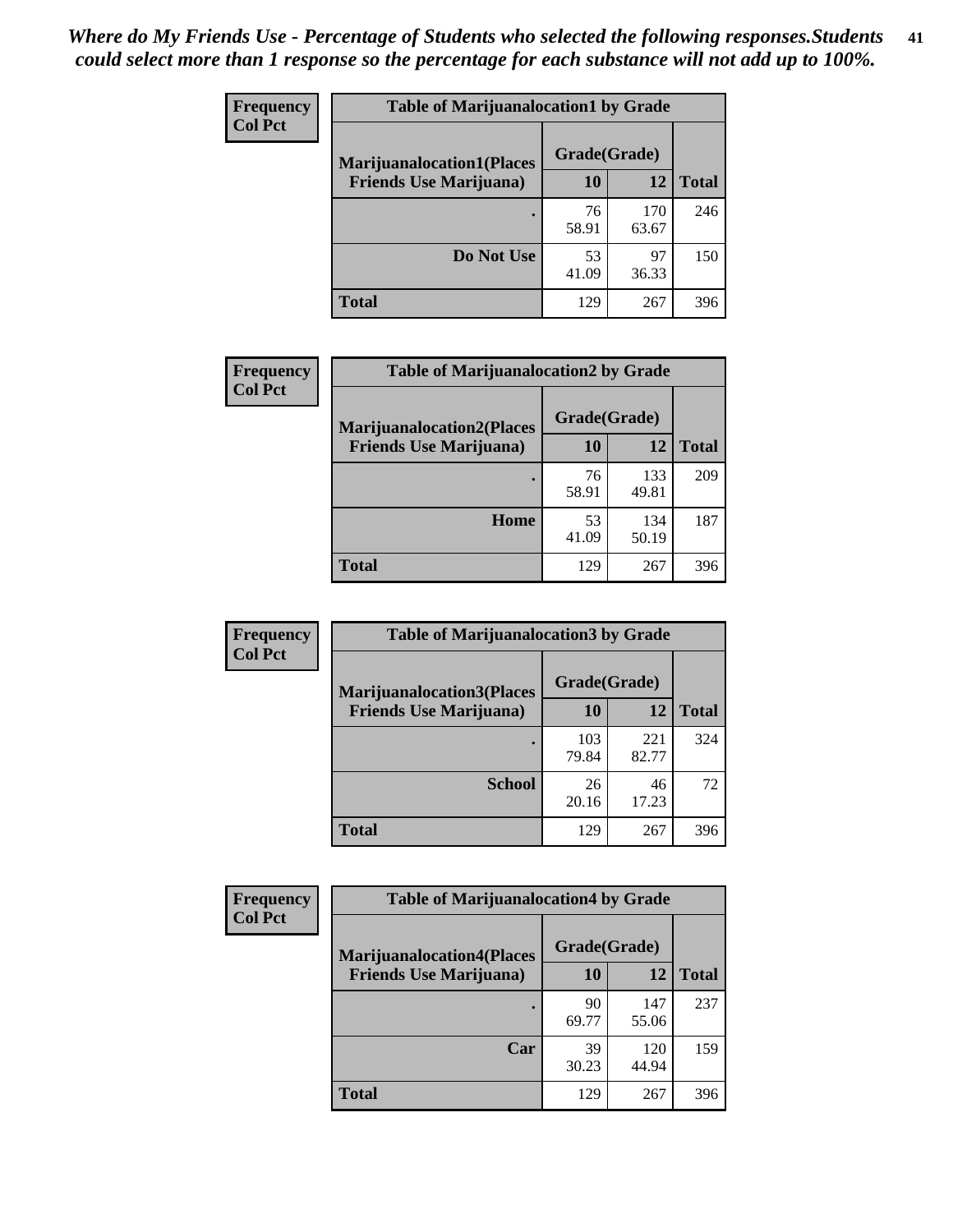*Where do My Friends Use - Percentage of Students who selected the following responses.Students could select more than 1 response so the percentage for each substance will not add up to 100%.*

**Frequency**
**Col Pct**

**Table of Marijuanalocation1 by Grade**

| Marijuanalocation1(Places Friends Use Marijuana) | Grade(Grade) 10 | 12 | Total |
|---|---|---|---|
| . | 76<br>58.91 | 170<br>63.67 | 246 |
| Do Not Use | 53<br>41.09 | 97<br>36.33 | 150 |
| Total | 129 | 267 | 396 |

**Frequency**
**Col Pct**

**Table of Marijuanalocation2 by Grade**

| Marijuanalocation2(Places Friends Use Marijuana) | Grade(Grade) 10 | 12 | Total |
|---|---|---|---|
| . | 76<br>58.91 | 133<br>49.81 | 209 |
| Home | 53<br>41.09 | 134<br>50.19 | 187 |
| Total | 129 | 267 | 396 |

**Frequency**
**Col Pct**

**Table of Marijuanalocation3 by Grade**

| Marijuanalocation3(Places Friends Use Marijuana) | Grade(Grade) 10 | 12 | Total |
|---|---|---|---|
| . | 103<br>79.84 | 221<br>82.77 | 324 |
| School | 26<br>20.16 | 46<br>17.23 | 72 |
| Total | 129 | 267 | 396 |

**Frequency**
**Col Pct**

**Table of Marijuanalocation4 by Grade**

| Marijuanalocation4(Places Friends Use Marijuana) | Grade(Grade) 10 | 12 | Total |
|---|---|---|---|
| . | 90<br>69.77 | 147<br>55.06 | 237 |
| Car | 39<br>30.23 | 120<br>44.94 | 159 |
| Total | 129 | 267 | 396 |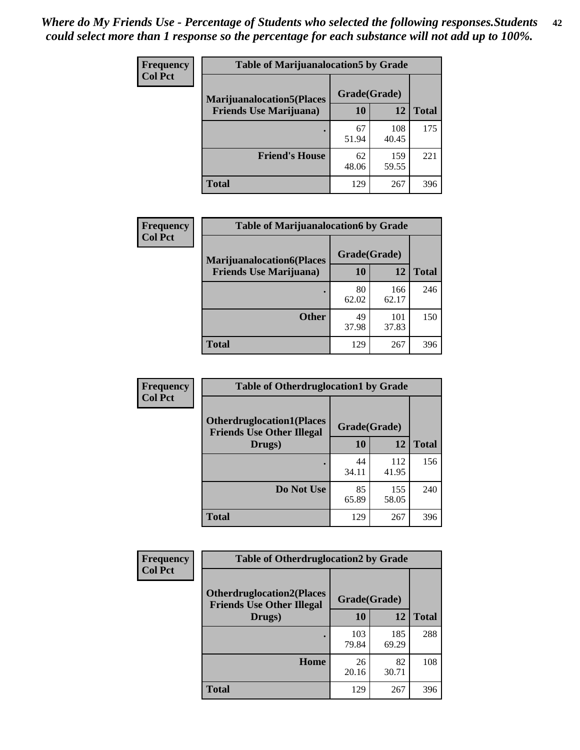*Where do My Friends Use - Percentage of Students who selected the following responses.Students could select more than 1 response so the percentage for each substance will not add up to 100%.*

**Frequency**
**Col Pct**

| Table of Marijuanalocation5 by Grade | | | |
|---|---|---|---|
| **Marijuanalocation5(Places Friends Use Marijuana)** | **Grade(Grade)** | | **Total** |
| | **10** | **12** | |
| . | 67<br>51.94 | 108<br>40.45 | 175 |
| **Friend's House** | 62<br>48.06 | 159<br>59.55 | 221 |
| **Total** | 129 | 267 | 396 |

**Frequency**
**Col Pct**

| Table of Marijuanalocation6 by Grade | | | |
|---|---|---|---|
| **Marijuanalocation6(Places Friends Use Marijuana)** | **Grade(Grade)** | | **Total** |
| | **10** | **12** | |
| . | 80<br>62.02 | 166<br>62.17 | 246 |
| **Other** | 49<br>37.98 | 101<br>37.83 | 150 |
| **Total** | 129 | 267 | 396 |

**Frequency**
**Col Pct**

| Table of Otherdruglocation1 by Grade | | | |
|---|---|---|---|
| **Otherdruglocation1(Places Friends Use Other Illegal Drugs)** | **Grade(Grade)** | | **Total** |
| | **10** | **12** | |
| . | 44<br>34.11 | 112<br>41.95 | 156 |
| **Do Not Use** | 85<br>65.89 | 155<br>58.05 | 240 |
| **Total** | 129 | 267 | 396 |

**Frequency**
**Col Pct**

| Table of Otherdruglocation2 by Grade | | | |
|---|---|---|---|
| **Otherdruglocation2(Places Friends Use Other Illegal Drugs)** | **Grade(Grade)** | | **Total** |
| | **10** | **12** | |
| . | 103<br>79.84 | 185<br>69.29 | 288 |
| **Home** | 26<br>20.16 | 82<br>30.71 | 108 |
| **Total** | 129 | 267 | 396 |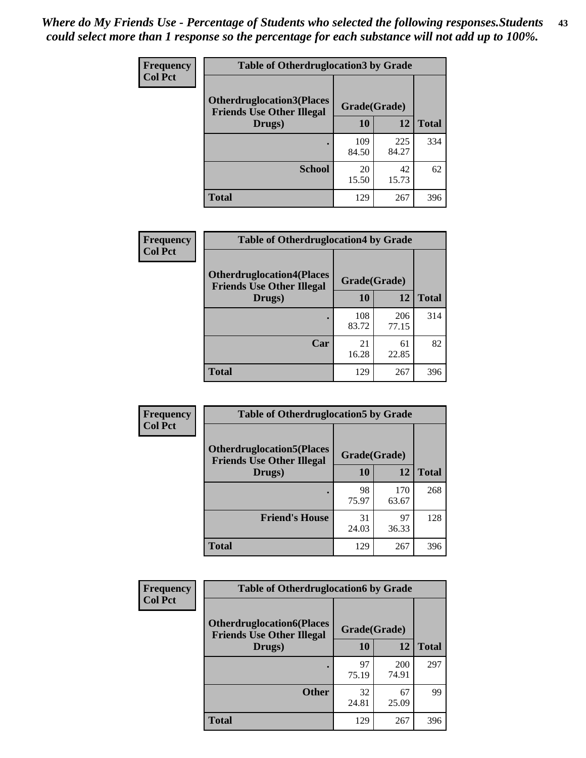*Where do My Friends Use - Percentage of Students who selected the following responses.Students could select more than 1 response so the percentage for each substance will not add up to 100%.*

| Frequency<br>Col Pct | Table of Otherdruglocation3 by Grade | | |
|---|---|---|---|
| Otherdruglocation3(Places Friends Use Other Illegal Drugs) | Grade(Grade) | | |
| | 10 | 12 | Total |
| . | 109<br>84.50 | 225<br>84.27 | 334 |
| School | 20<br>15.50 | 42<br>15.73 | 62 |
| Total | 129 | 267 | 396 |

| Frequency<br>Col Pct | Table of Otherdruglocation4 by Grade | | |
|---|---|---|---|
| Otherdruglocation4(Places Friends Use Other Illegal Drugs) | Grade(Grade) | | |
| | 10 | 12 | Total |
| . | 108<br>83.72 | 206<br>77.15 | 314 |
| Car | 21<br>16.28 | 61<br>22.85 | 82 |
| Total | 129 | 267 | 396 |

| Frequency<br>Col Pct | Table of Otherdruglocation5 by Grade | | |
|---|---|---|---|
| Otherdruglocation5(Places Friends Use Other Illegal Drugs) | Grade(Grade) | | |
| | 10 | 12 | Total |
| . | 98<br>75.97 | 170<br>63.67 | 268 |
| Friend's House | 31<br>24.03 | 97<br>36.33 | 128 |
| Total | 129 | 267 | 396 |

| Frequency<br>Col Pct | Table of Otherdruglocation6 by Grade | | |
|---|---|---|---|
| Otherdruglocation6(Places Friends Use Other Illegal Drugs) | Grade(Grade) | | |
| | 10 | 12 | Total |
| . | 97<br>75.19 | 200<br>74.91 | 297 |
| Other | 32<br>24.81 | 67<br>25.09 | 99 |
| Total | 129 | 267 | 396 |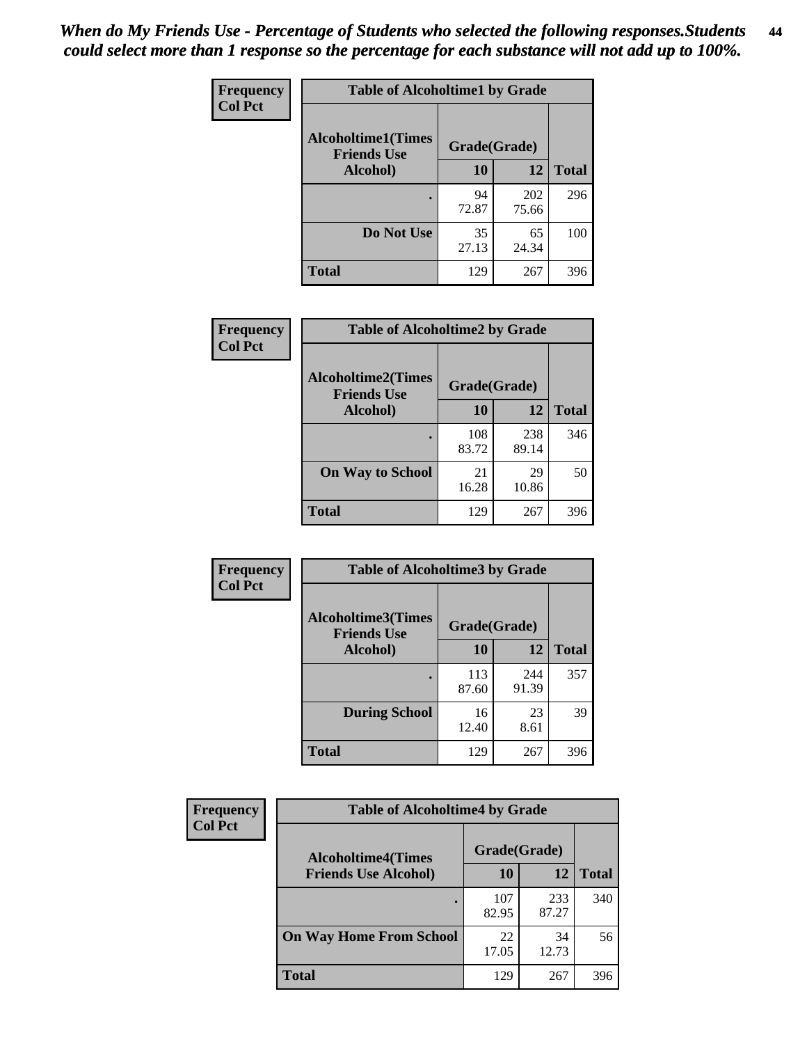*When do My Friends Use - Percentage of Students who selected the following responses.Students could select more than 1 response so the percentage for each substance will not add up to 100%.*

**Frequency**
**Col Pct**

| Table of Alcoholtime1 by Grade | | | |
|---|---|---|---|
| **Alcoholtime1(Times Friends Use Alcohol)** | **Grade(Grade)** | | |
| | **10** | **12** | **Total** |
| **.** | 94<br>72.87 | 202<br>75.66 | 296 |
| **Do Not Use** | 35<br>27.13 | 65<br>24.34 | 100 |
| **Total** | 129 | 267 | 396 |

**Frequency**
**Col Pct**

| Table of Alcoholtime2 by Grade | | | |
|---|---|---|---|
| **Alcoholtime2(Times Friends Use Alcohol)** | **Grade(Grade)** | | |
| | **10** | **12** | **Total** |
| **.** | 108<br>83.72 | 238<br>89.14 | 346 |
| **On Way to School** | 21<br>16.28 | 29<br>10.86 | 50 |
| **Total** | 129 | 267 | 396 |

**Frequency**
**Col Pct**

| Table of Alcoholtime3 by Grade | | | |
|---|---|---|---|
| **Alcoholtime3(Times Friends Use Alcohol)** | **Grade(Grade)** | | |
| | **10** | **12** | **Total** |
| **.** | 113<br>87.60 | 244<br>91.39 | 357 |
| **During School** | 16<br>12.40 | 23<br>8.61 | 39 |
| **Total** | 129 | 267 | 396 |

**Frequency**
**Col Pct**

| Table of Alcoholtime4 by Grade | | | |
|---|---|---|---|
| **Alcoholtime4(Times Friends Use Alcohol)** | **Grade(Grade)** | | |
| | **10** | **12** | **Total** |
| **.** | 107<br>82.95 | 233<br>87.27 | 340 |
| **On Way Home From School** | 22<br>17.05 | 34<br>12.73 | 56 |
| **Total** | 129 | 267 | 396 |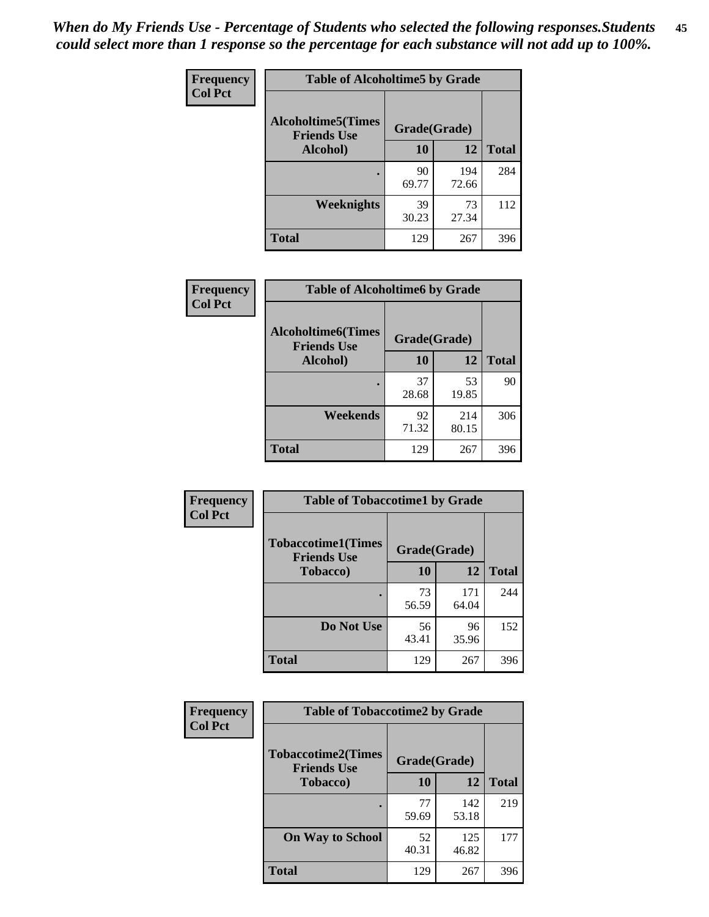*When do My Friends Use - Percentage of Students who selected the following responses.Students could select more than 1 response so the percentage for each substance will not add up to 100%.*

**Frequency / Col Pct**

**Table of Alcoholtime5 by Grade**

| Alcoholtime5(Times Friends Use Alcohol) | Grade(Grade) | | Total |
|---|---|---|---|
| | 10 | 12 | |
| . | 90<br>69.77 | 194<br>72.66 | 284 |
| Weeknights | 39<br>30.23 | 73<br>27.34 | 112 |
| Total | 129 | 267 | 396 |

**Frequency / Col Pct**

**Table of Alcoholtime6 by Grade**

| Alcoholtime6(Times Friends Use Alcohol) | Grade(Grade) | | Total |
|---|---|---|---|
| | 10 | 12 | |
| . | 37<br>28.68 | 53<br>19.85 | 90 |
| Weekends | 92<br>71.32 | 214<br>80.15 | 306 |
| Total | 129 | 267 | 396 |

**Frequency / Col Pct**

**Table of Tobaccotime1 by Grade**

| Tobaccotime1(Times Friends Use Tobacco) | Grade(Grade) | | Total |
|---|---|---|---|
| | 10 | 12 | |
| . | 73<br>56.59 | 171<br>64.04 | 244 |
| Do Not Use | 56<br>43.41 | 96<br>35.96 | 152 |
| Total | 129 | 267 | 396 |

**Frequency / Col Pct**

**Table of Tobaccotime2 by Grade**

| Tobaccotime2(Times Friends Use Tobacco) | Grade(Grade) | | Total |
|---|---|---|---|
| | 10 | 12 | |
| . | 77<br>59.69 | 142<br>53.18 | 219 |
| On Way to School | 52<br>40.31 | 125<br>46.82 | 177 |
| Total | 129 | 267 | 396 |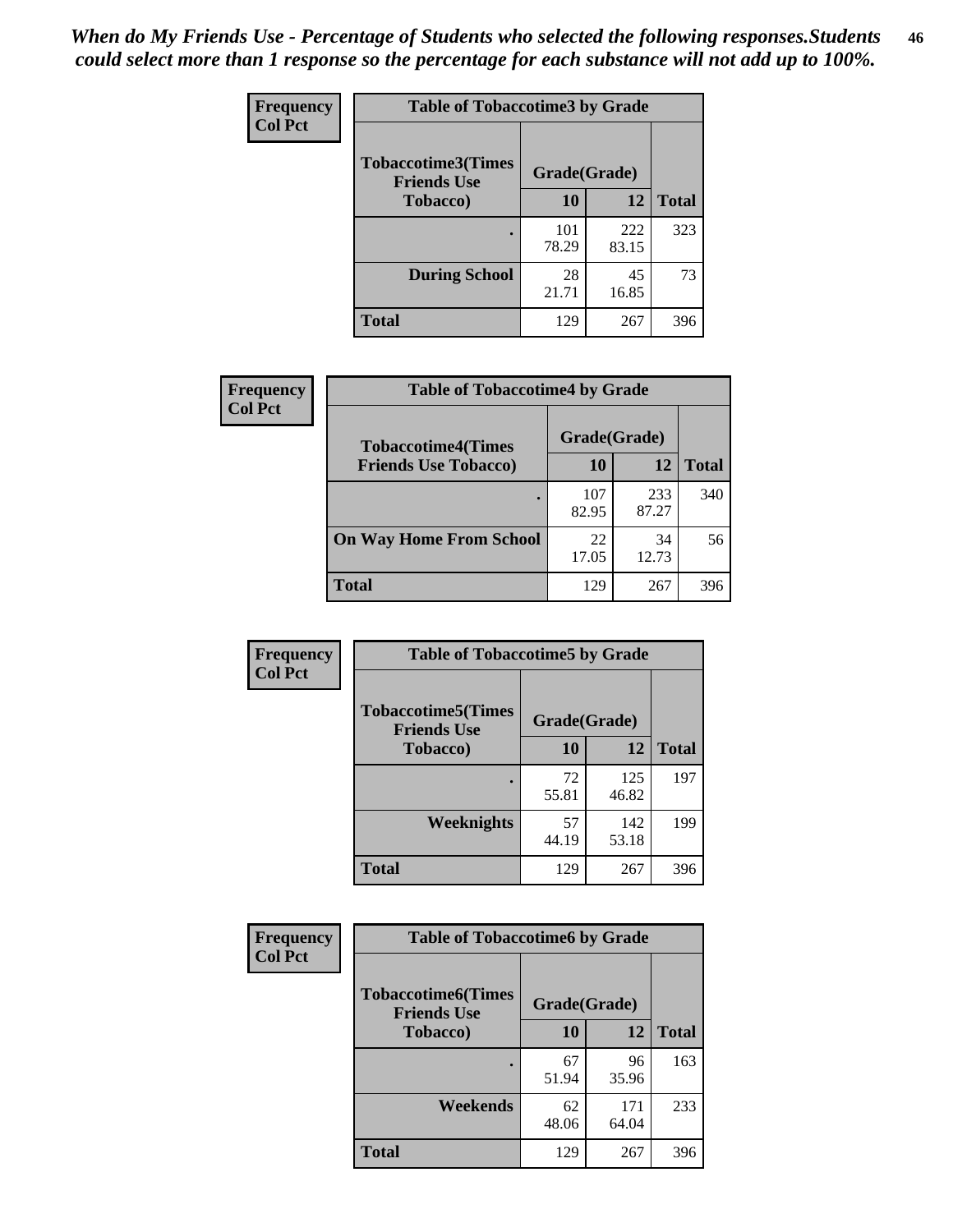*When do My Friends Use - Percentage of Students who selected the following responses.Students could select more than 1 response so the percentage for each substance will not add up to 100%.*

**Frequency**
**Col Pct**

| Table of Tobaccotime3 by Grade | | | |
|---|---|---|---|
| **Tobaccotime3(Times Friends Use Tobacco)** | **Grade(Grade)** | | **Total** |
| | **10** | **12** | |
| . | 101<br>78.29 | 222<br>83.15 | 323 |
| **During School** | 28<br>21.71 | 45<br>16.85 | 73 |
| **Total** | 129 | 267 | 396 |

**Frequency**
**Col Pct**

| Table of Tobaccotime4 by Grade | | | |
|---|---|---|---|
| **Tobaccotime4(Times Friends Use Tobacco)** | **Grade(Grade)** | | **Total** |
| | **10** | **12** | |
| . | 107<br>82.95 | 233<br>87.27 | 340 |
| **On Way Home From School** | 22<br>17.05 | 34<br>12.73 | 56 |
| **Total** | 129 | 267 | 396 |

**Frequency**
**Col Pct**

| Table of Tobaccotime5 by Grade | | | |
|---|---|---|---|
| **Tobaccotime5(Times Friends Use Tobacco)** | **Grade(Grade)** | | **Total** |
| | **10** | **12** | |
| . | 72<br>55.81 | 125<br>46.82 | 197 |
| **Weeknights** | 57<br>44.19 | 142<br>53.18 | 199 |
| **Total** | 129 | 267 | 396 |

**Frequency**
**Col Pct**

| Table of Tobaccotime6 by Grade | | | |
|---|---|---|---|
| **Tobaccotime6(Times Friends Use Tobacco)** | **Grade(Grade)** | | **Total** |
| | **10** | **12** | |
| . | 67<br>51.94 | 96<br>35.96 | 163 |
| **Weekends** | 62<br>48.06 | 171<br>64.04 | 233 |
| **Total** | 129 | 267 | 396 |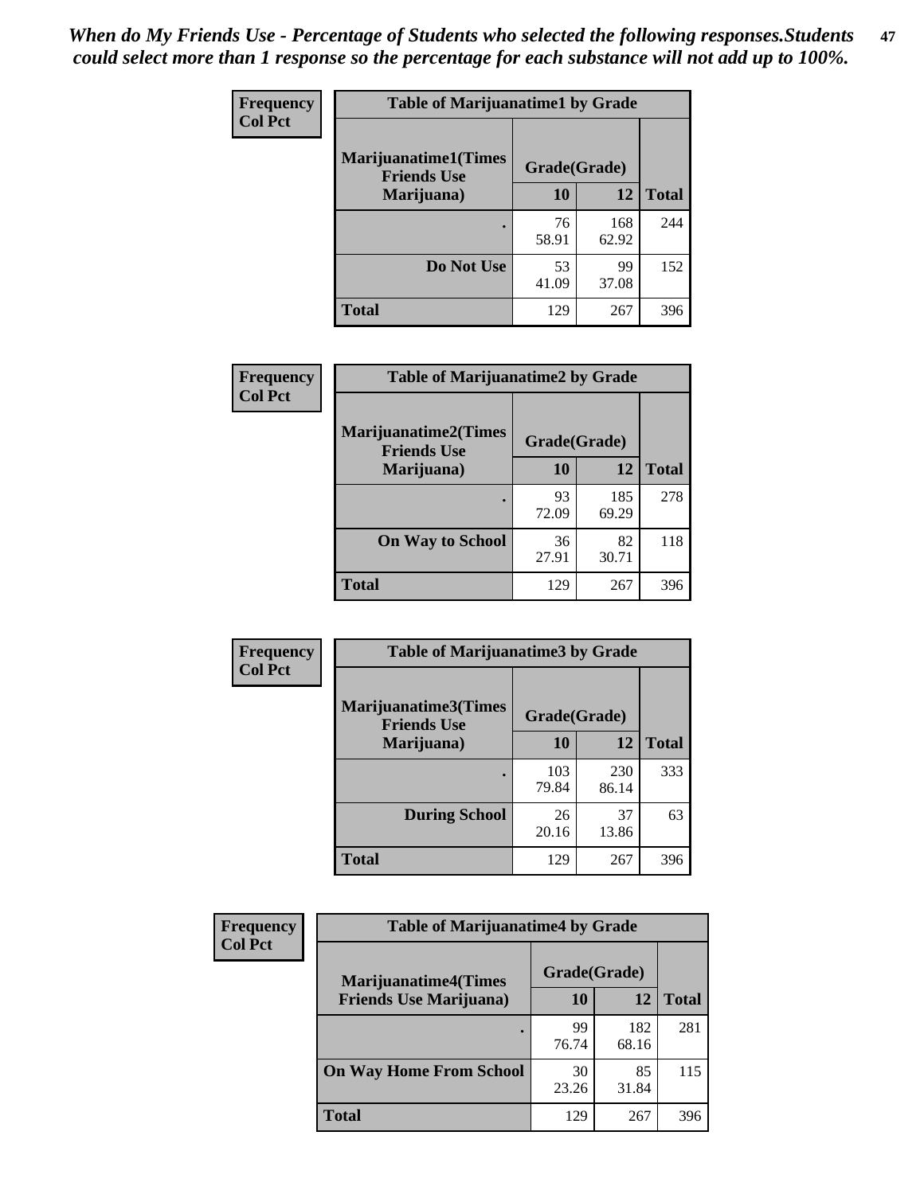*When do My Friends Use - Percentage of Students who selected the following responses.Students could select more than 1 response so the percentage for each substance will not add up to 100%.*

**Frequency**
**Col Pct**

| Table of Marijuanatime1 by Grade | | | |
|---|---|---|---|
| **Marijuanatime1(Times Friends Use Marijuana)** | **Grade(Grade)** | | |
| | **10** | **12** | **Total** |
| **.** | 76<br>58.91 | 168<br>62.92 | 244 |
| **Do Not Use** | 53<br>41.09 | 99<br>37.08 | 152 |
| **Total** | 129 | 267 | 396 |

**Frequency**
**Col Pct**

| Table of Marijuanatime2 by Grade | | | |
|---|---|---|---|
| **Marijuanatime2(Times Friends Use Marijuana)** | **Grade(Grade)** | | |
| | **10** | **12** | **Total** |
| **.** | 93<br>72.09 | 185<br>69.29 | 278 |
| **On Way to School** | 36<br>27.91 | 82<br>30.71 | 118 |
| **Total** | 129 | 267 | 396 |

**Frequency**
**Col Pct**

| Table of Marijuanatime3 by Grade | | | |
|---|---|---|---|
| **Marijuanatime3(Times Friends Use Marijuana)** | **Grade(Grade)** | | |
| | **10** | **12** | **Total** |
| **.** | 103<br>79.84 | 230<br>86.14 | 333 |
| **During School** | 26<br>20.16 | 37<br>13.86 | 63 |
| **Total** | 129 | 267 | 396 |

**Frequency**
**Col Pct**

| Table of Marijuanatime4 by Grade | | | |
|---|---|---|---|
| **Marijuanatime4(Times Friends Use Marijuana)** | **Grade(Grade)** | | |
| | **10** | **12** | **Total** |
| **.** | 99<br>76.74 | 182<br>68.16 | 281 |
| **On Way Home From School** | 30<br>23.26 | 85<br>31.84 | 115 |
| **Total** | 129 | 267 | 396 |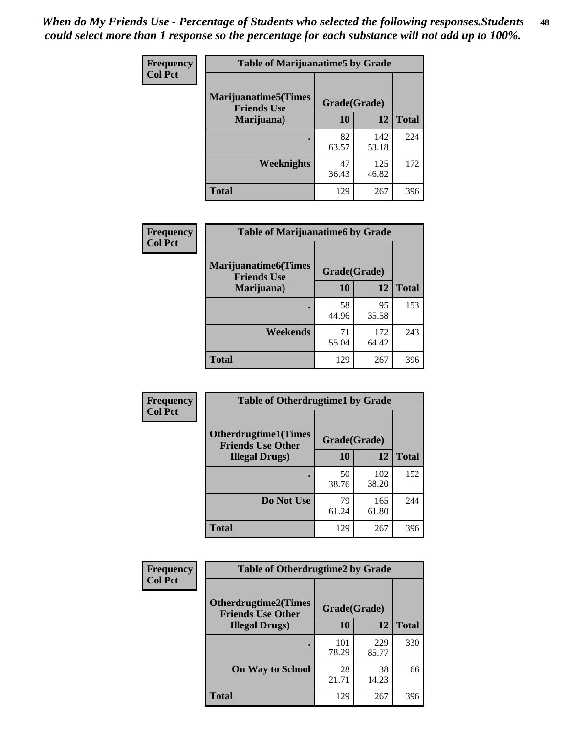*When do My Friends Use - Percentage of Students who selected the following responses.Students could select more than 1 response so the percentage for each substance will not add up to 100%.*

**Frequency**
**Col Pct**

| Table of Marijuanatime5 by Grade | | | |
|---|---|---|---|
| **Marijuanatime5(Times Friends Use Marijuana)** | **Grade(Grade)** | | **Total** |
| | **10** | **12** | |
| **.** | 82<br>63.57 | 142<br>53.18 | 224 |
| **Weeknights** | 47<br>36.43 | 125<br>46.82 | 172 |
| **Total** | 129 | 267 | 396 |

**Frequency**
**Col Pct**

| Table of Marijuanatime6 by Grade | | | |
|---|---|---|---|
| **Marijuanatime6(Times Friends Use Marijuana)** | **Grade(Grade)** | | **Total** |
| | **10** | **12** | |
| **.** | 58<br>44.96 | 95<br>35.58 | 153 |
| **Weekends** | 71<br>55.04 | 172<br>64.42 | 243 |
| **Total** | 129 | 267 | 396 |

**Frequency**
**Col Pct**

| Table of Otherdrugtime1 by Grade | | | |
|---|---|---|---|
| **Otherdrugtime1(Times Friends Use Other Illegal Drugs)** | **Grade(Grade)** | | **Total** |
| | **10** | **12** | |
| **.** | 50<br>38.76 | 102<br>38.20 | 152 |
| **Do Not Use** | 79<br>61.24 | 165<br>61.80 | 244 |
| **Total** | 129 | 267 | 396 |

**Frequency**
**Col Pct**

| Table of Otherdrugtime2 by Grade | | | |
|---|---|---|---|
| **Otherdrugtime2(Times Friends Use Other Illegal Drugs)** | **Grade(Grade)** | | **Total** |
| | **10** | **12** | |
| **.** | 101<br>78.29 | 229<br>85.77 | 330 |
| **On Way to School** | 28<br>21.71 | 38<br>14.23 | 66 |
| **Total** | 129 | 267 | 396 |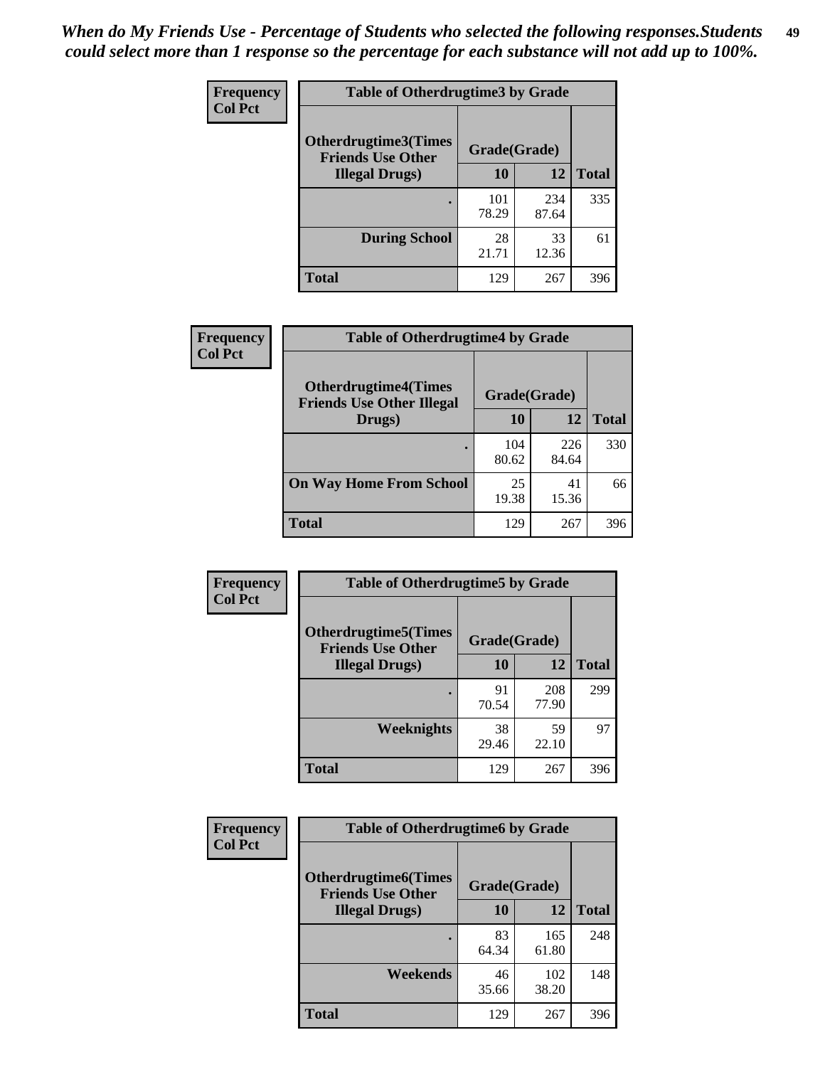*When do My Friends Use - Percentage of Students who selected the following responses.Students could select more than 1 response so the percentage for each substance will not add up to 100%.*

**Frequency**
**Col Pct**

| Table of Otherdrugtime3 by Grade | | | |
|---|---|---|---|
| **Otherdrugtime3(Times Friends Use Other Illegal Drugs)** | **Grade(Grade)** | | |
| | **10** | **12** | **Total** |
| **.** | 101<br>78.29 | 234<br>87.64 | 335 |
| **During School** | 28<br>21.71 | 33<br>12.36 | 61 |
| **Total** | 129 | 267 | 396 |

**Frequency**
**Col Pct**

| Table of Otherdrugtime4 by Grade | | | |
|---|---|---|---|
| **Otherdrugtime4(Times Friends Use Other Illegal Drugs)** | **Grade(Grade)** | | |
| | **10** | **12** | **Total** |
| **.** | 104<br>80.62 | 226<br>84.64 | 330 |
| **On Way Home From School** | 25<br>19.38 | 41<br>15.36 | 66 |
| **Total** | 129 | 267 | 396 |

**Frequency**
**Col Pct**

| Table of Otherdrugtime5 by Grade | | | |
|---|---|---|---|
| **Otherdrugtime5(Times Friends Use Other Illegal Drugs)** | **Grade(Grade)** | | |
| | **10** | **12** | **Total** |
| **.** | 91<br>70.54 | 208<br>77.90 | 299 |
| **Weeknights** | 38<br>29.46 | 59<br>22.10 | 97 |
| **Total** | 129 | 267 | 396 |

**Frequency**
**Col Pct**

| Table of Otherdrugtime6 by Grade | | | |
|---|---|---|---|
| **Otherdrugtime6(Times Friends Use Other Illegal Drugs)** | **Grade(Grade)** | | |
| | **10** | **12** | **Total** |
| **.** | 83<br>64.34 | 165<br>61.80 | 248 |
| **Weekends** | 46<br>35.66 | 102<br>38.20 | 148 |
| **Total** | 129 | 267 | 396 |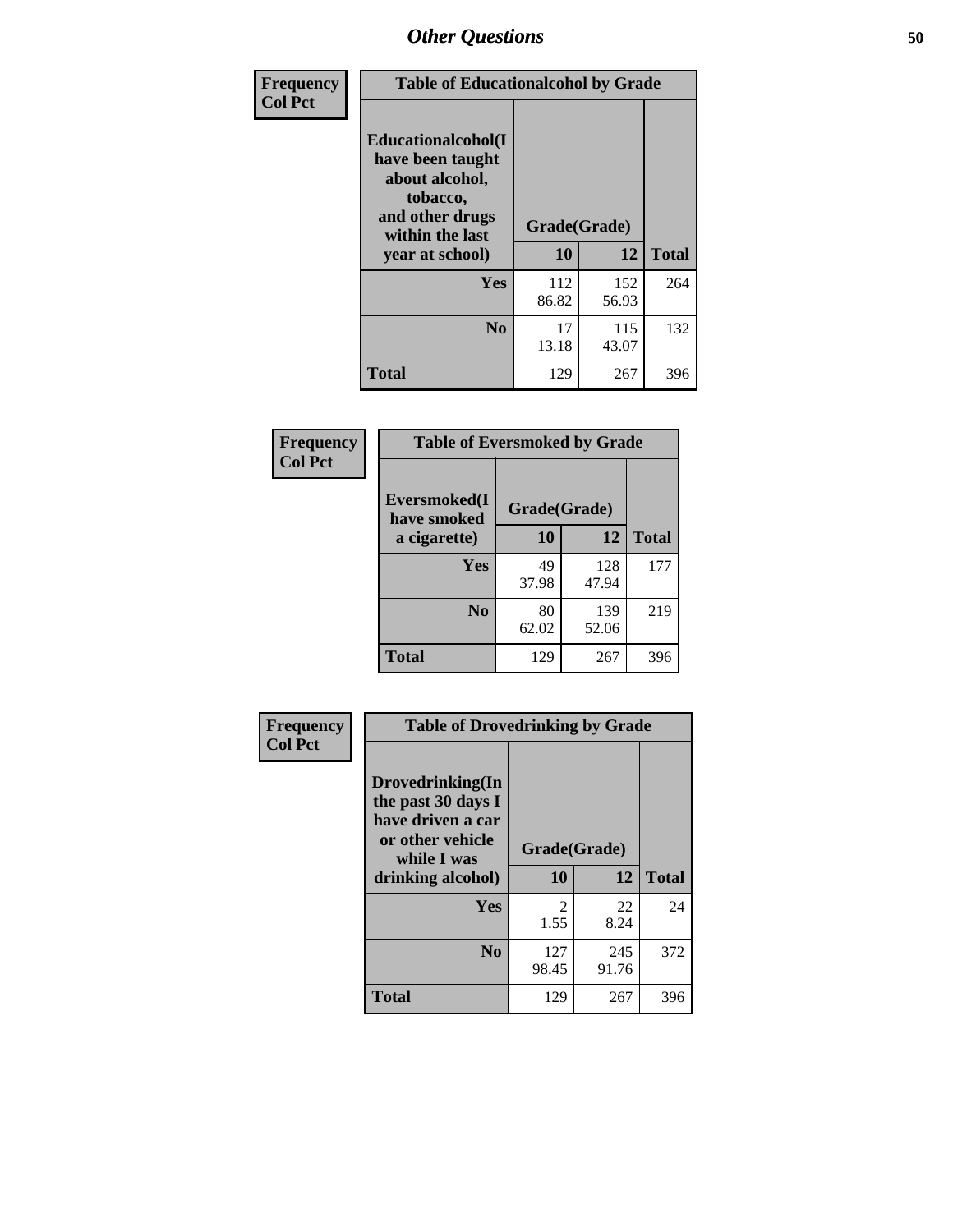## Other Questions

| Frequency<br>Col Pct | Table of Educationalcohol by Grade | | |
|---|---|---|---|
| Educationalcohol(I have been taught about alcohol, tobacco, and other drugs within the last year at school) | Grade(Grade) | | |
| | 10 | 12 | Total |
| Yes | 112<br>86.82 | 152<br>56.93 | 264 |
| No | 17<br>13.18 | 115<br>43.07 | 132 |
| Total | 129 | 267 | 396 |

| Frequency<br>Col Pct | Table of Eversmoked by Grade | | |
|---|---|---|---|
| Eversmoked(I have smoked a cigarette) | Grade(Grade) | | |
| | 10 | 12 | Total |
| Yes | 49<br>37.98 | 128<br>47.94 | 177 |
| No | 80<br>62.02 | 139<br>52.06 | 219 |
| Total | 129 | 267 | 396 |

| Frequency<br>Col Pct | Table of Drovedrinking by Grade | | |
|---|---|---|---|
| Drovedrinking(In the past 30 days I have driven a car or other vehicle while I was drinking alcohol) | Grade(Grade) | | |
| | 10 | 12 | Total |
| Yes | 2<br>1.55 | 22<br>8.24 | 24 |
| No | 127<br>98.45 | 245<br>91.76 | 372 |
| Total | 129 | 267 | 396 |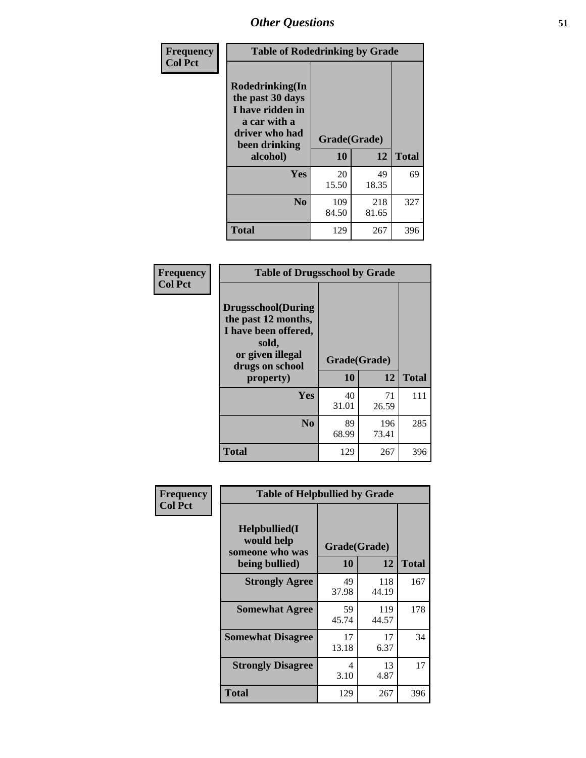# Other Questions

**Frequency**
**Col Pct**

| Table of Rodedrinking by Grade | | | |
|---|---|---|---|
| Rodedrinking(In the past 30 days I have ridden in a car with a driver who had been drinking alcohol) | Grade(Grade) | | |
| | 10 | 12 | Total |
| Yes | 20<br>15.50 | 49<br>18.35 | 69 |
| No | 109<br>84.50 | 218<br>81.65 | 327 |
| Total | 129 | 267 | 396 |

**Frequency**
**Col Pct**

| Table of Drugsschool by Grade | | | |
|---|---|---|---|
| Drugsschool(During the past 12 months, I have been offered, sold, or given illegal drugs on school property) | Grade(Grade) | | |
| | 10 | 12 | Total |
| Yes | 40<br>31.01 | 71<br>26.59 | 111 |
| No | 89<br>68.99 | 196<br>73.41 | 285 |
| Total | 129 | 267 | 396 |

**Frequency**
**Col Pct**

| Table of Helpbullied by Grade | | | |
|---|---|---|---|
| Helpbullied(I would help someone who was being bullied) | Grade(Grade) | | |
| | 10 | 12 | Total |
| Strongly Agree | 49<br>37.98 | 118<br>44.19 | 167 |
| Somewhat Agree | 59<br>45.74 | 119<br>44.57 | 178 |
| Somewhat Disagree | 17<br>13.18 | 17<br>6.37 | 34 |
| Strongly Disagree | 4<br>3.10 | 13<br>4.87 | 17 |
| Total | 129 | 267 | 396 |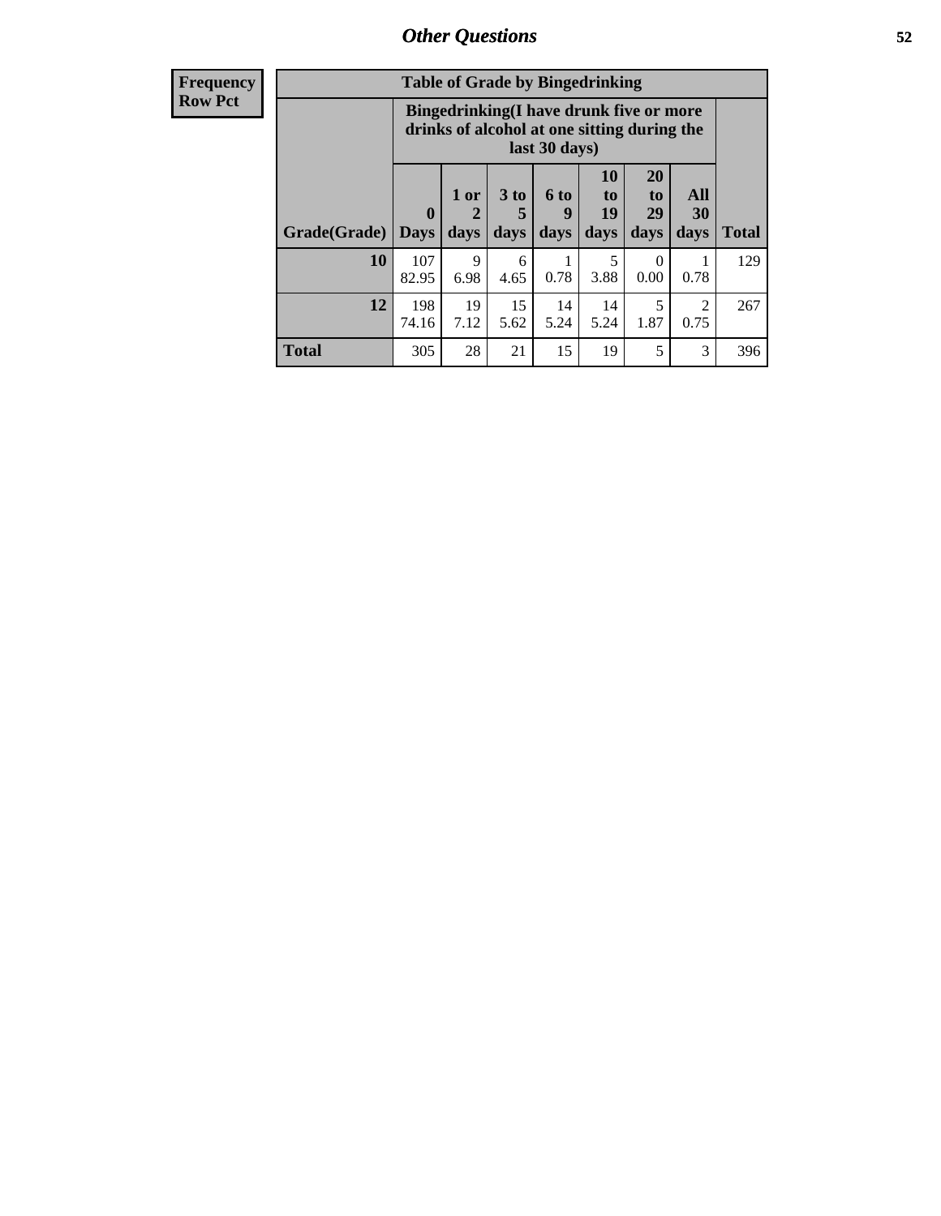## Other Questions

| Frequency<br>Row Pct | Table of Grade by Bingedrinking | | | | | | | |
|---|---|---|---|---|---|---|---|---|
| | Bingedrinking(I have drunk five or more drinks of alcohol at one sitting during the last 30 days) | | | | | | | |
| Grade(Grade) | 0 Days | 1 or 2 days | 3 to 5 days | 6 to 9 days | 10 to 19 days | 20 to 29 days | All 30 days | Total |
| 10 | 107<br>82.95 | 9<br>6.98 | 6<br>4.65 | 1<br>0.78 | 5<br>3.88 | 0<br>0.00 | 1<br>0.78 | 129 |
| 12 | 198<br>74.16 | 19<br>7.12 | 15<br>5.62 | 14<br>5.24 | 14<br>5.24 | 5<br>1.87 | 2<br>0.75 | 267 |
| Total | 305 | 28 | 21 | 15 | 19 | 5 | 3 | 396 |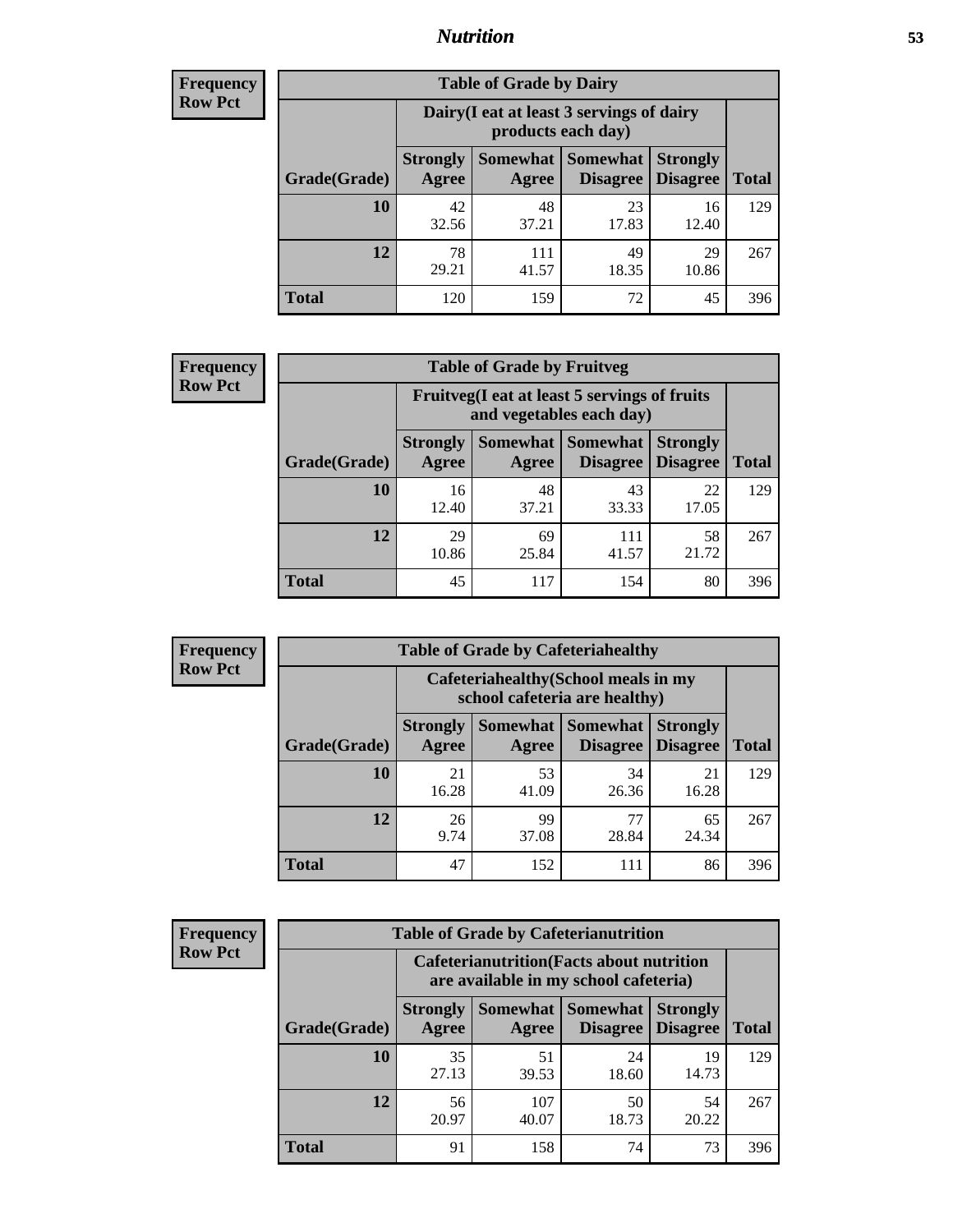## Nutrition

**Frequency Row Pct**

| Table of Grade by Dairy | | | | | |
|---|---|---|---|---|---|
| | Dairy(I eat at least 3 servings of dairy products each day) | | | | |
| Grade(Grade) | Strongly Agree | Somewhat Agree | Somewhat Disagree | Strongly Disagree | Total |
| 10 | 42<br>32.56 | 48<br>37.21 | 23<br>17.83 | 16<br>12.40 | 129 |
| 12 | 78<br>29.21 | 111<br>41.57 | 49<br>18.35 | 29<br>10.86 | 267 |
| Total | 120 | 159 | 72 | 45 | 396 |

**Frequency Row Pct**

| Table of Grade by Fruitveg | | | | | |
|---|---|---|---|---|---|
| | Fruitveg(I eat at least 5 servings of fruits and vegetables each day) | | | | |
| Grade(Grade) | Strongly Agree | Somewhat Agree | Somewhat Disagree | Strongly Disagree | Total |
| 10 | 16<br>12.40 | 48<br>37.21 | 43<br>33.33 | 22<br>17.05 | 129 |
| 12 | 29<br>10.86 | 69<br>25.84 | 111<br>41.57 | 58<br>21.72 | 267 |
| Total | 45 | 117 | 154 | 80 | 396 |

**Frequency Row Pct**

| Table of Grade by Cafeteriahealthy | | | | | |
|---|---|---|---|---|---|
| | Cafeteriahealthy(School meals in my school cafeteria are healthy) | | | | |
| Grade(Grade) | Strongly Agree | Somewhat Agree | Somewhat Disagree | Strongly Disagree | Total |
| 10 | 21<br>16.28 | 53<br>41.09 | 34<br>26.36 | 21<br>16.28 | 129 |
| 12 | 26<br>9.74 | 99<br>37.08 | 77<br>28.84 | 65<br>24.34 | 267 |
| Total | 47 | 152 | 111 | 86 | 396 |

**Frequency Row Pct**

| Table of Grade by Cafeterianutrition | | | | | |
|---|---|---|---|---|---|
| | Cafeterianutrition(Facts about nutrition are available in my school cafeteria) | | | | |
| Grade(Grade) | Strongly Agree | Somewhat Agree | Somewhat Disagree | Strongly Disagree | Total |
| 10 | 35<br>27.13 | 51<br>39.53 | 24<br>18.60 | 19<br>14.73 | 129 |
| 12 | 56<br>20.97 | 107<br>40.07 | 50<br>18.73 | 54<br>20.22 | 267 |
| Total | 91 | 158 | 74 | 73 | 396 |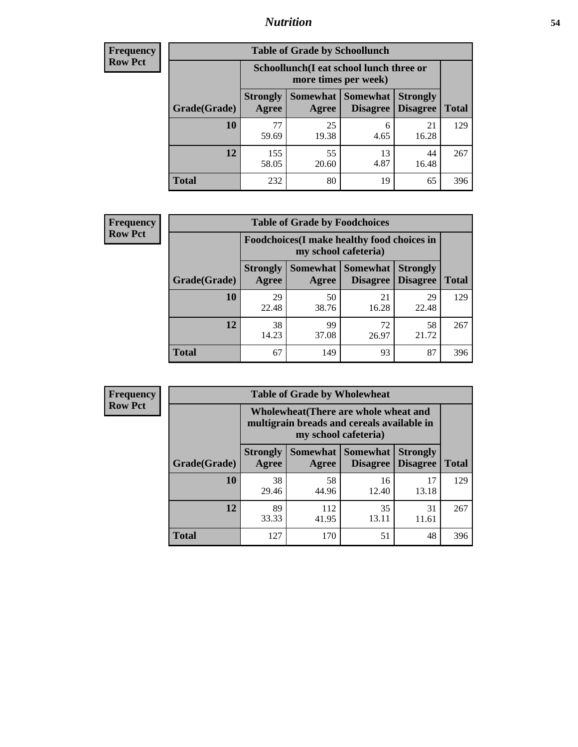## Nutrition

**Frequency**
**Row Pct**

| Table of Grade by Schoollunch | | | | | |
|---|---|---|---|---|---|
| | Schoollunch(I eat school lunch three or more times per week) | | | | |
| Grade(Grade) | Strongly Agree | Somewhat Agree | Somewhat Disagree | Strongly Disagree | Total |
| 10 | 77<br>59.69 | 25<br>19.38 | 6<br>4.65 | 21<br>16.28 | 129 |
| 12 | 155<br>58.05 | 55<br>20.60 | 13<br>4.87 | 44<br>16.48 | 267 |
| Total | 232 | 80 | 19 | 65 | 396 |

**Frequency**
**Row Pct**

| Table of Grade by Foodchoices | | | | | |
|---|---|---|---|---|---|
| | Foodchoices(I make healthy food choices in my school cafeteria) | | | | |
| Grade(Grade) | Strongly Agree | Somewhat Agree | Somewhat Disagree | Strongly Disagree | Total |
| 10 | 29<br>22.48 | 50<br>38.76 | 21<br>16.28 | 29<br>22.48 | 129 |
| 12 | 38<br>14.23 | 99<br>37.08 | 72<br>26.97 | 58<br>21.72 | 267 |
| Total | 67 | 149 | 93 | 87 | 396 |

**Frequency**
**Row Pct**

| Table of Grade by Wholewheat | | | | | |
|---|---|---|---|---|---|
| | Wholewheat(There are whole wheat and multigrain breads and cereals available in my school cafeteria) | | | | |
| Grade(Grade) | Strongly Agree | Somewhat Agree | Somewhat Disagree | Strongly Disagree | Total |
| 10 | 38<br>29.46 | 58<br>44.96 | 16<br>12.40 | 17<br>13.18 | 129 |
| 12 | 89<br>33.33 | 112<br>41.95 | 35<br>13.11 | 31<br>11.61 | 267 |
| Total | 127 | 170 | 51 | 48 | 396 |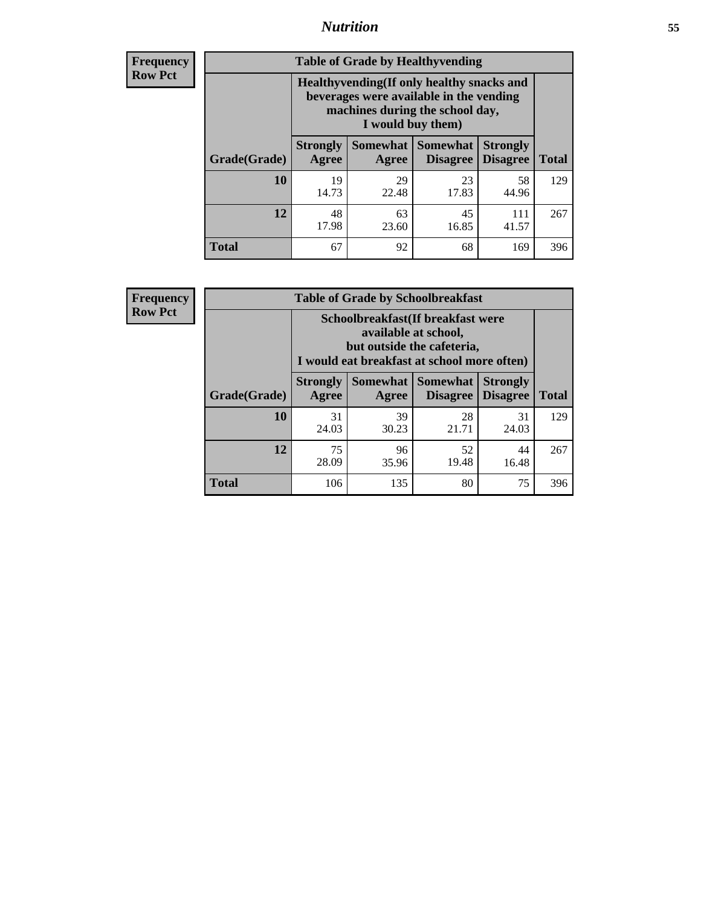## Nutrition

**Frequency**
**Row Pct**

| Table of Grade by Healthyvending | | | | | |
|---|---|---|---|---|---|
| | Healthyvending(If only healthy snacks and beverages were available in the vending machines during the school day, I would buy them) | | | | |
| Grade(Grade) | Strongly Agree | Somewhat Agree | Somewhat Disagree | Strongly Disagree | Total |
| **10** | 19<br>14.73 | 29<br>22.48 | 23<br>17.83 | 58<br>44.96 | 129 |
| **12** | 48<br>17.98 | 63<br>23.60 | 45<br>16.85 | 111<br>41.57 | 267 |
| **Total** | 67 | 92 | 68 | 169 | 396 |

**Frequency**
**Row Pct**

| Table of Grade by Schoolbreakfast | | | | | |
|---|---|---|---|---|---|
| | Schoolbreakfast(If breakfast were available at school, but outside the cafeteria, I would eat breakfast at school more often) | | | | |
| Grade(Grade) | Strongly Agree | Somewhat Agree | Somewhat Disagree | Strongly Disagree | Total |
| **10** | 31<br>24.03 | 39<br>30.23 | 28<br>21.71 | 31<br>24.03 | 129 |
| **12** | 75<br>28.09 | 96<br>35.96 | 52<br>19.48 | 44<br>16.48 | 267 |
| **Total** | 106 | 135 | 80 | 75 | 396 |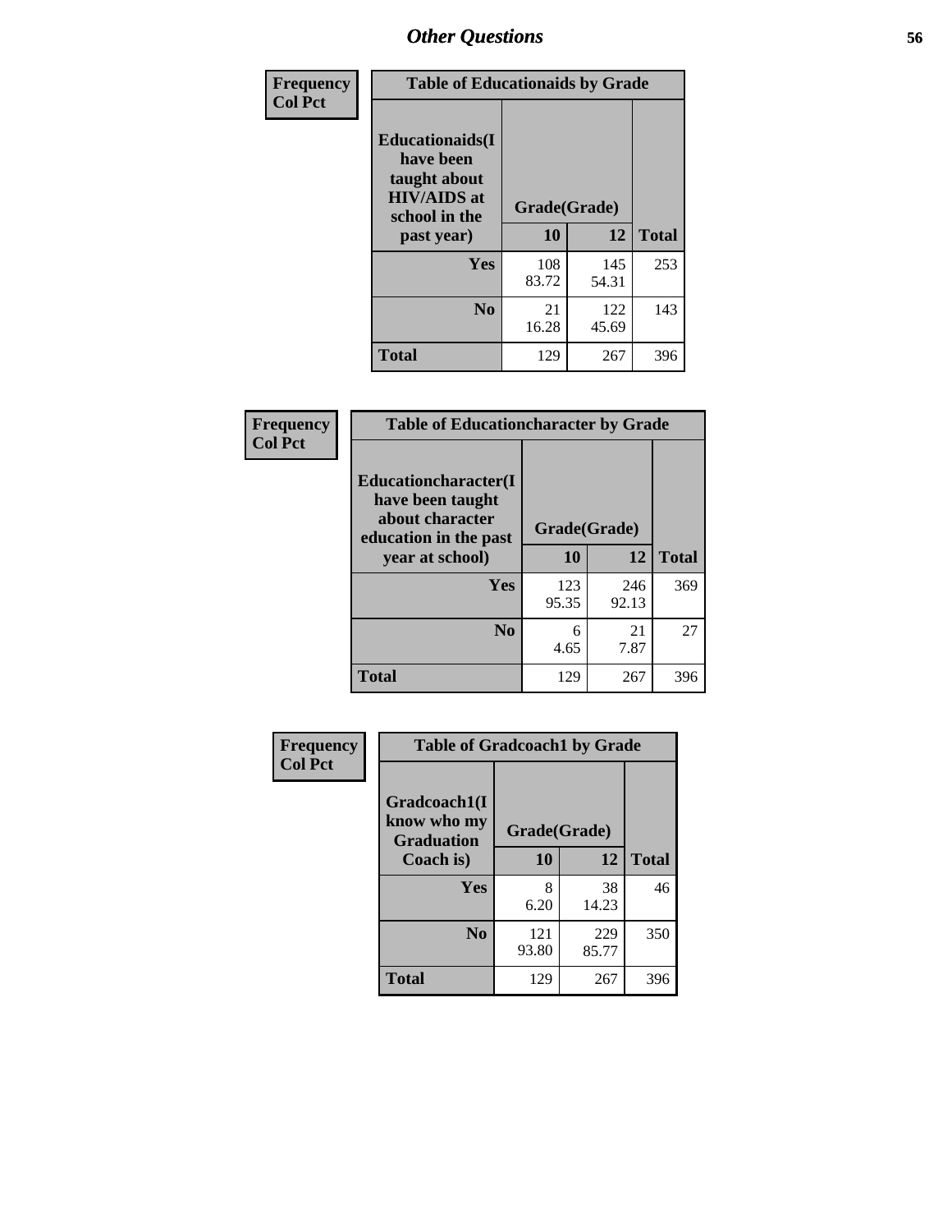## Other Questions

**Frequency**
**Col Pct**

| Table of Educationaids by Grade | | | |
|---|---|---|---|
| **Educationaids(I have been taught about HIV/AIDS at school in the past year)** | **Grade(Grade)** | | |
| | **10** | **12** | **Total** |
| **Yes** | 108<br>83.72 | 145<br>54.31 | 253 |
| **No** | 21<br>16.28 | 122<br>45.69 | 143 |
| **Total** | 129 | 267 | 396 |

**Frequency**
**Col Pct**

| Table of Educationcharacter by Grade | | | |
|---|---|---|---|
| **Educationcharacter(I have been taught about character education in the past year at school)** | **Grade(Grade)** | | |
| | **10** | **12** | **Total** |
| **Yes** | 123<br>95.35 | 246<br>92.13 | 369 |
| **No** | 6<br>4.65 | 21<br>7.87 | 27 |
| **Total** | 129 | 267 | 396 |

**Frequency**
**Col Pct**

| Table of Gradcoach1 by Grade | | | |
|---|---|---|---|
| **Gradcoach1(I know who my Graduation Coach is)** | **Grade(Grade)** | | |
| | **10** | **12** | **Total** |
| **Yes** | 8<br>6.20 | 38<br>14.23 | 46 |
| **No** | 121<br>93.80 | 229<br>85.77 | 350 |
| **Total** | 129 | 267 | 396 |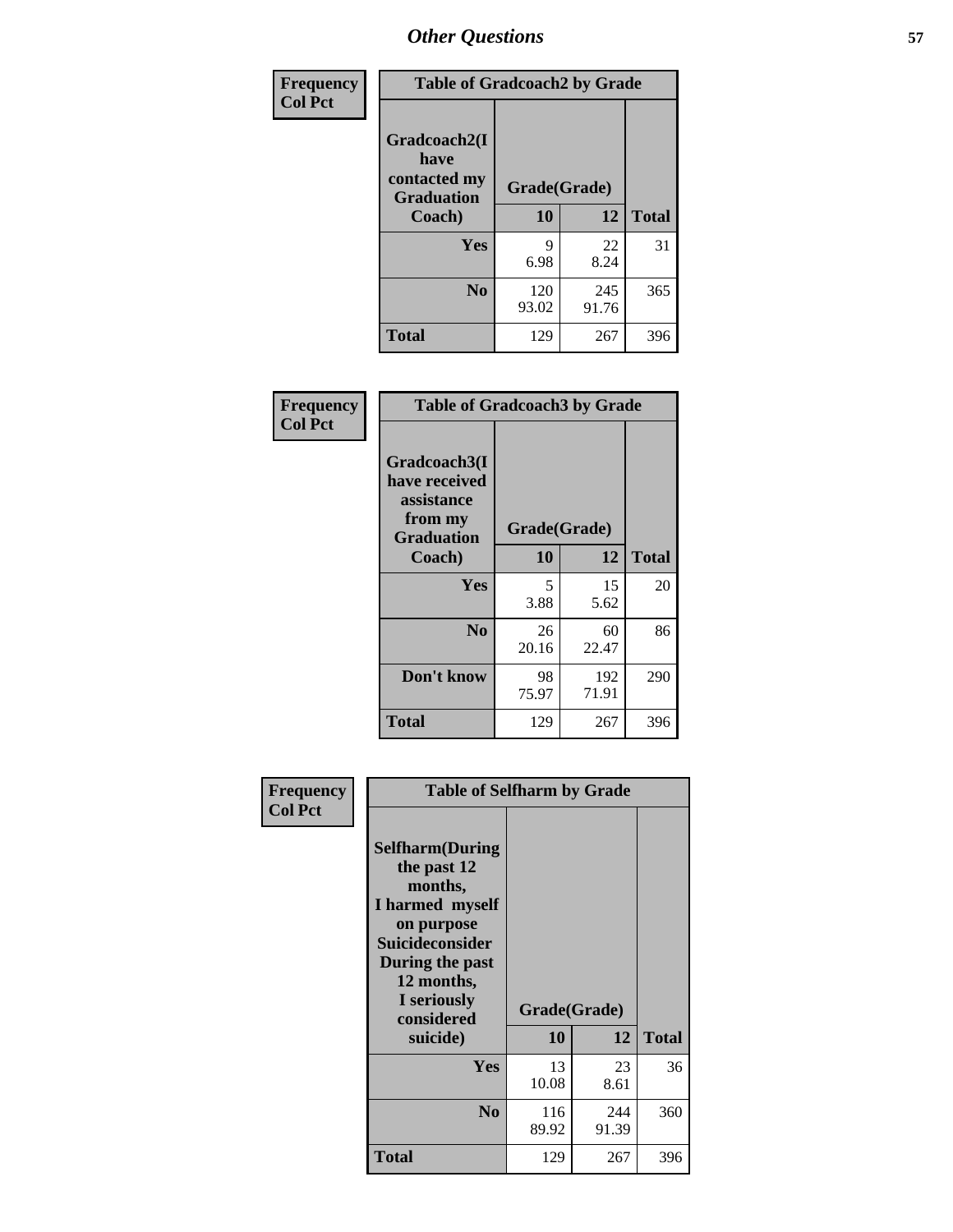| Frequency<br>Col Pct | Table of Gradcoach2 by Grade | | |
|---|---|---|---|
| Gradcoach2(I have contacted my Graduation Coach) | Grade(Grade) | | |
| | 10 | 12 | Total |
| Yes | 9<br>6.98 | 22<br>8.24 | 31 |
| No | 120<br>93.02 | 245<br>91.76 | 365 |
| Total | 129 | 267 | 396 |

| Frequency<br>Col Pct | Table of Gradcoach3 by Grade | | |
|---|---|---|---|
| Gradcoach3(I have received assistance from my Graduation Coach) | Grade(Grade) | | |
| | 10 | 12 | Total |
| Yes | 5<br>3.88 | 15<br>5.62 | 20 |
| No | 26<br>20.16 | 60<br>22.47 | 86 |
| Don't know | 98<br>75.97 | 192<br>71.91 | 290 |
| Total | 129 | 267 | 396 |

| Frequency<br>Col Pct | Table of Selfharm by Grade | | |
|---|---|---|---|
| Selfharm(During the past 12 months, I harmed myself on purpose Suicideconsider During the past 12 months, I seriously considered suicide) | Grade(Grade) | | |
| | 10 | 12 | Total |
| Yes | 13<br>10.08 | 23<br>8.61 | 36 |
| No | 116<br>89.92 | 244<br>91.39 | 360 |
| Total | 129 | 267 | 396 |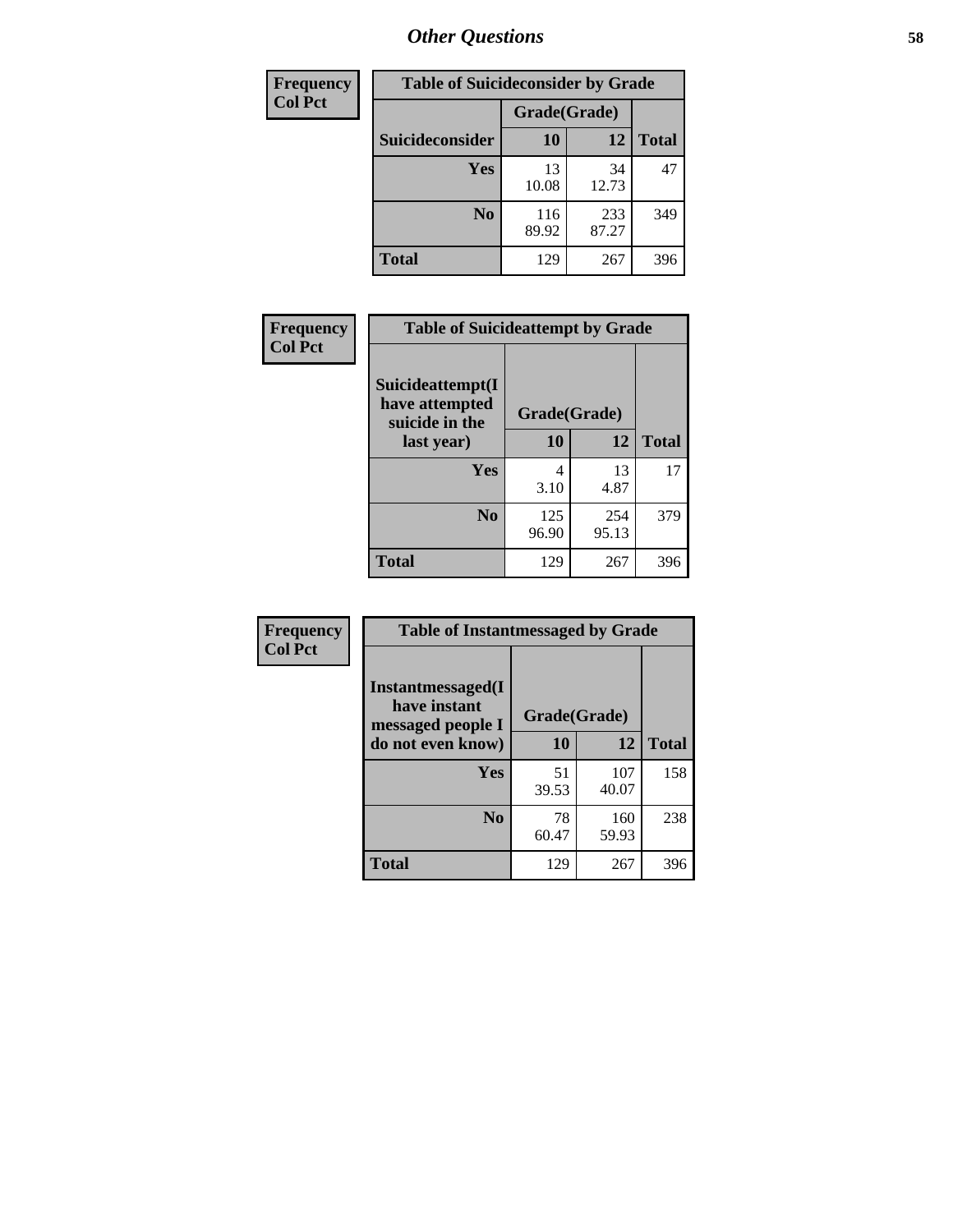## Other Questions

| Frequency Col Pct | Table of Suicideconsider by Grade | | |
|---|---|---|---|
| | Grade(Grade) | | |
| Suicideconsider | 10 | 12 | Total |
| Yes | 13<br>10.08 | 34<br>12.73 | 47 |
| No | 116<br>89.92 | 233<br>87.27 | 349 |
| Total | 129 | 267 | 396 |

| Frequency Col Pct | Table of Suicideattempt by Grade | | |
|---|---|---|---|
| Suicideattempt(I have attempted suicide in the last year) | Grade(Grade) | | |
| | 10 | 12 | Total |
| Yes | 4<br>3.10 | 13<br>4.87 | 17 |
| No | 125<br>96.90 | 254<br>95.13 | 379 |
| Total | 129 | 267 | 396 |

| Frequency Col Pct | Table of Instantmessaged by Grade | | |
|---|---|---|---|
| Instantmessaged(I have instant messaged people I do not even know) | Grade(Grade) | | |
| | 10 | 12 | Total |
| Yes | 51<br>39.53 | 107<br>40.07 | 158 |
| No | 78<br>60.47 | 160<br>59.93 | 238 |
| Total | 129 | 267 | 396 |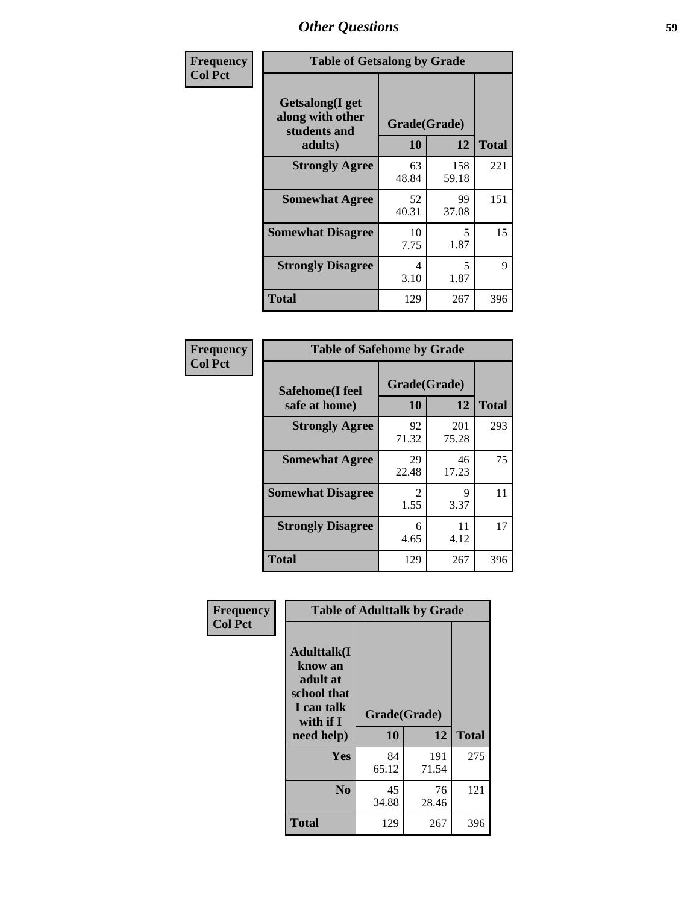**Frequency**
**Col Pct**

| Table of Getsalong by Grade | | | |
|---|---|---|---|
| **Getsalong(I get along with other students and adults)** | **Grade(Grade)** | | |
| | **10** | **12** | **Total** |
| **Strongly Agree** | 63<br>48.84 | 158<br>59.18 | 221 |
| **Somewhat Agree** | 52<br>40.31 | 99<br>37.08 | 151 |
| **Somewhat Disagree** | 10<br>7.75 | 5<br>1.87 | 15 |
| **Strongly Disagree** | 4<br>3.10 | 5<br>1.87 | 9 |
| **Total** | 129 | 267 | 396 |

**Frequency**
**Col Pct**

| Table of Safehome by Grade | | | |
|---|---|---|---|
| **Safehome(I feel safe at home)** | **Grade(Grade)** | | |
| | **10** | **12** | **Total** |
| **Strongly Agree** | 92<br>71.32 | 201<br>75.28 | 293 |
| **Somewhat Agree** | 29<br>22.48 | 46<br>17.23 | 75 |
| **Somewhat Disagree** | 2<br>1.55 | 9<br>3.37 | 11 |
| **Strongly Disagree** | 6<br>4.65 | 11<br>4.12 | 17 |
| **Total** | 129 | 267 | 396 |

**Frequency**
**Col Pct**

| Table of Adulttalk by Grade | | | |
|---|---|---|---|
| **Adulttalk(I know an adult at school that I can talk with if I need help)** | **Grade(Grade)** | | |
| | **10** | **12** | **Total** |
| **Yes** | 84<br>65.12 | 191<br>71.54 | 275 |
| **No** | 45<br>34.88 | 76<br>28.46 | 121 |
| **Total** | 129 | 267 | 396 |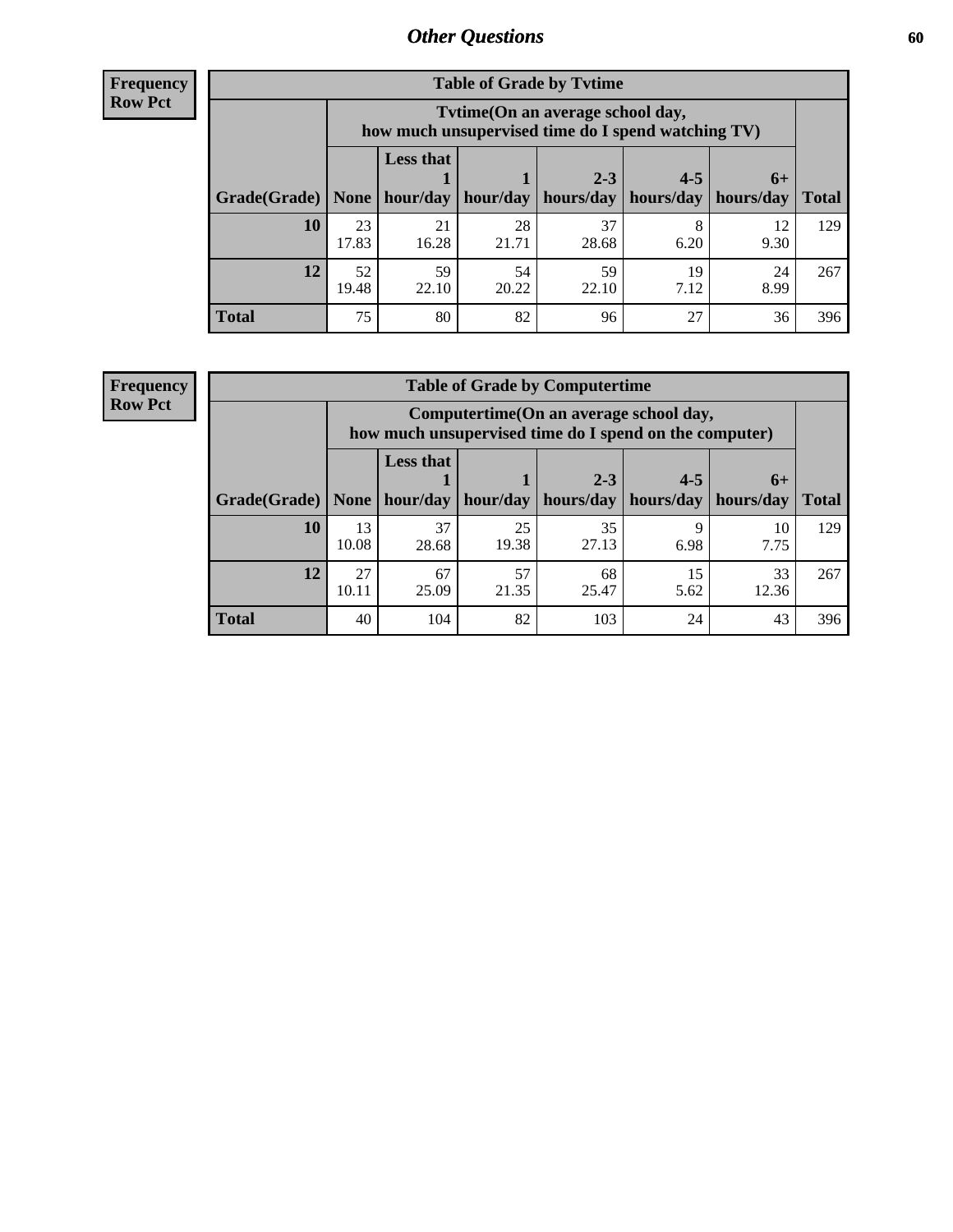## Other Questions

**Frequency**
**Row Pct**

| Table of Grade by Tvtime | | | | | | | |
|---|---|---|---|---|---|---|---|
| | Tvtime(On an average school day, how much unsupervised time do I spend watching TV) | | | | | | |
| Grade(Grade) | None | Less that 1 hour/day | 1 hour/day | 2-3 hours/day | 4-5 hours/day | 6+ hours/day | Total |
| **10** | 23<br>17.83 | 21<br>16.28 | 28<br>21.71 | 37<br>28.68 | 8<br>6.20 | 12<br>9.30 | 129 |
| **12** | 52<br>19.48 | 59<br>22.10 | 54<br>20.22 | 59<br>22.10 | 19<br>7.12 | 24<br>8.99 | 267 |
| **Total** | 75 | 80 | 82 | 96 | 27 | 36 | 396 |

**Frequency**
**Row Pct**

| Table of Grade by Computertime | | | | | | | |
|---|---|---|---|---|---|---|---|
| | Computertime(On an average school day, how much unsupervised time do I spend on the computer) | | | | | | |
| Grade(Grade) | None | Less that 1 hour/day | 1 hour/day | 2-3 hours/day | 4-5 hours/day | 6+ hours/day | Total |
| **10** | 13<br>10.08 | 37<br>28.68 | 25<br>19.38 | 35<br>27.13 | 9<br>6.98 | 10<br>7.75 | 129 |
| **12** | 27<br>10.11 | 67<br>25.09 | 57<br>21.35 | 68<br>25.47 | 15<br>5.62 | 33<br>12.36 | 267 |
| **Total** | 40 | 104 | 82 | 103 | 24 | 43 | 396 |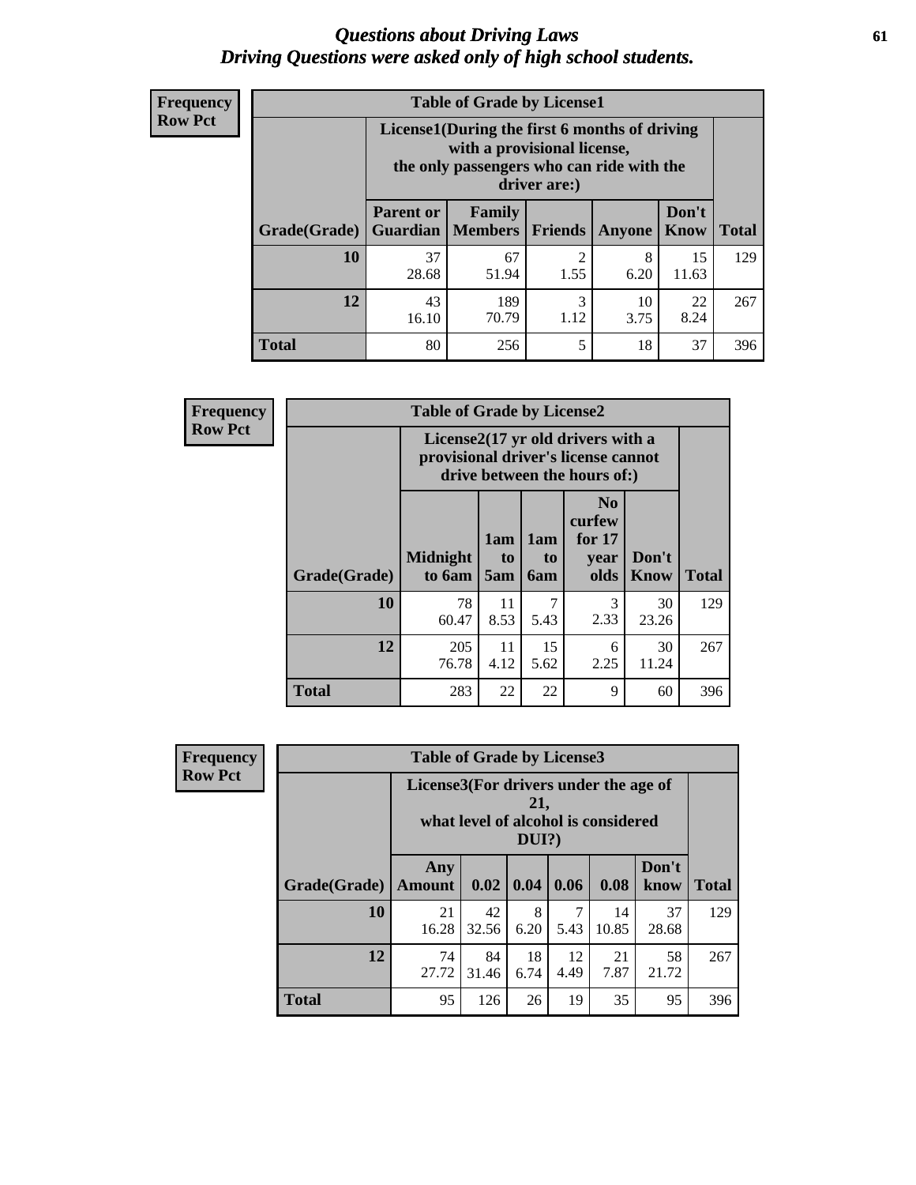# *Questions about Driving Laws*
# *Driving Questions were asked only of high school students.*

**Frequency**
**Row Pct**

| Table of Grade by License1 | | | | | | |
|---|---|---|---|---|---|---|
| | License1(During the first 6 months of driving with a provisional license, the only passengers who can ride with the driver are:) | | | | | |
| Grade(Grade) | Parent or Guardian | Family Members | Friends | Anyone | Don't Know | Total |
| 10 | 37<br>28.68 | 67<br>51.94 | 2<br>1.55 | 8<br>6.20 | 15<br>11.63 | 129 |
| 12 | 43<br>16.10 | 189<br>70.79 | 3<br>1.12 | 10<br>3.75 | 22<br>8.24 | 267 |
| Total | 80 | 256 | 5 | 18 | 37 | 396 |

**Frequency**
**Row Pct**

| Table of Grade by License2 | | | | | | |
|---|---|---|---|---|---|---|
| | License2(17 yr old drivers with a provisional driver's license cannot drive between the hours of:) | | | | | |
| Grade(Grade) | Midnight to 6am | 1am to 5am | 1am to 6am | No curfew for 17 year olds | Don't Know | Total |
| 10 | 78<br>60.47 | 11<br>8.53 | 7<br>5.43 | 3<br>2.33 | 30<br>23.26 | 129 |
| 12 | 205<br>76.78 | 11<br>4.12 | 15<br>5.62 | 6<br>2.25 | 30<br>11.24 | 267 |
| Total | 283 | 22 | 22 | 9 | 60 | 396 |

**Frequency**
**Row Pct**

| Table of Grade by License3 | | | | | | | |
|---|---|---|---|---|---|---|---|
| | License3(For drivers under the age of 21, what level of alcohol is considered DUI?) | | | | | | |
| Grade(Grade) | Any Amount | 0.02 | 0.04 | 0.06 | 0.08 | Don't know | Total |
| 10 | 21<br>16.28 | 42<br>32.56 | 8<br>6.20 | 7<br>5.43 | 14<br>10.85 | 37<br>28.68 | 129 |
| 12 | 74<br>27.72 | 84<br>31.46 | 18<br>6.74 | 12<br>4.49 | 21<br>7.87 | 58<br>21.72 | 267 |
| Total | 95 | 126 | 26 | 19 | 35 | 95 | 396 |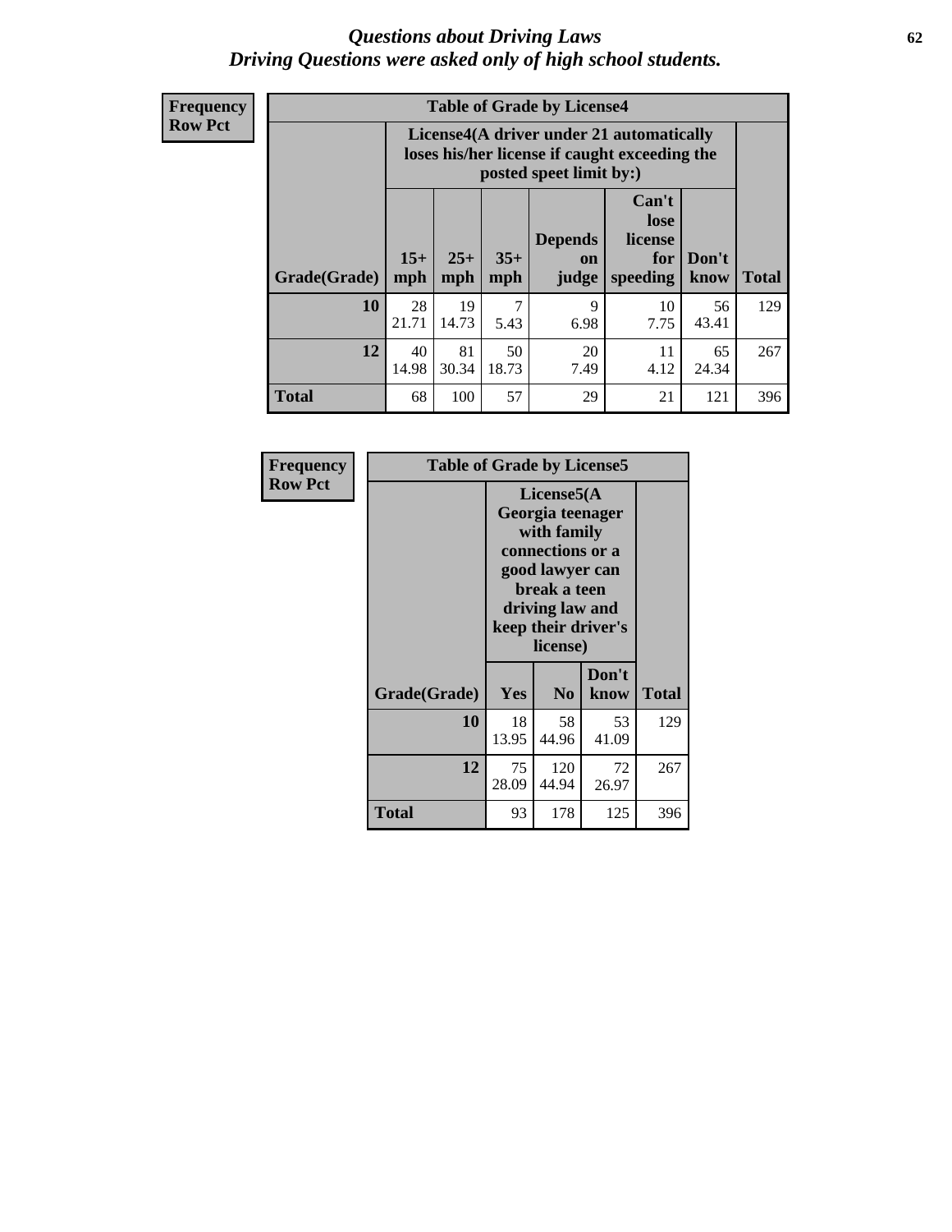# *Questions about Driving Laws*
## *Driving Questions were asked only of high school students.*

**Frequency**
**Row Pct**

| Table of Grade by License4 | | | | | | | |
|---|---|---|---|---|---|---|---|
| | License4(A driver under 21 automatically loses his/her license if caught exceeding the posted speet limit by:) | | | | | | |
| Grade(Grade) | 15+ mph | 25+ mph | 35+ mph | Depends on judge | Can't lose license for speeding | Don't know | Total |
| **10** | 28<br>21.71 | 19<br>14.73 | 7<br>5.43 | 9<br>6.98 | 10<br>7.75 | 56<br>43.41 | 129 |
| **12** | 40<br>14.98 | 81<br>30.34 | 50<br>18.73 | 20<br>7.49 | 11<br>4.12 | 65<br>24.34 | 267 |
| **Total** | 68 | 100 | 57 | 29 | 21 | 121 | 396 |

**Frequency**
**Row Pct**

| Table of Grade by License5 | | | | |
|---|---|---|---|---|
| | License5(A Georgia teenager with family connections or a good lawyer can break a teen driving law and keep their driver's license) | | | |
| Grade(Grade) | Yes | No | Don't know | Total |
| **10** | 18<br>13.95 | 58<br>44.96 | 53<br>41.09 | 129 |
| **12** | 75<br>28.09 | 120<br>44.94 | 72<br>26.97 | 267 |
| **Total** | 93 | 178 | 125 | 396 |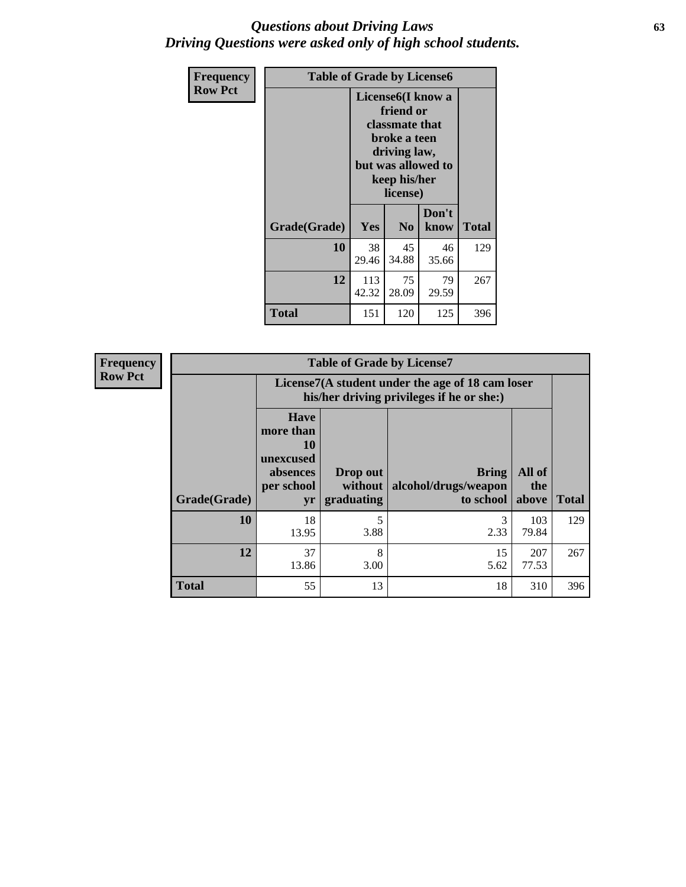# *Questions about Driving Laws*
# *Driving Questions were asked only of high school students.*

**Frequency**
**Row Pct**

| Table of Grade by License6 | | | | |
|---|---|---|---|---|
| | License6(I know a friend or classmate that broke a teen driving law, but was allowed to keep his/her license) | | | |
| **Grade(Grade)** | **Yes** | **No** | **Don't know** | **Total** |
| **10** | 38<br>29.46 | 45<br>34.88 | 46<br>35.66 | 129 |
| **12** | 113<br>42.32 | 75<br>28.09 | 79<br>29.59 | 267 |
| **Total** | 151 | 120 | 125 | 396 |

**Frequency**
**Row Pct**

| Table of Grade by License7 | | | | | |
|---|---|---|---|---|---|
| | License7(A student under the age of 18 cam loser his/her driving privileges if he or she:) | | | | |
| **Grade(Grade)** | **Have more than 10 unexcused absences per school yr** | **Drop out without graduating** | **Bring alcohol/drugs/weapon to school** | **All of the above** | **Total** |
| **10** | 18<br>13.95 | 5<br>3.88 | 3<br>2.33 | 103<br>79.84 | 129 |
| **12** | 37<br>13.86 | 8<br>3.00 | 15<br>5.62 | 207<br>77.53 | 267 |
| **Total** | 55 | 13 | 18 | 310 | 396 |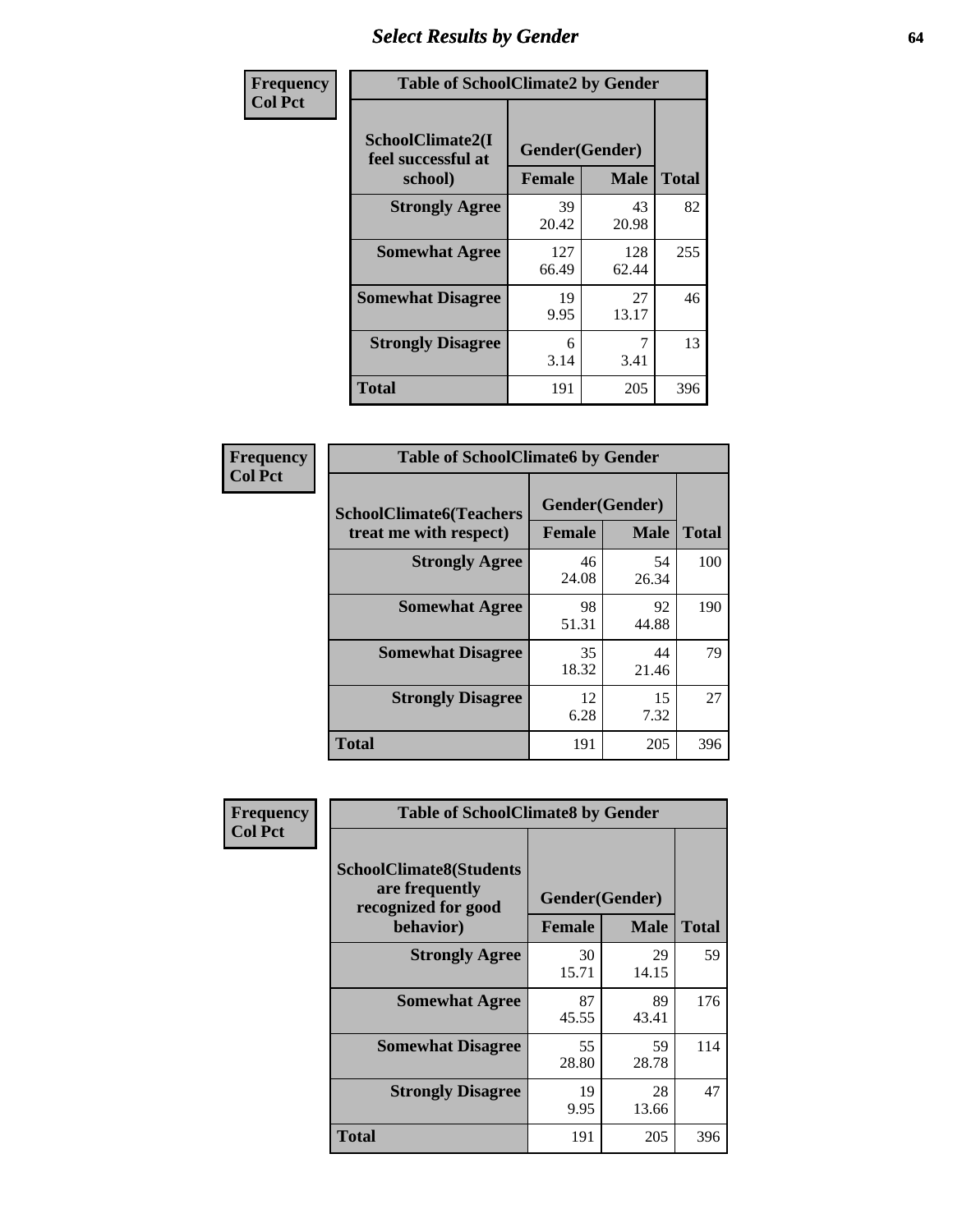# Select Results by Gender

**Frequency**
**Col Pct**

| Table of SchoolClimate2 by Gender | | | |
|---|---|---|---|
| SchoolClimate2(I feel successful at school) | Gender(Gender) | | |
| | Female | Male | Total |
| Strongly Agree | 39<br>20.42 | 43<br>20.98 | 82 |
| Somewhat Agree | 127<br>66.49 | 128<br>62.44 | 255 |
| Somewhat Disagree | 19<br>9.95 | 27<br>13.17 | 46 |
| Strongly Disagree | 6<br>3.14 | 7<br>3.41 | 13 |
| Total | 191 | 205 | 396 |

**Frequency**
**Col Pct**

| Table of SchoolClimate6 by Gender | | | |
|---|---|---|---|
| SchoolClimate6(Teachers treat me with respect) | Gender(Gender) | | |
| | Female | Male | Total |
| Strongly Agree | 46<br>24.08 | 54<br>26.34 | 100 |
| Somewhat Agree | 98<br>51.31 | 92<br>44.88 | 190 |
| Somewhat Disagree | 35<br>18.32 | 44<br>21.46 | 79 |
| Strongly Disagree | 12<br>6.28 | 15<br>7.32 | 27 |
| Total | 191 | 205 | 396 |

**Frequency**
**Col Pct**

| Table of SchoolClimate8 by Gender | | | |
|---|---|---|---|
| SchoolClimate8(Students are frequently recognized for good behavior) | Gender(Gender) | | |
| | Female | Male | Total |
| Strongly Agree | 30<br>15.71 | 29<br>14.15 | 59 |
| Somewhat Agree | 87<br>45.55 | 89<br>43.41 | 176 |
| Somewhat Disagree | 55<br>28.80 | 59<br>28.78 | 114 |
| Strongly Disagree | 19<br>9.95 | 28<br>13.66 | 47 |
| Total | 191 | 205 | 396 |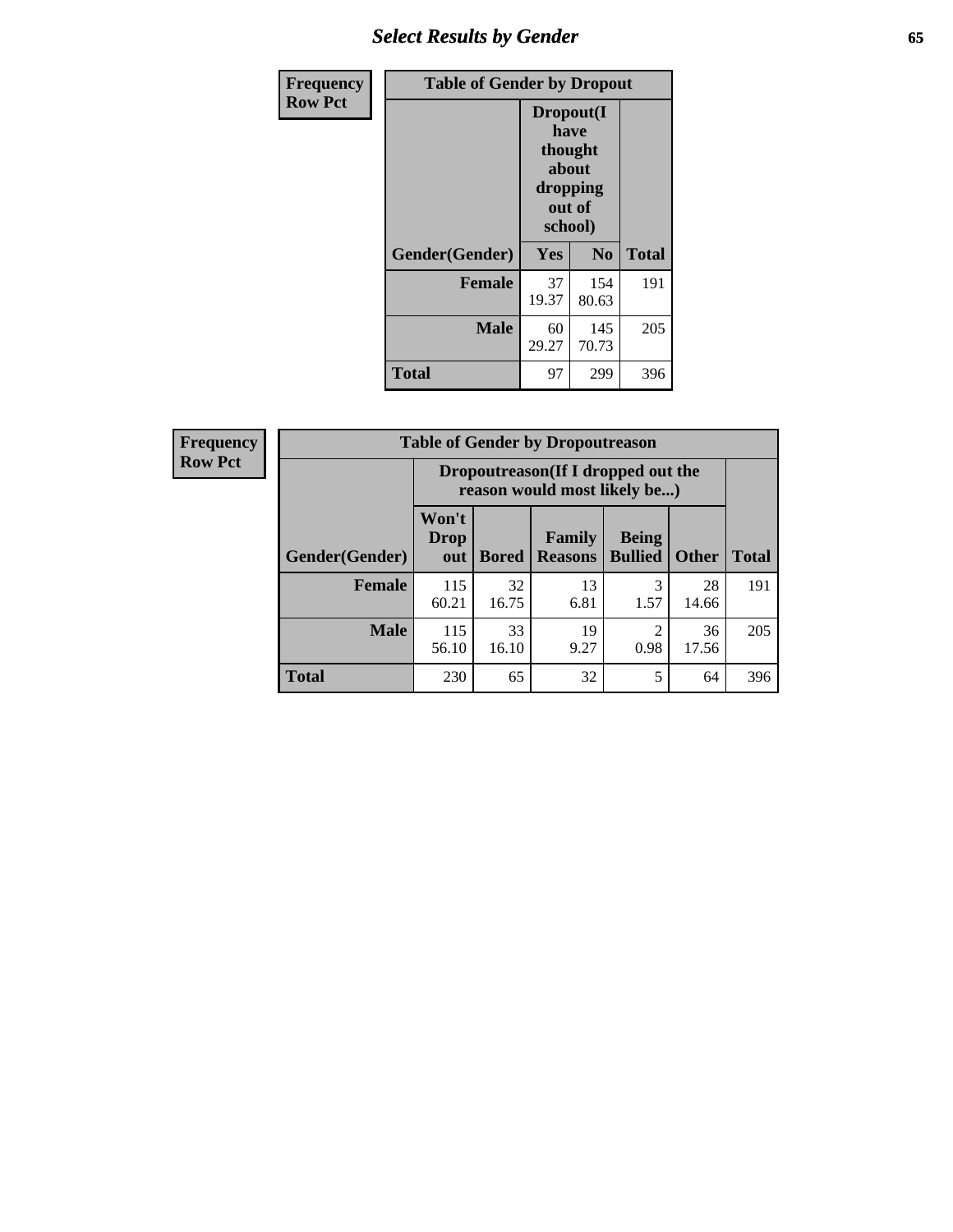# Select Results by Gender

| Frequency Row Pct | Table of Gender by Dropout | | |
|---|---|---|---|
| | Dropout(I have thought about dropping out of school) | | |
| Gender(Gender) | Yes | No | Total |
| Female | 37<br>19.37 | 154<br>80.63 | 191 |
| Male | 60<br>29.27 | 145<br>70.73 | 205 |
| Total | 97 | 299 | 396 |

| Frequency Row Pct | Table of Gender by Dropoutreason | | | | | |
|---|---|---|---|---|---|---|
| | Dropoutreason(If I dropped out the reason would most likely be...) | | | | | |
| Gender(Gender) | Won't Drop out | Bored | Family Reasons | Being Bullied | Other | Total |
| Female | 115<br>60.21 | 32<br>16.75 | 13<br>6.81 | 3<br>1.57 | 28<br>14.66 | 191 |
| Male | 115<br>56.10 | 33<br>16.10 | 19<br>9.27 | 2<br>0.98 | 36<br>17.56 | 205 |
| Total | 230 | 65 | 32 | 5 | 64 | 396 |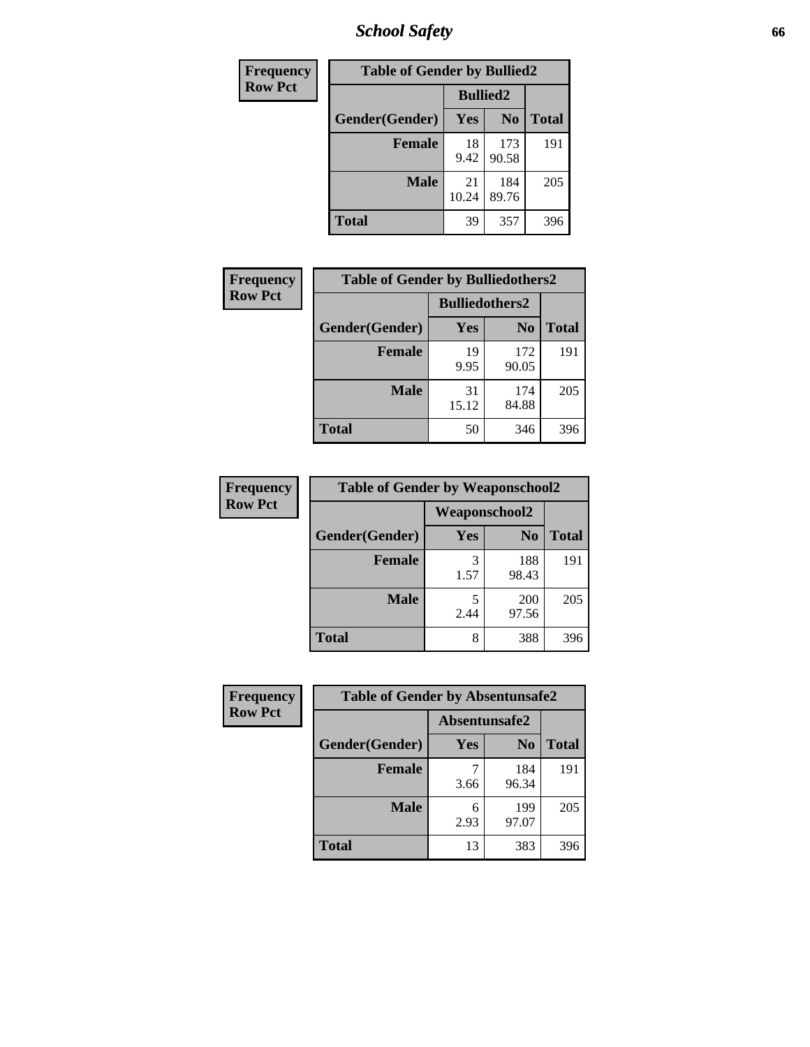| Frequency<br>Row Pct | Table of Gender by Bullied2 | | |
|---|---|---|---|
| | Bullied2 | | |
| Gender(Gender) | Yes | No | Total |
| Female | 18<br>9.42 | 173<br>90.58 | 191 |
| Male | 21<br>10.24 | 184<br>89.76 | 205 |
| Total | 39 | 357 | 396 |

| Frequency<br>Row Pct | Table of Gender by Bulliedothers2 | | |
|---|---|---|---|
| | Bulliedothers2 | | |
| Gender(Gender) | Yes | No | Total |
| Female | 19<br>9.95 | 172<br>90.05 | 191 |
| Male | 31<br>15.12 | 174<br>84.88 | 205 |
| Total | 50 | 346 | 396 |

| Frequency<br>Row Pct | Table of Gender by Weaponschool2 | | |
|---|---|---|---|
| | Weaponschool2 | | |
| Gender(Gender) | Yes | No | Total |
| Female | 3<br>1.57 | 188<br>98.43 | 191 |
| Male | 5<br>2.44 | 200<br>97.56 | 205 |
| Total | 8 | 388 | 396 |

| Frequency<br>Row Pct | Table of Gender by Absentunsafe2 | | |
|---|---|---|---|
| | Absentunsafe2 | | |
| Gender(Gender) | Yes | No | Total |
| Female | 7<br>3.66 | 184<br>96.34 | 191 |
| Male | 6<br>2.93 | 199<br>97.07 | 205 |
| Total | 13 | 383 | 396 |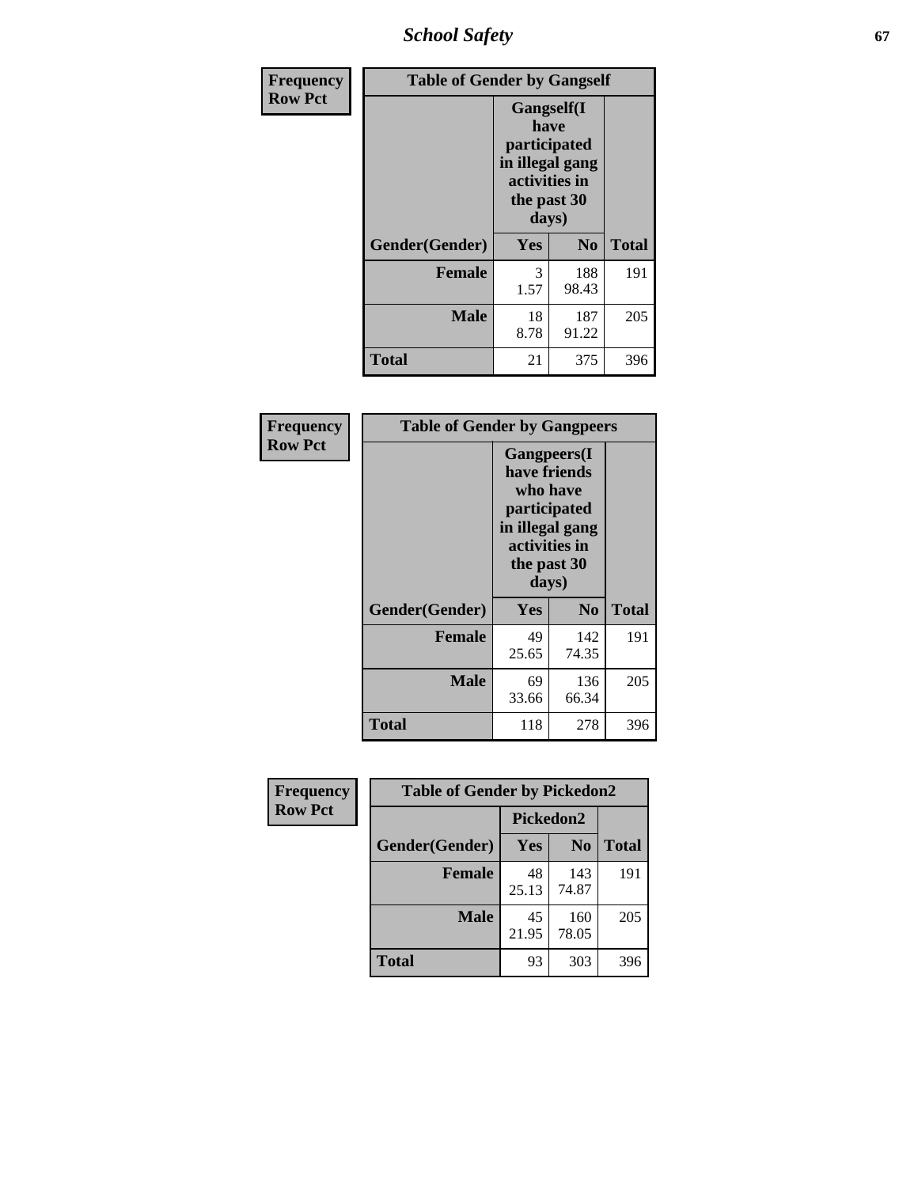| Frequency Row Pct | Table of Gender by Gangself | | |
|---|---|---|---|
| | Gangself(I have participated in illegal gang activities in the past 30 days) | | |
| Gender(Gender) | Yes | No | Total |
| Female | 3<br>1.57 | 188<br>98.43 | 191 |
| Male | 18<br>8.78 | 187<br>91.22 | 205 |
| Total | 21 | 375 | 396 |

| Frequency Row Pct | Table of Gender by Gangpeers | | |
|---|---|---|---|
| | Gangpeers(I have friends who have participated in illegal gang activities in the past 30 days) | | |
| Gender(Gender) | Yes | No | Total |
| Female | 49<br>25.65 | 142<br>74.35 | 191 |
| Male | 69<br>33.66 | 136<br>66.34 | 205 |
| Total | 118 | 278 | 396 |

| Frequency Row Pct | Table of Gender by Pickedon2 | | |
|---|---|---|---|
| | Pickedon2 | | |
| Gender(Gender) | Yes | No | Total |
| Female | 48<br>25.13 | 143<br>74.87 | 191 |
| Male | 45<br>21.95 | 160<br>78.05 | 205 |
| Total | 93 | 303 | 396 |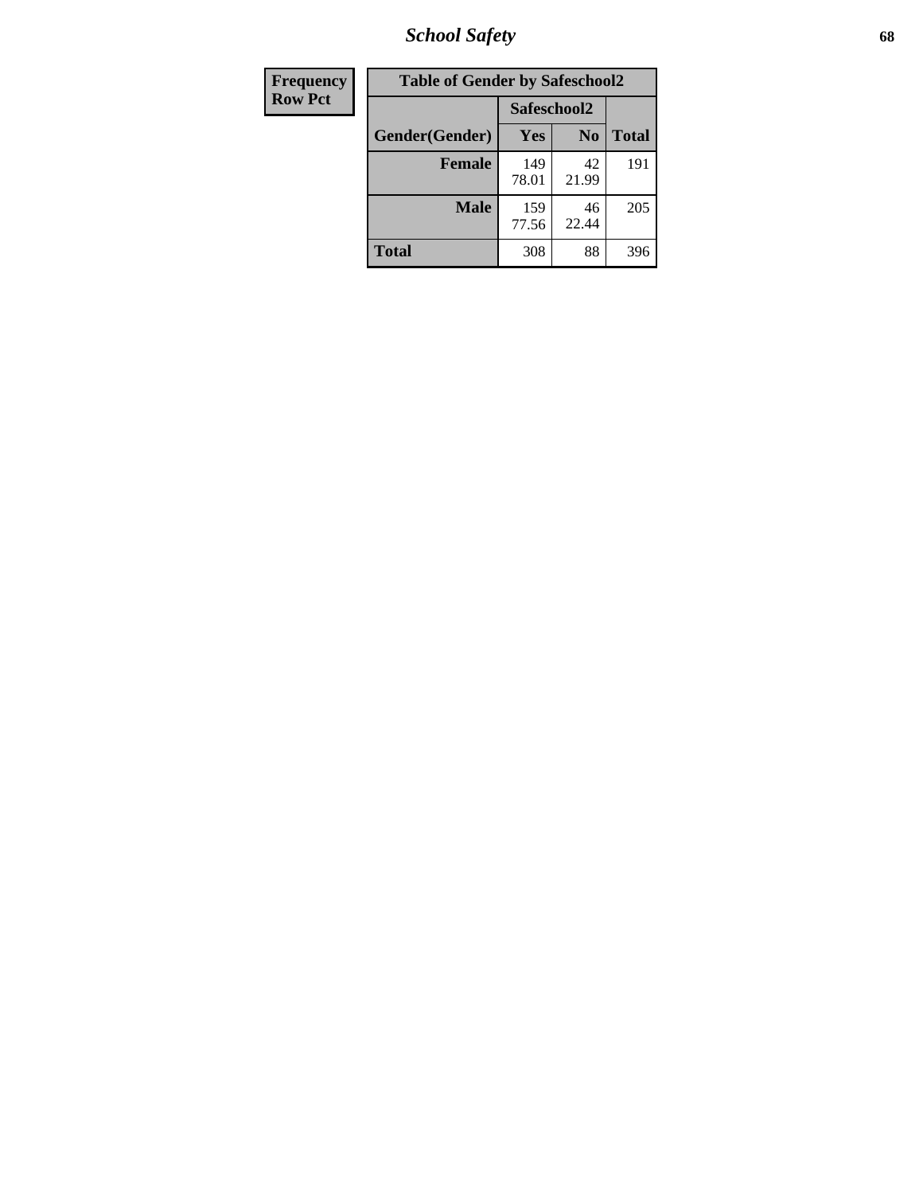## School Safety

| Frequency<br>Row Pct | Table of Gender by Safeschool2 | | | |
|---|---|---|---|---|
| | | Safeschool2 | | |
| | Gender(Gender) | Yes | No | Total |
| | Female | 149<br>78.01 | 42<br>21.99 | 191 |
| | Male | 159<br>77.56 | 46<br>22.44 | 205 |
| | Total | 308 | 88 | 396 |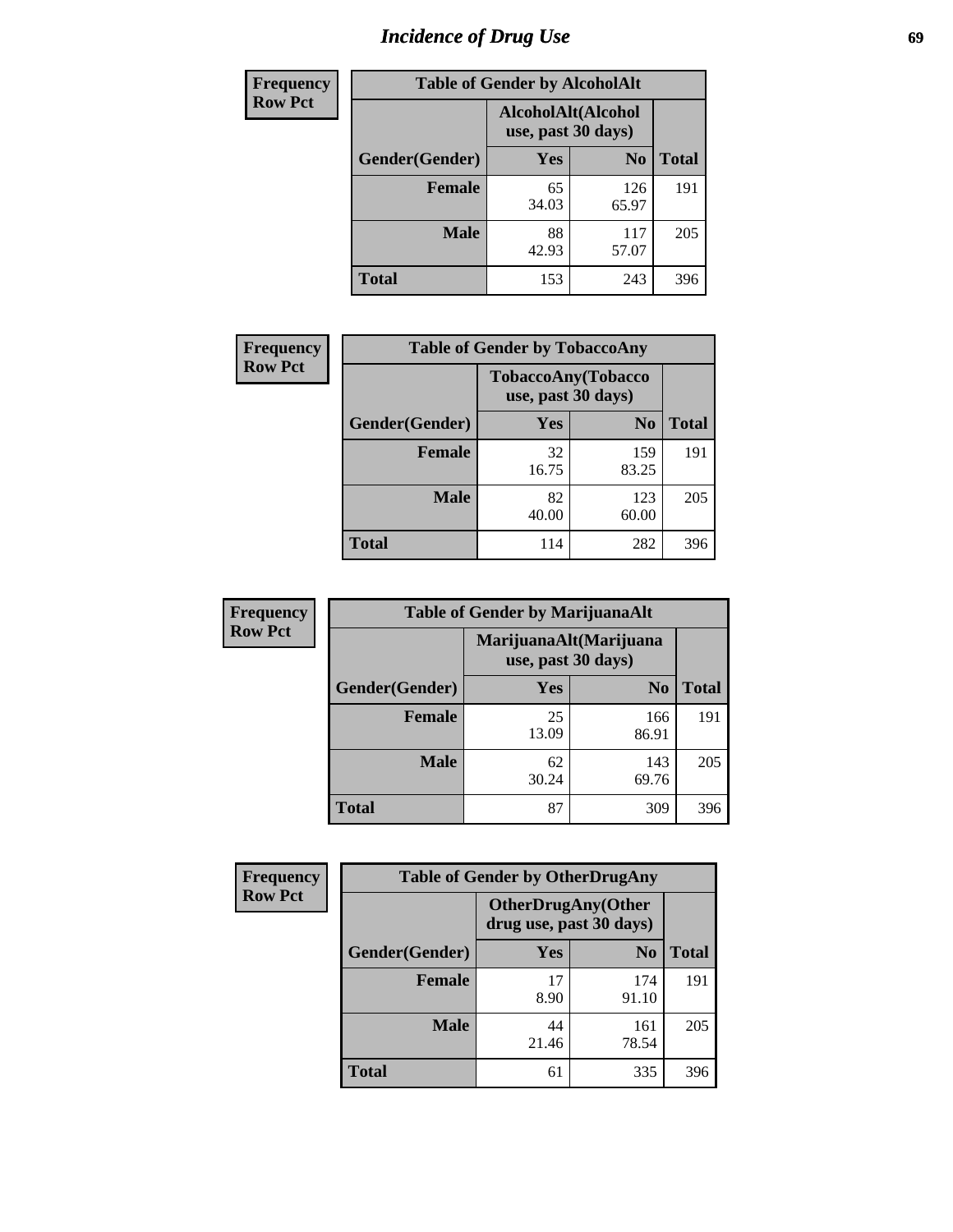# Incidence of Drug Use

| Frequency<br>Row Pct | Table of Gender by AlcoholAlt | | |
|---|---|---|---|
| | AlcoholAlt(Alcohol use, past 30 days) | | |
| Gender(Gender) | Yes | No | Total |
| Female | 65<br>34.03 | 126<br>65.97 | 191 |
| Male | 88<br>42.93 | 117<br>57.07 | 205 |
| Total | 153 | 243 | 396 |

| Frequency<br>Row Pct | Table of Gender by TobaccoAny | | |
|---|---|---|---|
| | TobaccoAny(Tobacco use, past 30 days) | | |
| Gender(Gender) | Yes | No | Total |
| Female | 32<br>16.75 | 159<br>83.25 | 191 |
| Male | 82<br>40.00 | 123<br>60.00 | 205 |
| Total | 114 | 282 | 396 |

| Frequency<br>Row Pct | Table of Gender by MarijuanaAlt | | |
|---|---|---|---|
| | MarijuanaAlt(Marijuana use, past 30 days) | | |
| Gender(Gender) | Yes | No | Total |
| Female | 25<br>13.09 | 166<br>86.91 | 191 |
| Male | 62<br>30.24 | 143<br>69.76 | 205 |
| Total | 87 | 309 | 396 |

| Frequency<br>Row Pct | Table of Gender by OtherDrugAny | | |
|---|---|---|---|
| | OtherDrugAny(Other drug use, past 30 days) | | |
| Gender(Gender) | Yes | No | Total |
| Female | 17<br>8.90 | 174<br>91.10 | 191 |
| Male | 44<br>21.46 | 161<br>78.54 | 205 |
| Total | 61 | 335 | 396 |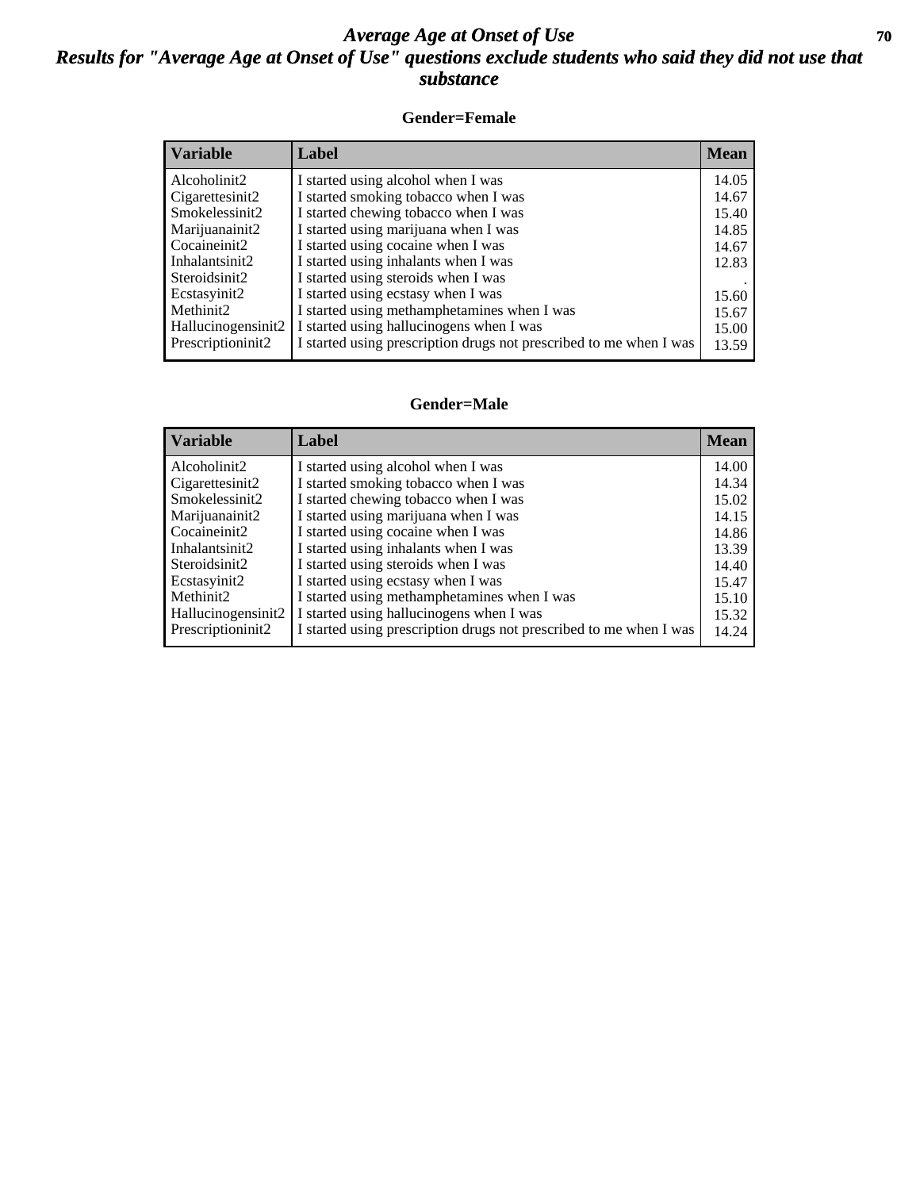# Average Age at Onset of Use

## Results for "Average Age at Onset of Use" questions exclude students who said they did not use that substance

### Gender=Female

| Variable | Label | Mean |
|---|---|---|
| Alcoholinit2 | I started using alcohol when I was | 14.05 |
| Cigarettesinit2 | I started smoking tobacco when I was | 14.67 |
| Smokelessinit2 | I started chewing tobacco when I was | 15.40 |
| Marijuanainit2 | I started using marijuana when I was | 14.85 |
| Cocaineinit2 | I started using cocaine when I was | 14.67 |
| Inhalantsinit2 | I started using inhalants when I was | 12.83 |
| Steroidsinit2 | I started using steroids when I was | . |
| Ecstasyinit2 | I started using ecstasy when I was | 15.60 |
| Methinit2 | I started using methamphetamines when I was | 15.67 |
| Hallucinogensinit2 | I started using hallucinogens when I was | 15.00 |
| Prescriptioninit2 | I started using prescription drugs not prescribed to me when I was | 13.59 |

### Gender=Male

| Variable | Label | Mean |
|---|---|---|
| Alcoholinit2 | I started using alcohol when I was | 14.00 |
| Cigarettesinit2 | I started smoking tobacco when I was | 14.34 |
| Smokelessinit2 | I started chewing tobacco when I was | 15.02 |
| Marijuanainit2 | I started using marijuana when I was | 14.15 |
| Cocaineinit2 | I started using cocaine when I was | 14.86 |
| Inhalantsinit2 | I started using inhalants when I was | 13.39 |
| Steroidsinit2 | I started using steroids when I was | 14.40 |
| Ecstasyinit2 | I started using ecstasy when I was | 15.47 |
| Methinit2 | I started using methamphetamines when I was | 15.10 |
| Hallucinogensinit2 | I started using hallucinogens when I was | 15.32 |
| Prescriptioninit2 | I started using prescription drugs not prescribed to me when I was | 14.24 |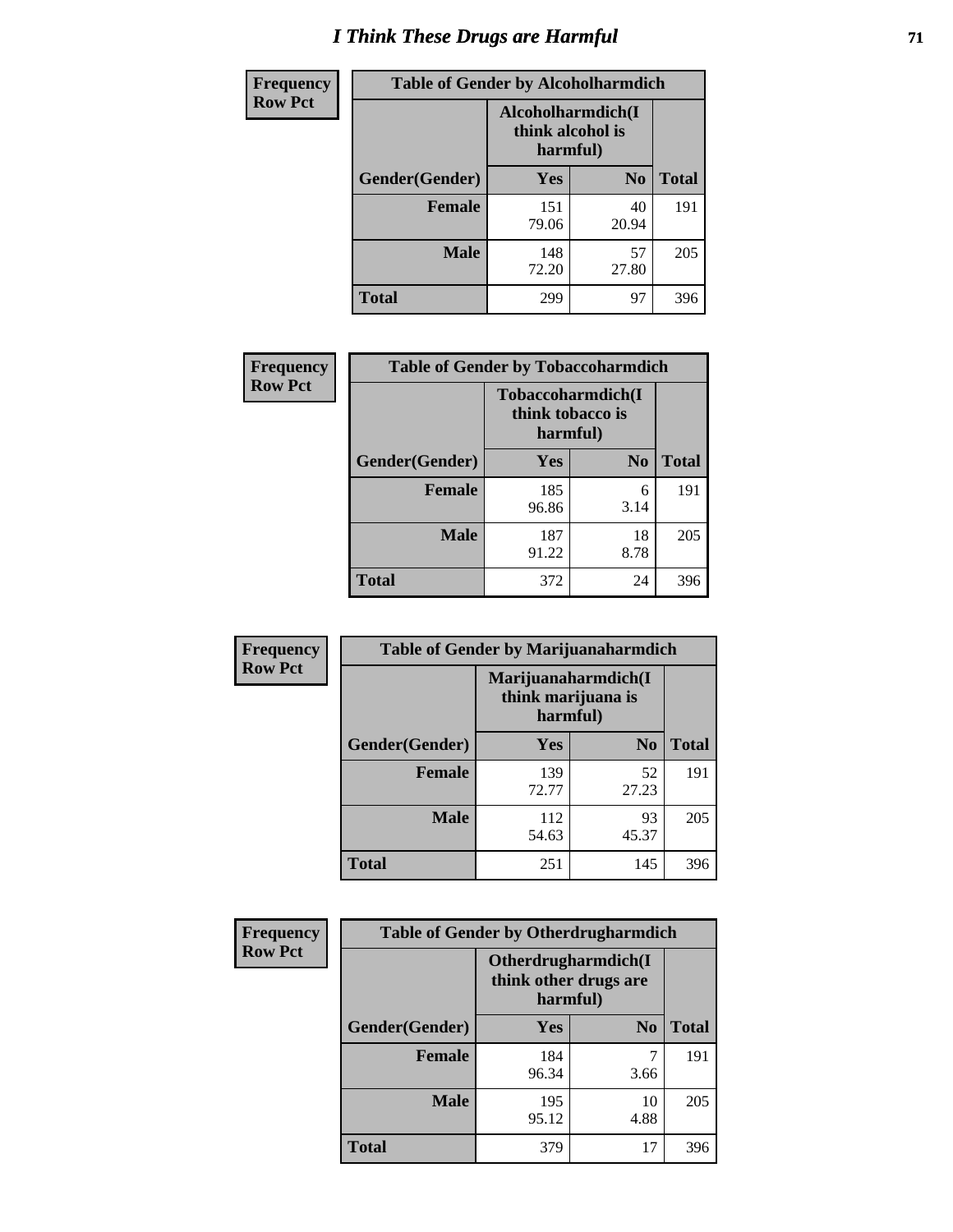# I Think These Drugs are Harmful

| Frequency Row Pct | Table of Gender by Alcoholharmdich | | |
|---|---|---|---|
| | Alcoholharmdich(I think alcohol is harmful) | | |
| Gender(Gender) | Yes | No | Total |
| Female | 151 79.06 | 40 20.94 | 191 |
| Male | 148 72.20 | 57 27.80 | 205 |
| Total | 299 | 97 | 396 |

| Frequency Row Pct | Table of Gender by Tobaccoharmdich | | |
|---|---|---|---|
| | Tobaccoharmdich(I think tobacco is harmful) | | |
| Gender(Gender) | Yes | No | Total |
| Female | 185 96.86 | 6 3.14 | 191 |
| Male | 187 91.22 | 18 8.78 | 205 |
| Total | 372 | 24 | 396 |

| Frequency Row Pct | Table of Gender by Marijuanaharmdich | | |
|---|---|---|---|
| | Marijuanaharmdich(I think marijuana is harmful) | | |
| Gender(Gender) | Yes | No | Total |
| Female | 139 72.77 | 52 27.23 | 191 |
| Male | 112 54.63 | 93 45.37 | 205 |
| Total | 251 | 145 | 396 |

| Frequency Row Pct | Table of Gender by Otherdrugharmdich | | |
|---|---|---|---|
| | Otherdrugharmdich(I think other drugs are harmful) | | |
| Gender(Gender) | Yes | No | Total |
| Female | 184 96.34 | 7 3.66 | 191 |
| Male | 195 95.12 | 10 4.88 | 205 |
| Total | 379 | 17 | 396 |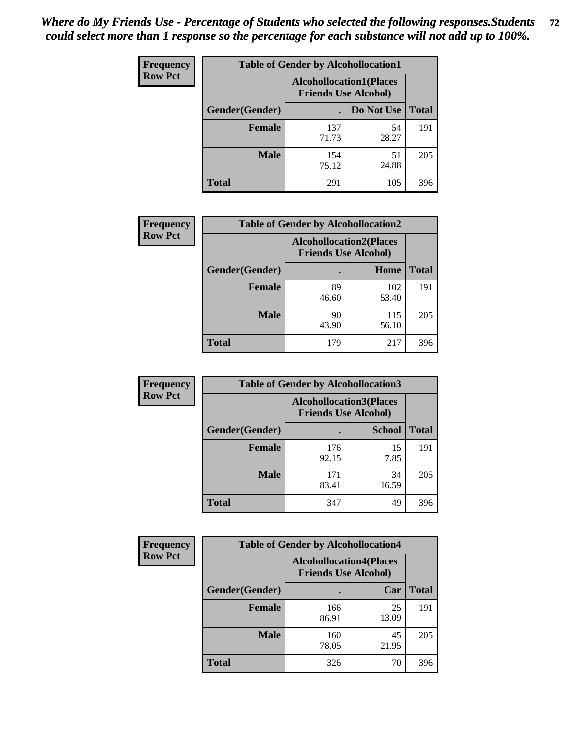*Where do My Friends Use - Percentage of Students who selected the following responses.Students could select more than 1 response so the percentage for each substance will not add up to 100%.*

| Frequency<br>Row Pct | Table of Gender by Alcohollocation1 | | |
|---|---|---|---|
| | Alcohollocation1(Places Friends Use Alcohol) | | |
| Gender(Gender) | . | Do Not Use | Total |
| Female | 137<br>71.73 | 54<br>28.27 | 191 |
| Male | 154<br>75.12 | 51<br>24.88 | 205 |
| Total | 291 | 105 | 396 |

| Frequency<br>Row Pct | Table of Gender by Alcohollocation2 | | |
|---|---|---|---|
| | Alcohollocation2(Places Friends Use Alcohol) | | |
| Gender(Gender) | . | Home | Total |
| Female | 89<br>46.60 | 102<br>53.40 | 191 |
| Male | 90<br>43.90 | 115<br>56.10 | 205 |
| Total | 179 | 217 | 396 |

| Frequency<br>Row Pct | Table of Gender by Alcohollocation3 | | |
|---|---|---|---|
| | Alcohollocation3(Places Friends Use Alcohol) | | |
| Gender(Gender) | . | School | Total |
| Female | 176<br>92.15 | 15<br>7.85 | 191 |
| Male | 171<br>83.41 | 34<br>16.59 | 205 |
| Total | 347 | 49 | 396 |

| Frequency<br>Row Pct | Table of Gender by Alcohollocation4 | | |
|---|---|---|---|
| | Alcohollocation4(Places Friends Use Alcohol) | | |
| Gender(Gender) | . | Car | Total |
| Female | 166<br>86.91 | 25<br>13.09 | 191 |
| Male | 160<br>78.05 | 45<br>21.95 | 205 |
| Total | 326 | 70 | 396 |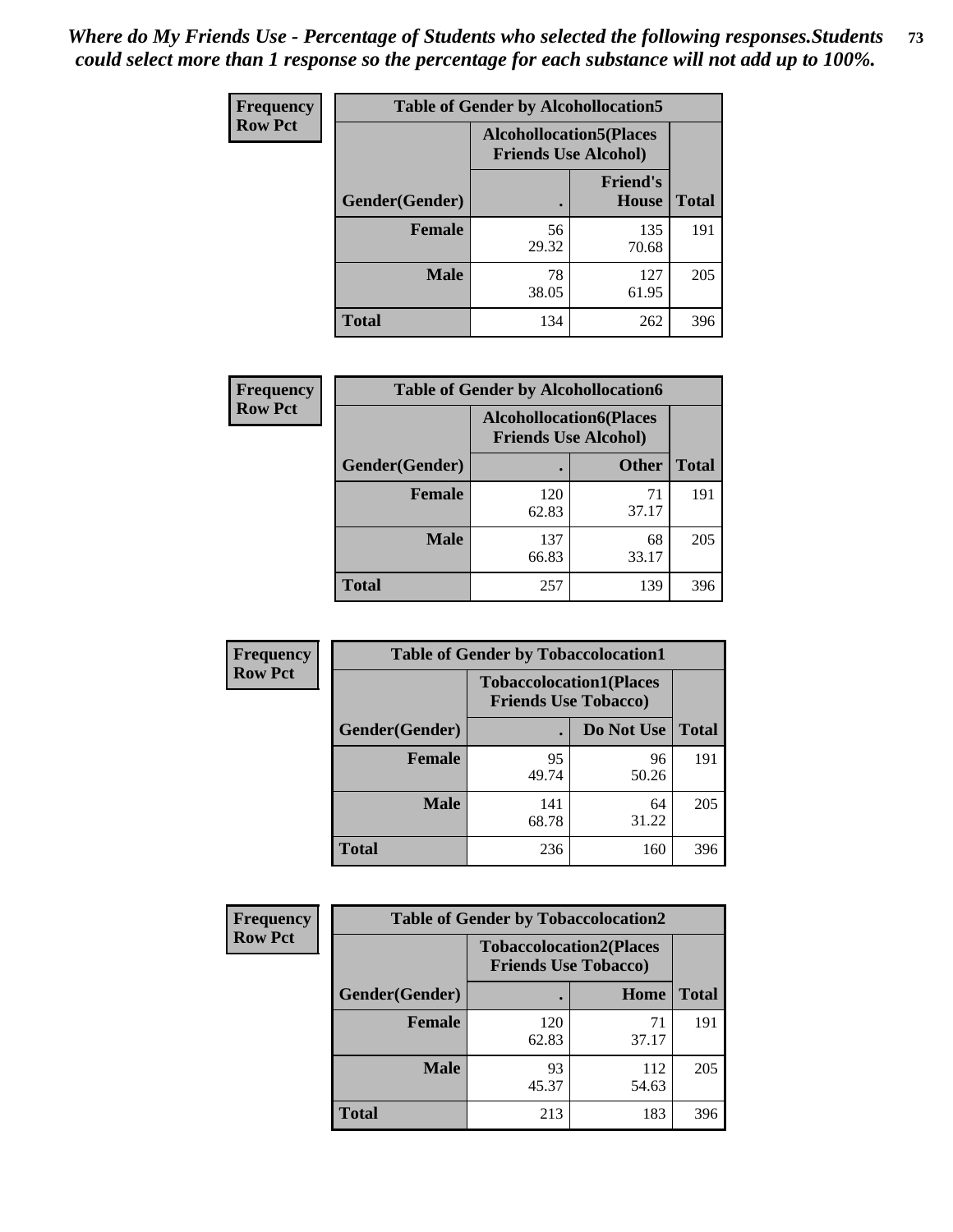*Where do My Friends Use - Percentage of Students who selected the following responses.Students could select more than 1 response so the percentage for each substance will not add up to 100%.*

**Frequency**
**Row Pct**

| Table of Gender by Alcohollocation5 | | | |
|---|---|---|---|
| | Alcohollocation5(Places Friends Use Alcohol) | | |
| Gender(Gender) | . | Friend's House | Total |
| **Female** | 56<br>29.32 | 135<br>70.68 | 191 |
| **Male** | 78<br>38.05 | 127<br>61.95 | 205 |
| **Total** | 134 | 262 | 396 |

**Frequency**
**Row Pct**

| Table of Gender by Alcohollocation6 | | | |
|---|---|---|---|
| | Alcohollocation6(Places Friends Use Alcohol) | | |
| Gender(Gender) | . | Other | Total |
| **Female** | 120<br>62.83 | 71<br>37.17 | 191 |
| **Male** | 137<br>66.83 | 68<br>33.17 | 205 |
| **Total** | 257 | 139 | 396 |

**Frequency**
**Row Pct**

| Table of Gender by Tobaccolocation1 | | | |
|---|---|---|---|
| | Tobaccolocation1(Places Friends Use Tobacco) | | |
| Gender(Gender) | . | Do Not Use | Total |
| **Female** | 95<br>49.74 | 96<br>50.26 | 191 |
| **Male** | 141<br>68.78 | 64<br>31.22 | 205 |
| **Total** | 236 | 160 | 396 |

**Frequency**
**Row Pct**

| Table of Gender by Tobaccolocation2 | | | |
|---|---|---|---|
| | Tobaccolocation2(Places Friends Use Tobacco) | | |
| Gender(Gender) | . | Home | Total |
| **Female** | 120<br>62.83 | 71<br>37.17 | 191 |
| **Male** | 93<br>45.37 | 112<br>54.63 | 205 |
| **Total** | 213 | 183 | 396 |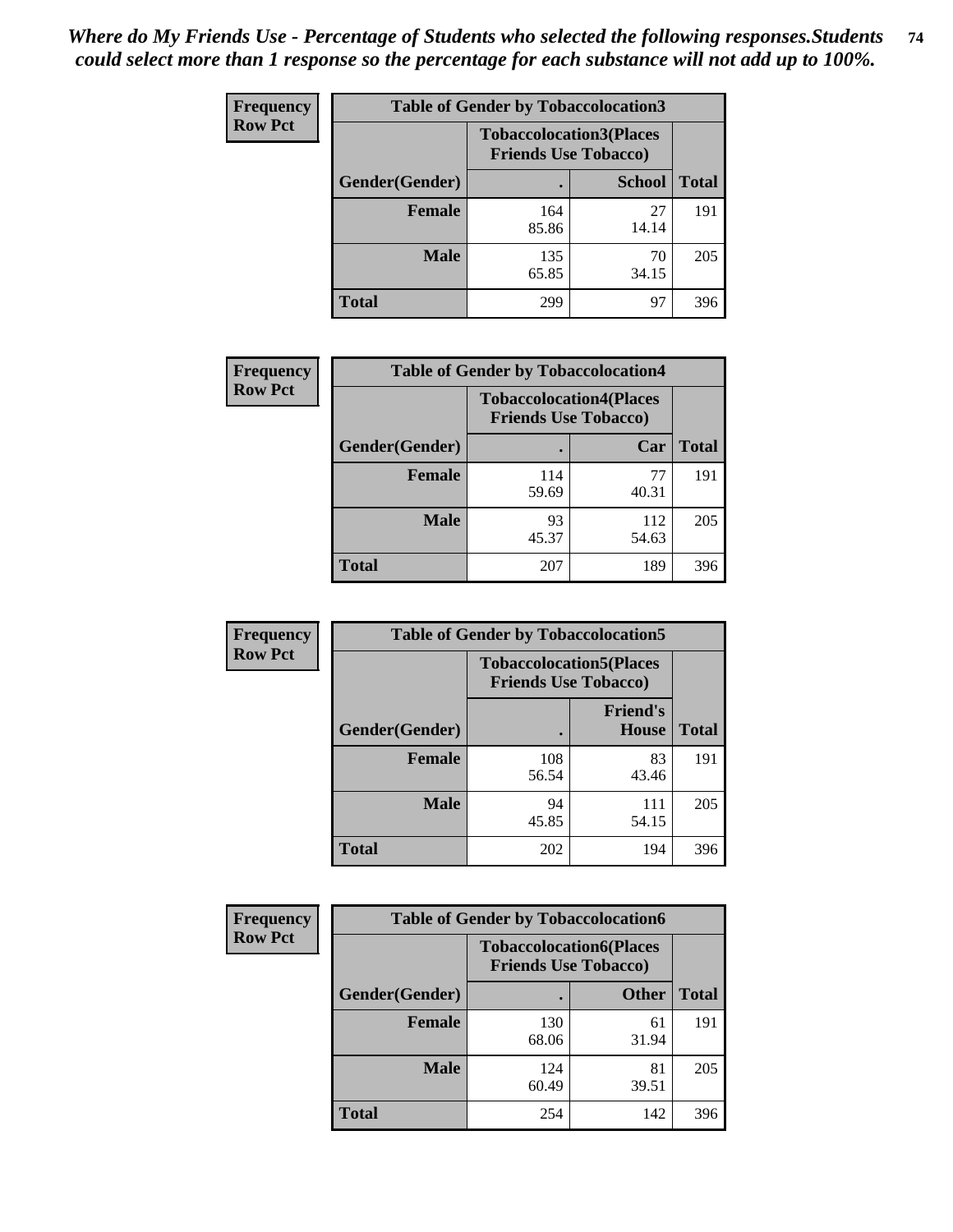*Where do My Friends Use - Percentage of Students who selected the following responses.Students could select more than 1 response so the percentage for each substance will not add up to 100%.*

**Frequency Row Pct**

| Table of Gender by Tobaccolocation3 | | | |
|---|---|---|---|
| | Tobaccolocation3(Places Friends Use Tobacco) | | |
| Gender(Gender) | . | School | Total |
| Female | 164<br>85.86 | 27<br>14.14 | 191 |
| Male | 135<br>65.85 | 70<br>34.15 | 205 |
| Total | 299 | 97 | 396 |

**Frequency Row Pct**

| Table of Gender by Tobaccolocation4 | | | |
|---|---|---|---|
| | Tobaccolocation4(Places Friends Use Tobacco) | | |
| Gender(Gender) | . | Car | Total |
| Female | 114<br>59.69 | 77<br>40.31 | 191 |
| Male | 93<br>45.37 | 112<br>54.63 | 205 |
| Total | 207 | 189 | 396 |

**Frequency Row Pct**

| Table of Gender by Tobaccolocation5 | | | |
|---|---|---|---|
| | Tobaccolocation5(Places Friends Use Tobacco) | | |
| Gender(Gender) | . | Friend's House | Total |
| Female | 108<br>56.54 | 83<br>43.46 | 191 |
| Male | 94<br>45.85 | 111<br>54.15 | 205 |
| Total | 202 | 194 | 396 |

**Frequency Row Pct**

| Table of Gender by Tobaccolocation6 | | | |
|---|---|---|---|
| | Tobaccolocation6(Places Friends Use Tobacco) | | |
| Gender(Gender) | . | Other | Total |
| Female | 130<br>68.06 | 61<br>31.94 | 191 |
| Male | 124<br>60.49 | 81<br>39.51 | 205 |
| Total | 254 | 142 | 396 |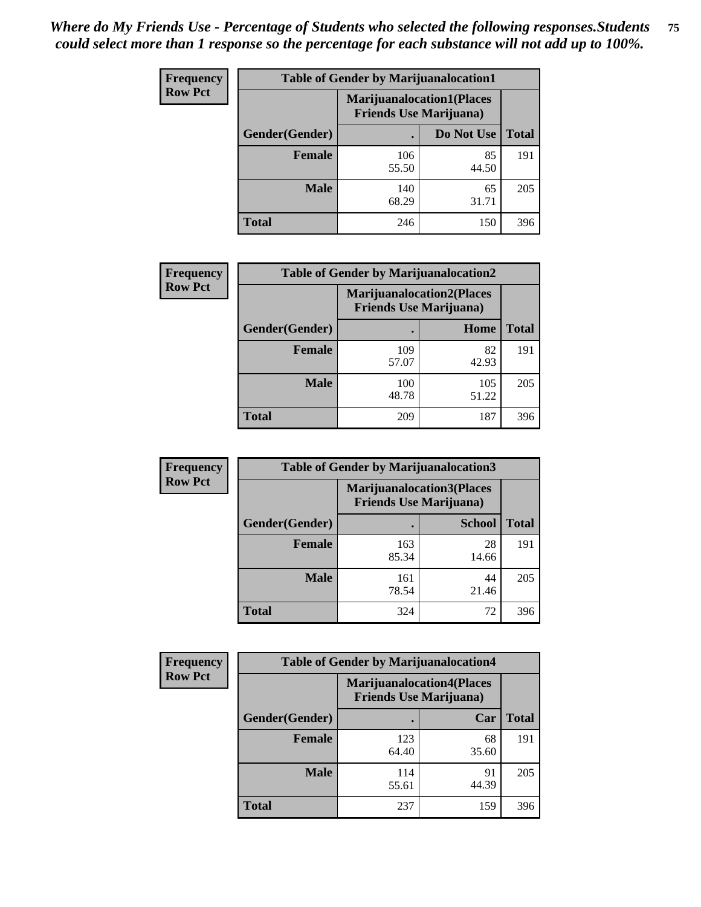*Where do My Friends Use - Percentage of Students who selected the following responses.Students could select more than 1 response so the percentage for each substance will not add up to 100%.*

**Frequency**
**Row Pct**

| Table of Gender by Marijuanalocation1 | | | |
|---|---|---|---|
| | Marijuanalocation1(Places Friends Use Marijuana) | | |
| Gender(Gender) | . | Do Not Use | Total |
| **Female** | 106<br>55.50 | 85<br>44.50 | 191 |
| **Male** | 140<br>68.29 | 65<br>31.71 | 205 |
| **Total** | 246 | 150 | 396 |

**Frequency**
**Row Pct**

| Table of Gender by Marijuanalocation2 | | | |
|---|---|---|---|
| | Marijuanalocation2(Places Friends Use Marijuana) | | |
| Gender(Gender) | . | Home | Total |
| **Female** | 109<br>57.07 | 82<br>42.93 | 191 |
| **Male** | 100<br>48.78 | 105<br>51.22 | 205 |
| **Total** | 209 | 187 | 396 |

**Frequency**
**Row Pct**

| Table of Gender by Marijuanalocation3 | | | |
|---|---|---|---|
| | Marijuanalocation3(Places Friends Use Marijuana) | | |
| Gender(Gender) | . | School | Total |
| **Female** | 163<br>85.34 | 28<br>14.66 | 191 |
| **Male** | 161<br>78.54 | 44<br>21.46 | 205 |
| **Total** | 324 | 72 | 396 |

**Frequency**
**Row Pct**

| Table of Gender by Marijuanalocation4 | | | |
|---|---|---|---|
| | Marijuanalocation4(Places Friends Use Marijuana) | | |
| Gender(Gender) | . | Car | Total |
| **Female** | 123<br>64.40 | 68<br>35.60 | 191 |
| **Male** | 114<br>55.61 | 91<br>44.39 | 205 |
| **Total** | 237 | 159 | 396 |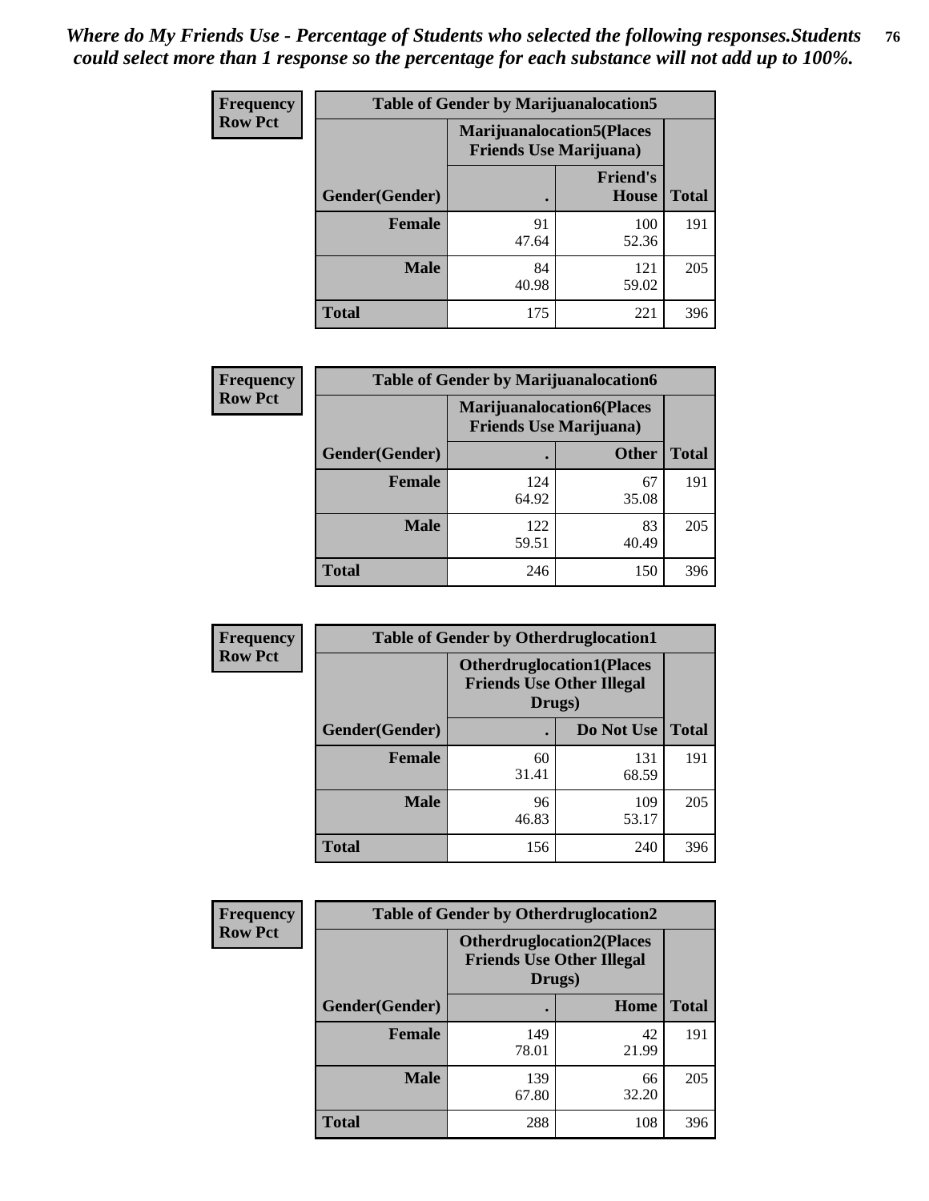*Where do My Friends Use - Percentage of Students who selected the following responses.Students could select more than 1 response so the percentage for each substance will not add up to 100%.*

**Frequency Row Pct**

| Table of Gender by Marijuanalocation5 | | | |
|---|---|---|---|
| | Marijuanalocation5(Places Friends Use Marijuana) | | |
| Gender(Gender) | . | Friend's House | Total |
| **Female** | 91<br>47.64 | 100<br>52.36 | 191 |
| **Male** | 84<br>40.98 | 121<br>59.02 | 205 |
| **Total** | 175 | 221 | 396 |

**Frequency Row Pct**

| Table of Gender by Marijuanalocation6 | | | |
|---|---|---|---|
| | Marijuanalocation6(Places Friends Use Marijuana) | | |
| Gender(Gender) | . | Other | Total |
| **Female** | 124<br>64.92 | 67<br>35.08 | 191 |
| **Male** | 122<br>59.51 | 83<br>40.49 | 205 |
| **Total** | 246 | 150 | 396 |

**Frequency Row Pct**

| Table of Gender by Otherdruglocation1 | | | |
|---|---|---|---|
| | Otherdruglocation1(Places Friends Use Other Illegal Drugs) | | |
| Gender(Gender) | . | Do Not Use | Total |
| **Female** | 60<br>31.41 | 131<br>68.59 | 191 |
| **Male** | 96<br>46.83 | 109<br>53.17 | 205 |
| **Total** | 156 | 240 | 396 |

**Frequency Row Pct**

| Table of Gender by Otherdruglocation2 | | | |
|---|---|---|---|
| | Otherdruglocation2(Places Friends Use Other Illegal Drugs) | | |
| Gender(Gender) | . | Home | Total |
| **Female** | 149<br>78.01 | 42<br>21.99 | 191 |
| **Male** | 139<br>67.80 | 66<br>32.20 | 205 |
| **Total** | 288 | 108 | 396 |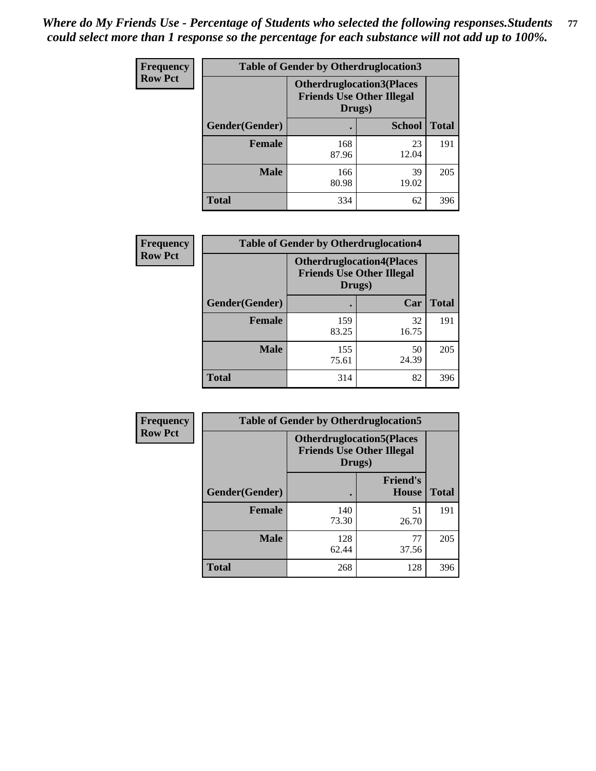*Where do My Friends Use - Percentage of Students who selected the following responses.Students could select more than 1 response so the percentage for each substance will not add up to 100%.*

**Frequency**
**Row Pct**

| Table of Gender by Otherdruglocation3 | | | |
|---|---|---|---|
| | Otherdruglocation3(Places Friends Use Other Illegal Drugs) | | |
| Gender(Gender) | . | School | Total |
| Female | 168<br>87.96 | 23<br>12.04 | 191 |
| Male | 166<br>80.98 | 39<br>19.02 | 205 |
| Total | 334 | 62 | 396 |

**Frequency**
**Row Pct**

| Table of Gender by Otherdruglocation4 | | | |
|---|---|---|---|
| | Otherdruglocation4(Places Friends Use Other Illegal Drugs) | | |
| Gender(Gender) | . | Car | Total |
| Female | 159<br>83.25 | 32<br>16.75 | 191 |
| Male | 155<br>75.61 | 50<br>24.39 | 205 |
| Total | 314 | 82 | 396 |

**Frequency**
**Row Pct**

| Table of Gender by Otherdruglocation5 | | | |
|---|---|---|---|
| | Otherdruglocation5(Places Friends Use Other Illegal Drugs) | | |
| Gender(Gender) | . | Friend's House | Total |
| Female | 140<br>73.30 | 51<br>26.70 | 191 |
| Male | 128<br>62.44 | 77<br>37.56 | 205 |
| Total | 268 | 128 | 396 |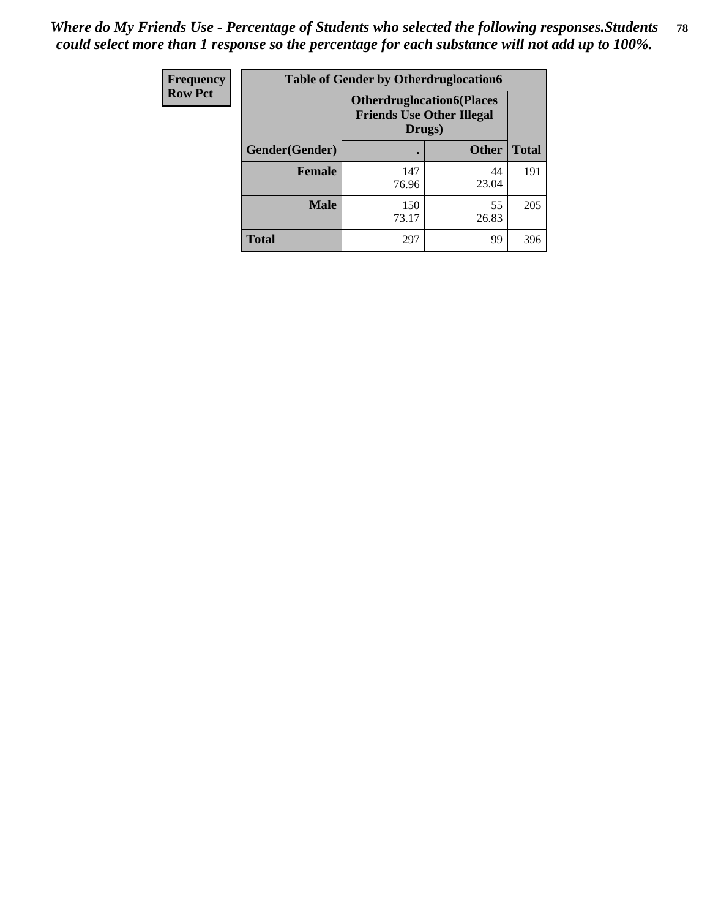*Where do My Friends Use - Percentage of Students who selected the following responses.Students could select more than 1 response so the percentage for each substance will not add up to 100%.*

| Frequency<br>Row Pct | Table of Gender by Otherdruglocation6 | | |
|---|---|---|---|
| | Otherdruglocation6(Places Friends Use Other Illegal Drugs) | | |
| Gender(Gender) | . | Other | Total |
| Female | 147<br>76.96 | 44<br>23.04 | 191 |
| Male | 150<br>73.17 | 55<br>26.83 | 205 |
| Total | 297 | 99 | 396 |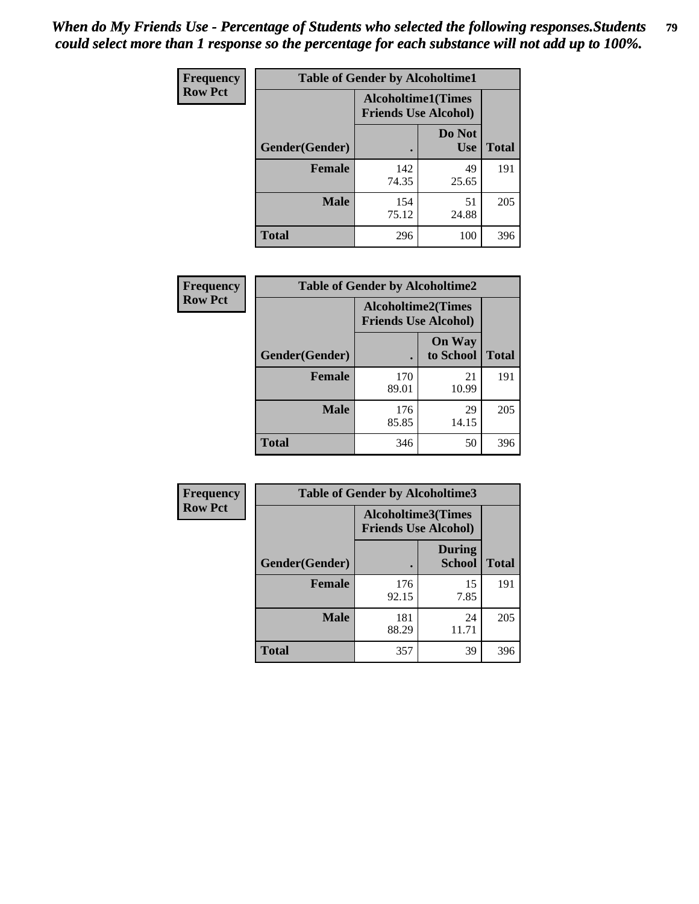*When do My Friends Use - Percentage of Students who selected the following responses.Students could select more than 1 response so the percentage for each substance will not add up to 100%.*

| Frequency Row Pct | Table of Gender by Alcoholtime1 | | |
|---|---|---|---|
| | Alcoholtime1(Times Friends Use Alcohol) | | |
| Gender(Gender) | . | Do Not Use | Total |
| Female | 142 74.35 | 49 25.65 | 191 |
| Male | 154 75.12 | 51 24.88 | 205 |
| Total | 296 | 100 | 396 |

| Frequency Row Pct | Table of Gender by Alcoholtime2 | | |
|---|---|---|---|
| | Alcoholtime2(Times Friends Use Alcohol) | | |
| Gender(Gender) | . | On Way to School | Total |
| Female | 170 89.01 | 21 10.99 | 191 |
| Male | 176 85.85 | 29 14.15 | 205 |
| Total | 346 | 50 | 396 |

| Frequency Row Pct | Table of Gender by Alcoholtime3 | | |
|---|---|---|---|
| | Alcoholtime3(Times Friends Use Alcohol) | | |
| Gender(Gender) | . | During School | Total |
| Female | 176 92.15 | 15 7.85 | 191 |
| Male | 181 88.29 | 24 11.71 | 205 |
| Total | 357 | 39 | 396 |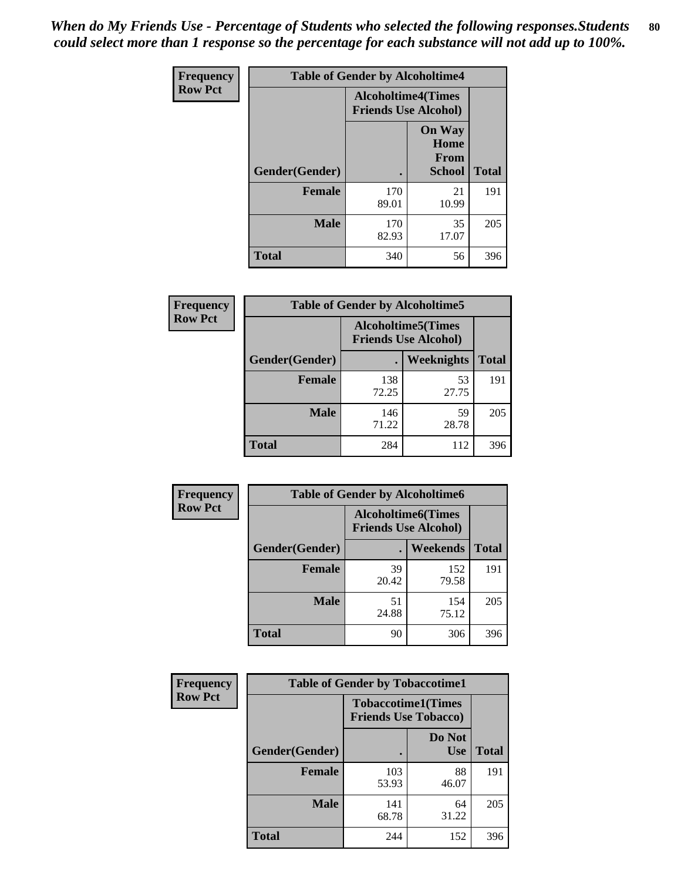*When do My Friends Use - Percentage of Students who selected the following responses.Students could select more than 1 response so the percentage for each substance will not add up to 100%.*

**Frequency**
**Row Pct**

| Table of Gender by Alcoholtime4 | | | |
|---|---|---|---|
| | Alcoholtime4(Times Friends Use Alcohol) | | |
| Gender(Gender) | . | On Way Home From School | Total |
| **Female** | 170<br>89.01 | 21<br>10.99 | 191 |
| **Male** | 170<br>82.93 | 35<br>17.07 | 205 |
| **Total** | 340 | 56 | 396 |

**Frequency**
**Row Pct**

| Table of Gender by Alcoholtime5 | | | |
|---|---|---|---|
| | Alcoholtime5(Times Friends Use Alcohol) | | |
| Gender(Gender) | . | Weeknights | Total |
| **Female** | 138<br>72.25 | 53<br>27.75 | 191 |
| **Male** | 146<br>71.22 | 59<br>28.78 | 205 |
| **Total** | 284 | 112 | 396 |

**Frequency**
**Row Pct**

| Table of Gender by Alcoholtime6 | | | |
|---|---|---|---|
| | Alcoholtime6(Times Friends Use Alcohol) | | |
| Gender(Gender) | . | Weekends | Total |
| **Female** | 39<br>20.42 | 152<br>79.58 | 191 |
| **Male** | 51<br>24.88 | 154<br>75.12 | 205 |
| **Total** | 90 | 306 | 396 |

**Frequency**
**Row Pct**

| Table of Gender by Tobaccotime1 | | | |
|---|---|---|---|
| | Tobaccotime1(Times Friends Use Tobacco) | | |
| Gender(Gender) | . | Do Not Use | Total |
| **Female** | 103<br>53.93 | 88<br>46.07 | 191 |
| **Male** | 141<br>68.78 | 64<br>31.22 | 205 |
| **Total** | 244 | 152 | 396 |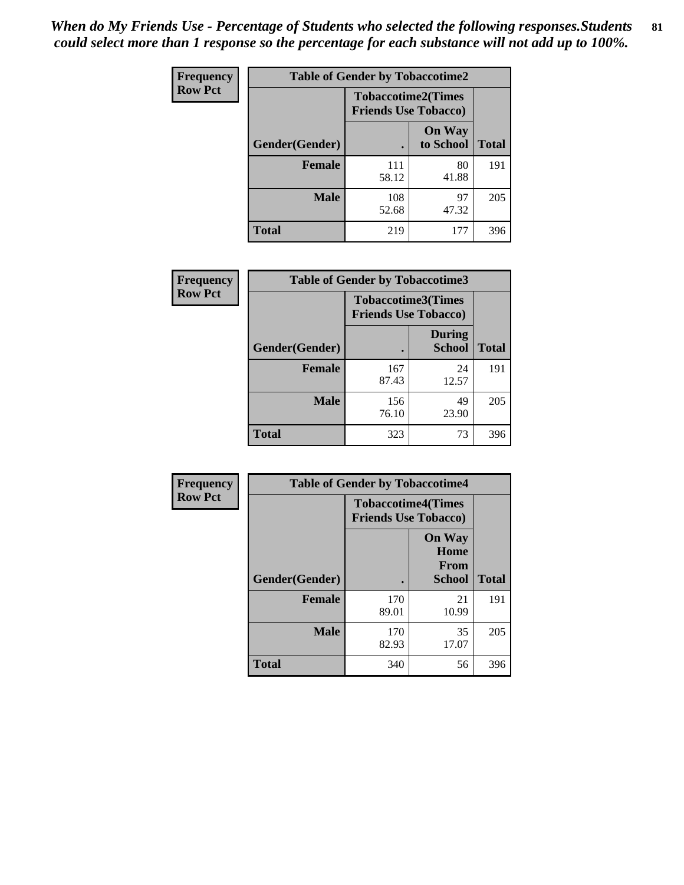*When do My Friends Use - Percentage of Students who selected the following responses.Students could select more than 1 response so the percentage for each substance will not add up to 100%.*

**Frequency**
**Row Pct**

**Table of Gender by Tobaccotime2**

| Gender(Gender) | Tobaccotime2(Times Friends Use Tobacco) | | Total |
|---|---|---|---|
| | . | On Way to School | |
| **Female** | 111<br>58.12 | 80<br>41.88 | 191 |
| **Male** | 108<br>52.68 | 97<br>47.32 | 205 |
| **Total** | 219 | 177 | 396 |

**Frequency**
**Row Pct**

**Table of Gender by Tobaccotime3**

| Gender(Gender) | Tobaccotime3(Times Friends Use Tobacco) | | Total |
|---|---|---|---|
| | . | During School | |
| **Female** | 167<br>87.43 | 24<br>12.57 | 191 |
| **Male** | 156<br>76.10 | 49<br>23.90 | 205 |
| **Total** | 323 | 73 | 396 |

**Frequency**
**Row Pct**

**Table of Gender by Tobaccotime4**

| Gender(Gender) | Tobaccotime4(Times Friends Use Tobacco) | | Total |
|---|---|---|---|
| | . | On Way Home From School | |
| **Female** | 170<br>89.01 | 21<br>10.99 | 191 |
| **Male** | 170<br>82.93 | 35<br>17.07 | 205 |
| **Total** | 340 | 56 | 396 |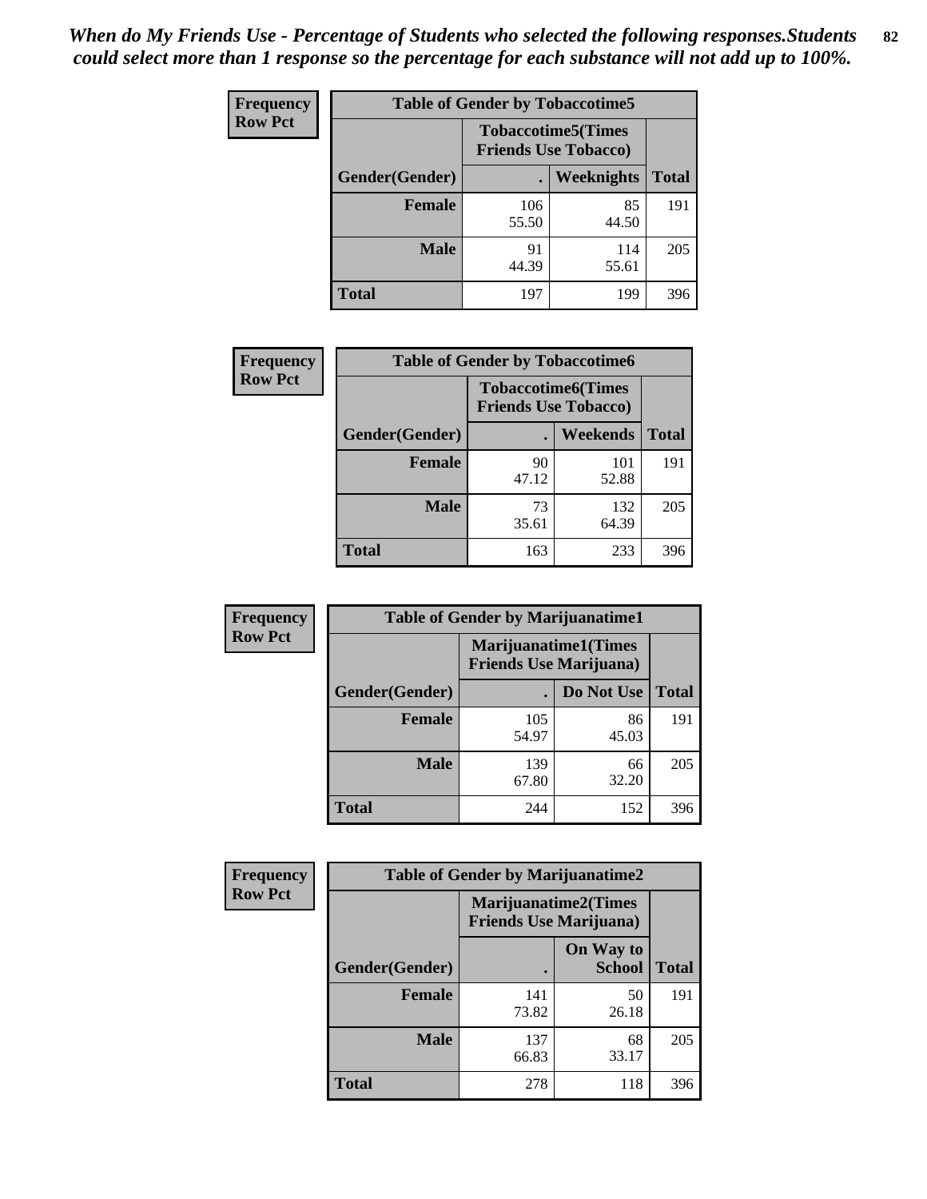*When do My Friends Use - Percentage of Students who selected the following responses.Students could select more than 1 response so the percentage for each substance will not add up to 100%.*

**Frequency**
**Row Pct**

| Table of Gender by Tobaccotime5 | | | |
|---|---|---|---|
| | Tobaccotime5(Times Friends Use Tobacco) | | |
| Gender(Gender) | . | Weeknights | Total |
| **Female** | 106<br>55.50 | 85<br>44.50 | 191 |
| **Male** | 91<br>44.39 | 114<br>55.61 | 205 |
| **Total** | 197 | 199 | 396 |

**Frequency**
**Row Pct**

| Table of Gender by Tobaccotime6 | | | |
|---|---|---|---|
| | Tobaccotime6(Times Friends Use Tobacco) | | |
| Gender(Gender) | . | Weekends | Total |
| **Female** | 90<br>47.12 | 101<br>52.88 | 191 |
| **Male** | 73<br>35.61 | 132<br>64.39 | 205 |
| **Total** | 163 | 233 | 396 |

**Frequency**
**Row Pct**

| Table of Gender by Marijuanatime1 | | | |
|---|---|---|---|
| | Marijuanatime1(Times Friends Use Marijuana) | | |
| Gender(Gender) | . | Do Not Use | Total |
| **Female** | 105<br>54.97 | 86<br>45.03 | 191 |
| **Male** | 139<br>67.80 | 66<br>32.20 | 205 |
| **Total** | 244 | 152 | 396 |

**Frequency**
**Row Pct**

| Table of Gender by Marijuanatime2 | | | |
|---|---|---|---|
| | Marijuanatime2(Times Friends Use Marijuana) | | |
| Gender(Gender) | . | On Way to School | Total |
| **Female** | 141<br>73.82 | 50<br>26.18 | 191 |
| **Male** | 137<br>66.83 | 68<br>33.17 | 205 |
| **Total** | 278 | 118 | 396 |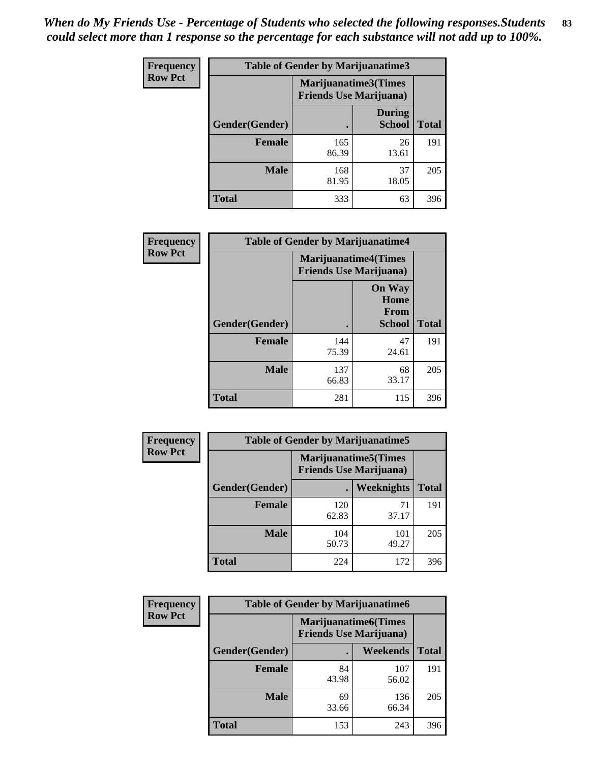*When do My Friends Use - Percentage of Students who selected the following responses.Students could select more than 1 response so the percentage for each substance will not add up to 100%.*

**Frequency**
**Row Pct**

| Table of Gender by Marijuanatime3 | | | |
|---|---|---|---|
| | Marijuanatime3(Times Friends Use Marijuana) | | |
| Gender(Gender) | . | During School | Total |
| **Female** | 165<br>86.39 | 26<br>13.61 | 191 |
| **Male** | 168<br>81.95 | 37<br>18.05 | 205 |
| **Total** | 333 | 63 | 396 |

**Frequency**
**Row Pct**

| Table of Gender by Marijuanatime4 | | | |
|---|---|---|---|
| | Marijuanatime4(Times Friends Use Marijuana) | | |
| Gender(Gender) | . | On Way Home From School | Total |
| **Female** | 144<br>75.39 | 47<br>24.61 | 191 |
| **Male** | 137<br>66.83 | 68<br>33.17 | 205 |
| **Total** | 281 | 115 | 396 |

**Frequency**
**Row Pct**

| Table of Gender by Marijuanatime5 | | | |
|---|---|---|---|
| | Marijuanatime5(Times Friends Use Marijuana) | | |
| Gender(Gender) | . | Weeknights | Total |
| **Female** | 120<br>62.83 | 71<br>37.17 | 191 |
| **Male** | 104<br>50.73 | 101<br>49.27 | 205 |
| **Total** | 224 | 172 | 396 |

**Frequency**
**Row Pct**

| Table of Gender by Marijuanatime6 | | | |
|---|---|---|---|
| | Marijuanatime6(Times Friends Use Marijuana) | | |
| Gender(Gender) | . | Weekends | Total |
| **Female** | 84<br>43.98 | 107<br>56.02 | 191 |
| **Male** | 69<br>33.66 | 136<br>66.34 | 205 |
| **Total** | 153 | 243 | 396 |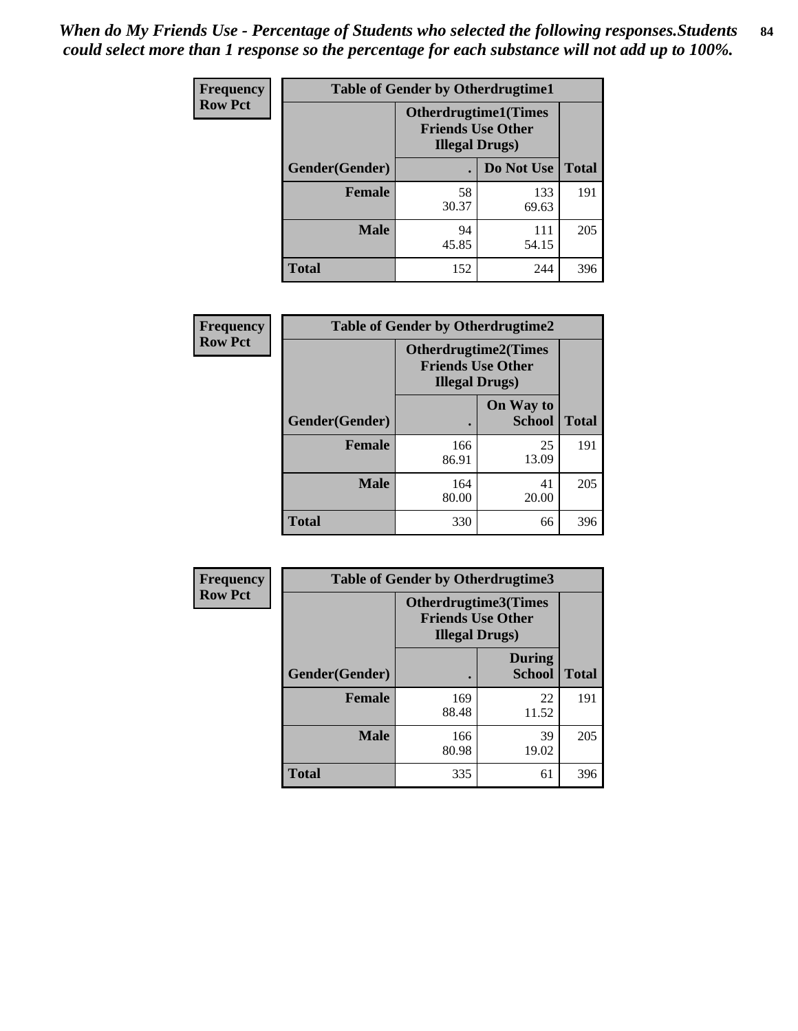*When do My Friends Use - Percentage of Students who selected the following responses.Students could select more than 1 response so the percentage for each substance will not add up to 100%.*

**Frequency**
**Row Pct**

| Table of Gender by Otherdrugtime1 | | | |
|---|---|---|---|
| | Otherdrugtime1(Times Friends Use Other Illegal Drugs) | | |
| Gender(Gender) | . | Do Not Use | Total |
| **Female** | 58<br>30.37 | 133<br>69.63 | 191 |
| **Male** | 94<br>45.85 | 111<br>54.15 | 205 |
| **Total** | 152 | 244 | 396 |

**Frequency**
**Row Pct**

| Table of Gender by Otherdrugtime2 | | | |
|---|---|---|---|
| | Otherdrugtime2(Times Friends Use Other Illegal Drugs) | | |
| Gender(Gender) | . | On Way to School | Total |
| **Female** | 166<br>86.91 | 25<br>13.09 | 191 |
| **Male** | 164<br>80.00 | 41<br>20.00 | 205 |
| **Total** | 330 | 66 | 396 |

**Frequency**
**Row Pct**

| Table of Gender by Otherdrugtime3 | | | |
|---|---|---|---|
| | Otherdrugtime3(Times Friends Use Other Illegal Drugs) | | |
| Gender(Gender) | . | During School | Total |
| **Female** | 169<br>88.48 | 22<br>11.52 | 191 |
| **Male** | 166<br>80.98 | 39<br>19.02 | 205 |
| **Total** | 335 | 61 | 396 |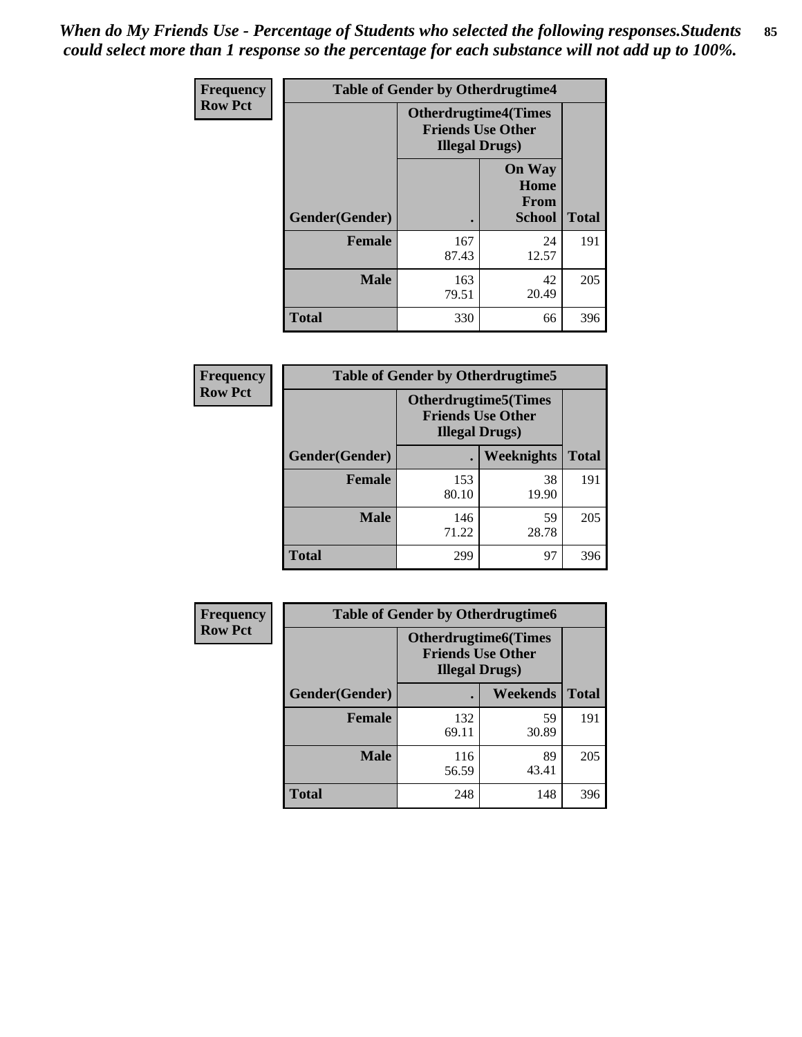*When do My Friends Use - Percentage of Students who selected the following responses.Students could select more than 1 response so the percentage for each substance will not add up to 100%.*

**Frequency**
**Row Pct**

| Table of Gender by Otherdrugtime4 | | | |
|---|---|---|---|
| | Otherdrugtime4(Times Friends Use Other Illegal Drugs) | | |
| Gender(Gender) | . | On Way Home From School | Total |
| **Female** | 167<br>87.43 | 24<br>12.57 | 191 |
| **Male** | 163<br>79.51 | 42<br>20.49 | 205 |
| **Total** | 330 | 66 | 396 |

**Frequency**
**Row Pct**

| Table of Gender by Otherdrugtime5 | | | |
|---|---|---|---|
| | Otherdrugtime5(Times Friends Use Other Illegal Drugs) | | |
| Gender(Gender) | . | Weeknights | Total |
| **Female** | 153<br>80.10 | 38<br>19.90 | 191 |
| **Male** | 146<br>71.22 | 59<br>28.78 | 205 |
| **Total** | 299 | 97 | 396 |

**Frequency**
**Row Pct**

| Table of Gender by Otherdrugtime6 | | | |
|---|---|---|---|
| | Otherdrugtime6(Times Friends Use Other Illegal Drugs) | | |
| Gender(Gender) | . | Weekends | Total |
| **Female** | 132<br>69.11 | 59<br>30.89 | 191 |
| **Male** | 116<br>56.59 | 89<br>43.41 | 205 |
| **Total** | 248 | 148 | 396 |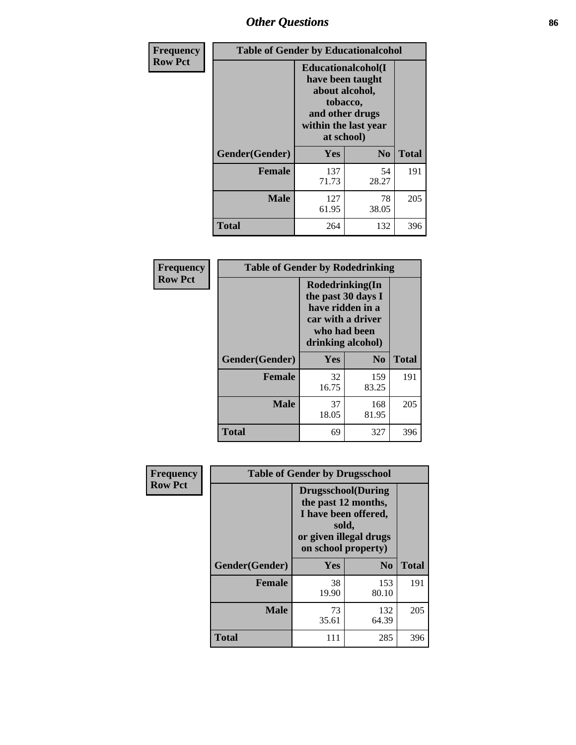| Frequency Row Pct | Table of Gender by Educationalcohol | | |
|---|---|---|---|
| | Educationalcohol(I have been taught about alcohol, tobacco, and other drugs within the last year at school) | | |
| Gender(Gender) | Yes | No | Total |
| Female | 137<br>71.73 | 54<br>28.27 | 191 |
| Male | 127<br>61.95 | 78<br>38.05 | 205 |
| Total | 264 | 132 | 396 |

| Frequency Row Pct | Table of Gender by Rodedrinking | | |
|---|---|---|---|
| | Rodedrinking(In the past 30 days I have ridden in a car with a driver who had been drinking alcohol) | | |
| Gender(Gender) | Yes | No | Total |
| Female | 32<br>16.75 | 159<br>83.25 | 191 |
| Male | 37<br>18.05 | 168<br>81.95 | 205 |
| Total | 69 | 327 | 396 |

| Frequency Row Pct | Table of Gender by Drugsschool | | |
|---|---|---|---|
| | Drugsschool(During the past 12 months, I have been offered, sold, or given illegal drugs on school property) | | |
| Gender(Gender) | Yes | No | Total |
| Female | 38<br>19.90 | 153<br>80.10 | 191 |
| Male | 73<br>35.61 | 132<br>64.39 | 205 |
| Total | 111 | 285 | 396 |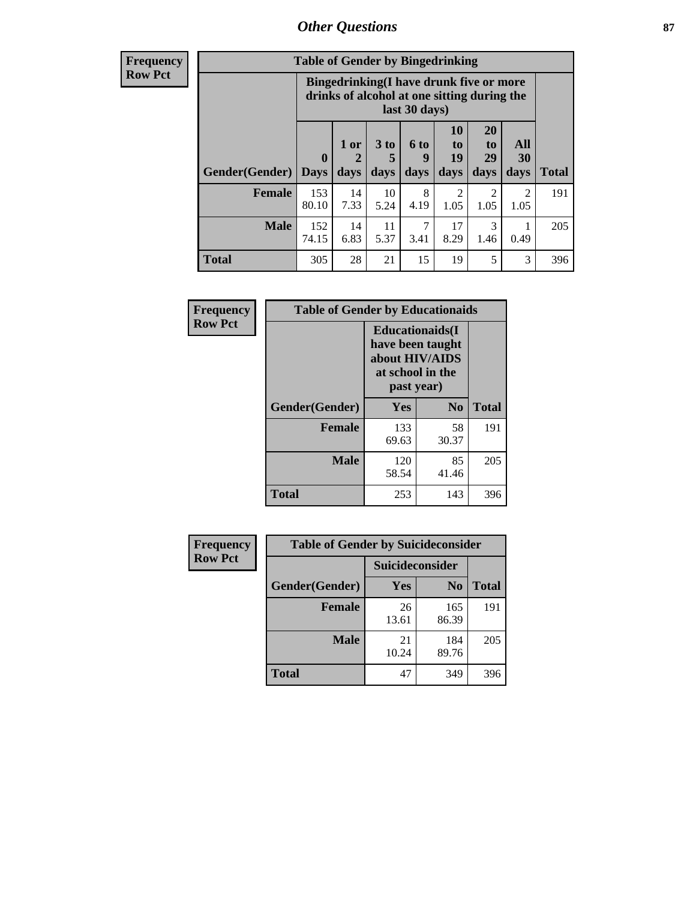| Frequency Row Pct | Table of Gender by Bingedrinking | | | | | | | |
|---|---|---|---|---|---|---|---|---|
| | Bingedrinking(I have drunk five or more drinks of alcohol at one sitting during the last 30 days) | | | | | | | |
| Gender(Gender) | 0 Days | 1 or 2 days | 3 to 5 days | 6 to 9 days | 10 to 19 days | 20 to 29 days | All 30 days | Total |
| Female | 153 80.10 | 14 7.33 | 10 5.24 | 8 4.19 | 2 1.05 | 2 1.05 | 2 1.05 | 191 |
| Male | 152 74.15 | 14 6.83 | 11 5.37 | 7 3.41 | 17 8.29 | 3 1.46 | 1 0.49 | 205 |
| Total | 305 | 28 | 21 | 15 | 19 | 5 | 3 | 396 |

| Frequency Row Pct | Table of Gender by Educationaids | | |
|---|---|---|---|
| | Educationaids(I have been taught about HIV/AIDS at school in the past year) | | |
| Gender(Gender) | Yes | No | Total |
| Female | 133 69.63 | 58 30.37 | 191 |
| Male | 120 58.54 | 85 41.46 | 205 |
| Total | 253 | 143 | 396 |

| Frequency Row Pct | Table of Gender by Suicideconsider | | |
|---|---|---|---|
| | Suicideconsider | | |
| Gender(Gender) | Yes | No | Total |
| Female | 26 13.61 | 165 86.39 | 191 |
| Male | 21 10.24 | 184 89.76 | 205 |
| Total | 47 | 349 | 396 |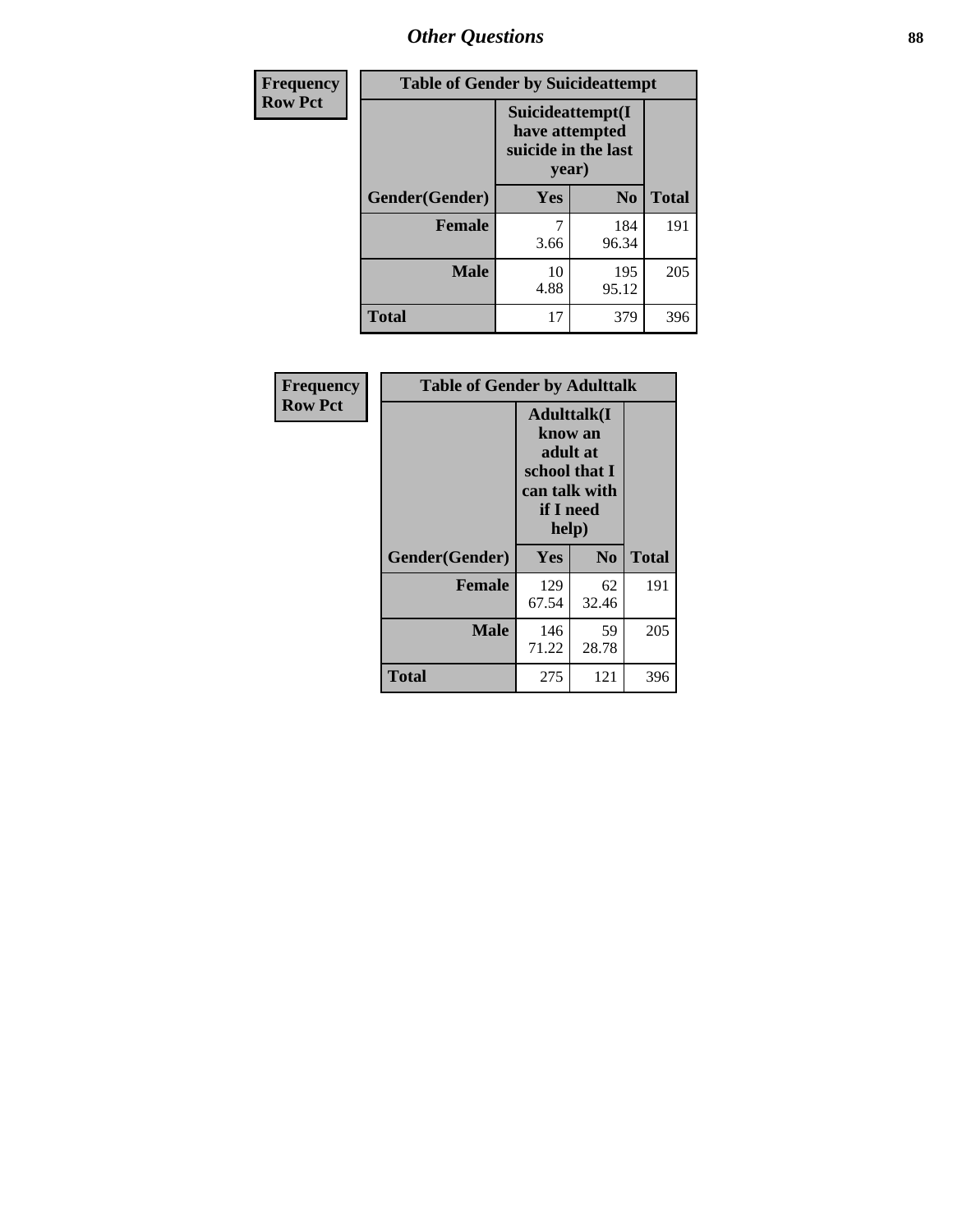| Frequency Row Pct | Table of Gender by Suicideattempt | | |
|---|---|---|---|
| | Suicideattempt(I have attempted suicide in the last year) | | |
| Gender(Gender) | Yes | No | Total |
| Female | 7<br>3.66 | 184<br>96.34 | 191 |
| Male | 10<br>4.88 | 195<br>95.12 | 205 |
| Total | 17 | 379 | 396 |

| Frequency Row Pct | Table of Gender by Adulttalk | | |
|---|---|---|---|
| | Adulttalk(I know an adult at school that I can talk with if I need help) | | |
| Gender(Gender) | Yes | No | Total |
| Female | 129<br>67.54 | 62<br>32.46 | 191 |
| Male | 146<br>71.22 | 59<br>28.78 | 205 |
| Total | 275 | 121 | 396 |